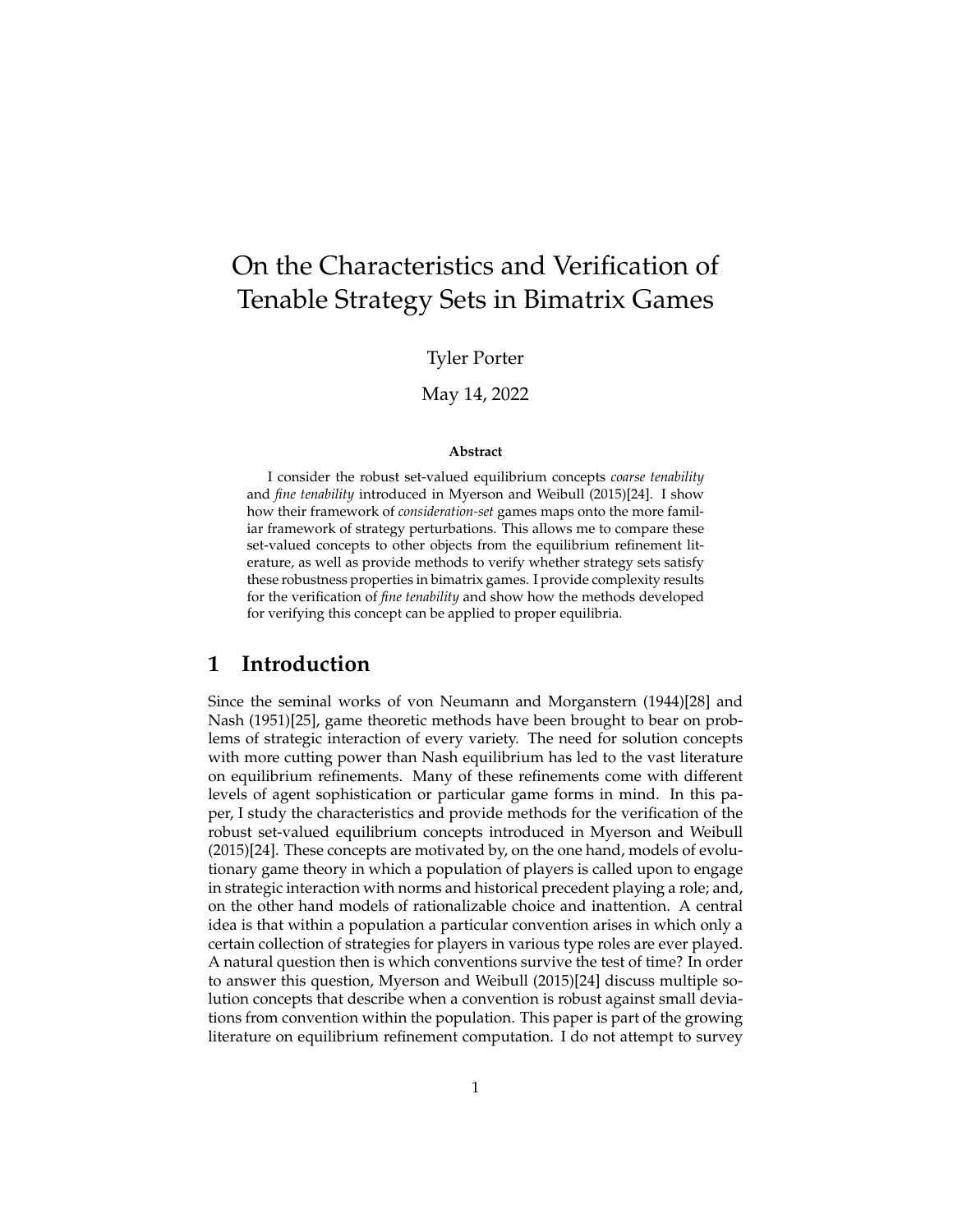# On the Characteristics and Verification of Tenable Strategy Sets in Bimatrix Games

Tyler Porter

May 14, 2022

**Abstract**

I consider the robust set-valued equilibrium concepts *coarse tenability* and *fine tenability* introduced in Myerson and Weibull (2015)[24]. I show how their framework of *consideration-set* games maps onto the more familiar framework of strategy perturbations. This allows me to compare these set-valued concepts to other objects from the equilibrium refinement literature, as well as provide methods to verify whether strategy sets satisfy these robustness properties in bimatrix games. I provide complexity results for the verification of *fine tenability* and show how the methods developed for verifying this concept can be applied to proper equilibria.

## 1 Introduction

Since the seminal works of von Neumann and Morganstern (1944)[28] and Nash (1951)[25], game theoretic methods have been brought to bear on problems of strategic interaction of every variety. The need for solution concepts with more cutting power than Nash equilibrium has led to the vast literature on equilibrium refinements. Many of these refinements come with different levels of agent sophistication or particular game forms in mind. In this paper, I study the characteristics and provide methods for the verification of the robust set-valued equilibrium concepts introduced in Myerson and Weibull (2015)[24]. These concepts are motivated by, on the one hand, models of evolutionary game theory in which a population of players is called upon to engage in strategic interaction with norms and historical precedent playing a role; and, on the other hand models of rationalizable choice and inattention. A central idea is that within a population a particular convention arises in which only a certain collection of strategies for players in various type roles are ever played. A natural question then is which conventions survive the test of time? In order to answer this question, Myerson and Weibull (2015)[24] discuss multiple solution concepts that describe when a convention is robust against small deviations from convention within the population. This paper is part of the growing literature on equilibrium refinement computation. I do not attempt to survey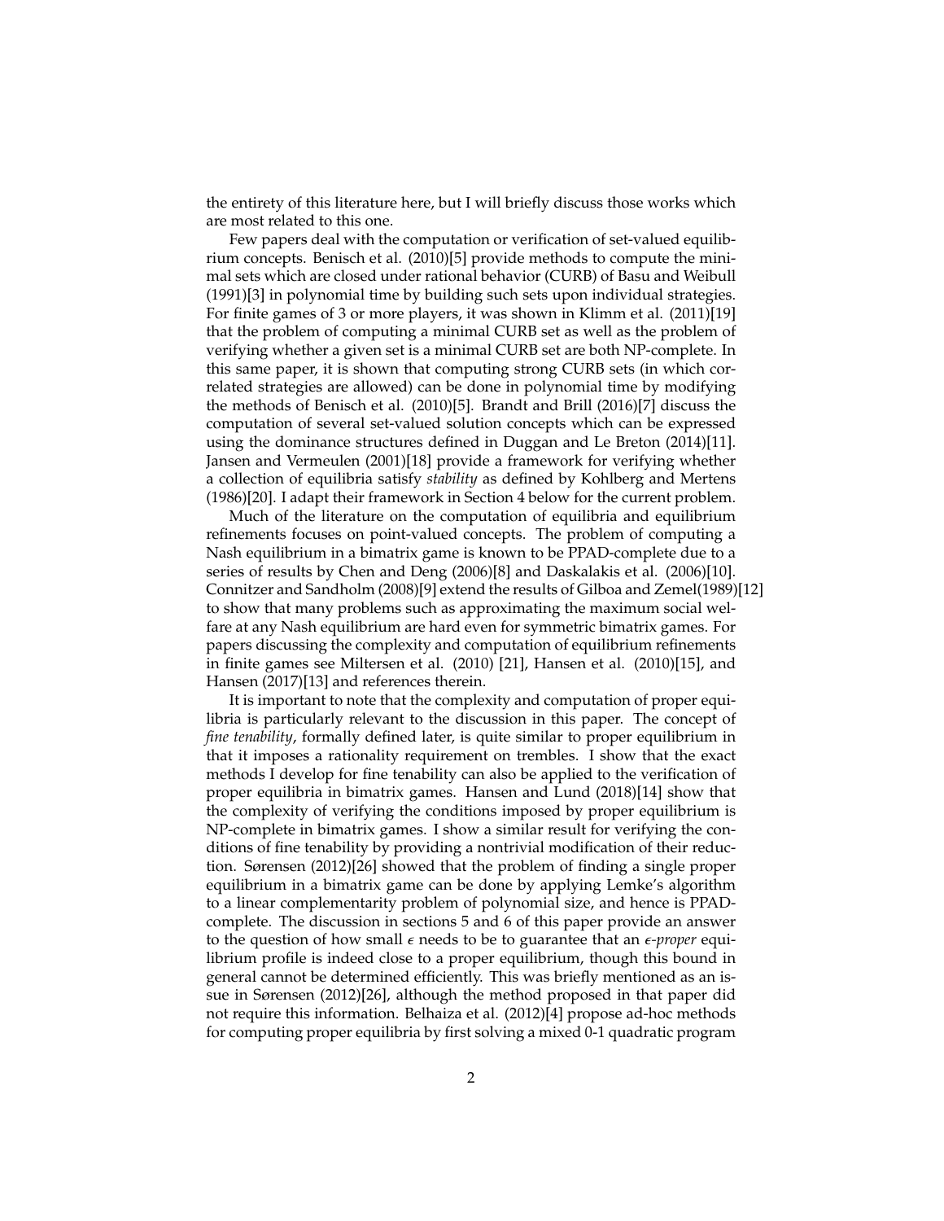the entirety of this literature here, but I will briefly discuss those works which are most related to this one.

Few papers deal with the computation or verification of set-valued equilibrium concepts. Benisch et al. (2010)[5] provide methods to compute the minimal sets which are closed under rational behavior (CURB) of Basu and Weibull (1991)[3] in polynomial time by building such sets upon individual strategies. For finite games of 3 or more players, it was shown in Klimm et al. (2011)[19] that the problem of computing a minimal CURB set as well as the problem of verifying whether a given set is a minimal CURB set are both NP-complete. In this same paper, it is shown that computing strong CURB sets (in which correlated strategies are allowed) can be done in polynomial time by modifying the methods of Benisch et al. (2010)[5]. Brandt and Brill (2016)[7] discuss the computation of several set-valued solution concepts which can be expressed using the dominance structures defined in Duggan and Le Breton (2014)[11]. Jansen and Vermeulen (2001)[18] provide a framework for verifying whether a collection of equilibria satisfy *stability* as defined by Kohlberg and Mertens (1986)[20]. I adapt their framework in Section 4 below for the current problem.

Much of the literature on the computation of equilibria and equilibrium refinements focuses on point-valued concepts. The problem of computing a Nash equilibrium in a bimatrix game is known to be PPAD-complete due to a series of results by Chen and Deng (2006)[8] and Daskalakis et al. (2006)[10]. Connitzer and Sandholm (2008)[9] extend the results of Gilboa and Zemel(1989)[12] to show that many problems such as approximating the maximum social welfare at any Nash equilibrium are hard even for symmetric bimatrix games. For papers discussing the complexity and computation of equilibrium refinements in finite games see Miltersen et al. (2010) [21], Hansen et al. (2010)[15], and Hansen (2017)[13] and references therein.

It is important to note that the complexity and computation of proper equilibria is particularly relevant to the discussion in this paper. The concept of *fine tenability*, formally defined later, is quite similar to proper equilibrium in that it imposes a rationality requirement on trembles. I show that the exact methods I develop for fine tenability can also be applied to the verification of proper equilibria in bimatrix games. Hansen and Lund (2018)[14] show that the complexity of verifying the conditions imposed by proper equilibrium is NP-complete in bimatrix games. I show a similar result for verifying the conditions of fine tenability by providing a nontrivial modification of their reduction. Sørensen (2012)[26] showed that the problem of finding a single proper equilibrium in a bimatrix game can be done by applying Lemke's algorithm to a linear complementarity problem of polynomial size, and hence is PPAD-complete. The discussion in sections 5 and 6 of this paper provide an answer to the question of how small $\epsilon$ needs to be to guarantee that an $\epsilon$-*proper* equilibrium profile is indeed close to a proper equilibrium, though this bound in general cannot be determined efficiently. This was briefly mentioned as an issue in Sørensen (2012)[26], although the method proposed in that paper did not require this information. Belhaiza et al. (2012)[4] propose ad-hoc methods for computing proper equilibria by first solving a mixed 0-1 quadratic program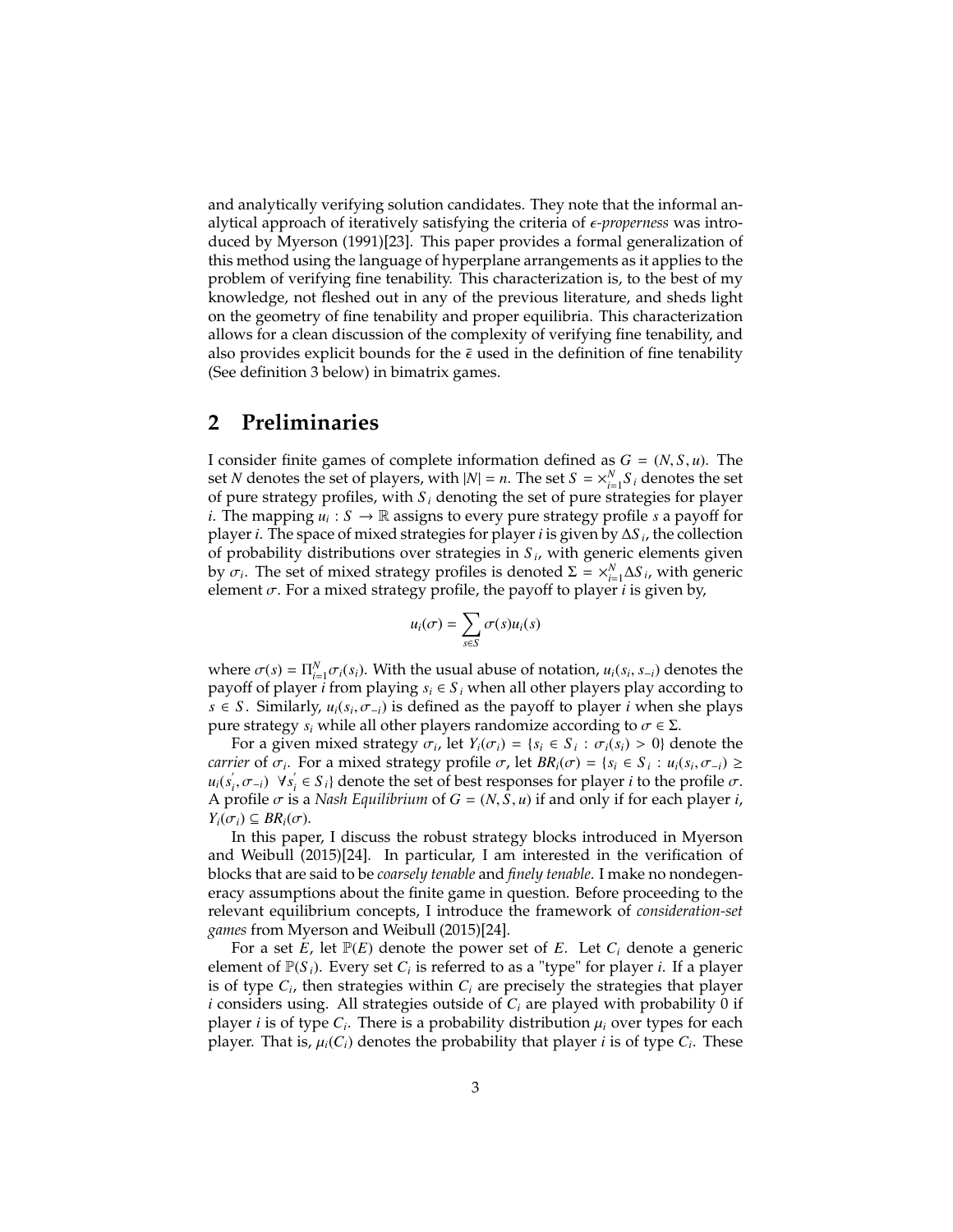and analytically verifying solution candidates. They note that the informal analytical approach of iteratively satisfying the criteria of *$\epsilon$-properness* was introduced by Myerson (1991)[23]. This paper provides a formal generalization of this method using the language of hyperplane arrangements as it applies to the problem of verifying fine tenability. This characterization is, to the best of my knowledge, not fleshed out in any of the previous literature, and sheds light on the geometry of fine tenability and proper equilibria. This characterization allows for a clean discussion of the complexity of verifying fine tenability, and also provides explicit bounds for the $\bar{\epsilon}$ used in the definition of fine tenability (See definition 3 below) in bimatrix games.

## 2 Preliminaries

I consider finite games of complete information defined as $G = (N, S, u)$. The set $N$ denotes the set of players, with $|N| = n$. The set $S = \times_{i=1}^{N} S_i$ denotes the set of pure strategy profiles, with $S_i$ denoting the set of pure strategies for player $i$. The mapping $u_i : S \to \mathbb{R}$ assigns to every pure strategy profile $s$ a payoff for player $i$. The space of mixed strategies for player $i$ is given by $\Delta S_i$, the collection of probability distributions over strategies in $S_i$, with generic elements given by $\sigma_i$. The set of mixed strategy profiles is denoted $\Sigma = \times_{i=1}^{N} \Delta S_i$, with generic element $\sigma$. For a mixed strategy profile, the payoff to player $i$ is given by,

$$u_i(\sigma) = \sum_{s \in S} \sigma(s) u_i(s)$$

where $\sigma(s) = \Pi_{i=1}^{N} \sigma_i(s_i)$. With the usual abuse of notation, $u_i(s_i, s_{-i})$ denotes the payoff of player $i$ from playing $s_i \in S_i$ when all other players play according to $s \in S$. Similarly, $u_i(s_i, \sigma_{-i})$ is defined as the payoff to player $i$ when she plays pure strategy $s_i$ while all other players randomize according to $\sigma \in \Sigma$.

For a given mixed strategy $\sigma_i$, let $Y_i(\sigma_i) = \{s_i \in S_i : \sigma_i(s_i) > 0\}$ denote the *carrier* of $\sigma_i$. For a mixed strategy profile $\sigma$, let $BR_i(\sigma) = \{s_i \in S_i : u_i(s_i, \sigma_{-i}) \geq u_i(s_i^{'}, \sigma_{-i}) \ \forall s_i^{'} \in S_i\}$ denote the set of best responses for player $i$ to the profile $\sigma$. A profile $\sigma$ is a *Nash Equilibrium* of $G = (N, S, u)$ if and only if for each player $i$, $Y_i(\sigma_i) \subseteq BR_i(\sigma)$.

In this paper, I discuss the robust strategy blocks introduced in Myerson and Weibull (2015)[24]. In particular, I am interested in the verification of blocks that are said to be *coarsely tenable* and *finely tenable*. I make no nondegeneracy assumptions about the finite game in question. Before proceeding to the relevant equilibrium concepts, I introduce the framework of *consideration-set games* from Myerson and Weibull (2015)[24].

For a set $E$, let $\mathbb{P}(E)$ denote the power set of $E$. Let $C_i$ denote a generic element of $\mathbb{P}(S_i)$. Every set $C_i$ is referred to as a "type" for player $i$. If a player is of type $C_i$, then strategies within $C_i$ are precisely the strategies that player $i$ considers using. All strategies outside of $C_i$ are played with probability 0 if player $i$ is of type $C_i$. There is a probability distribution $\mu_i$ over types for each player. That is, $\mu_i(C_i)$ denotes the probability that player $i$ is of type $C_i$. These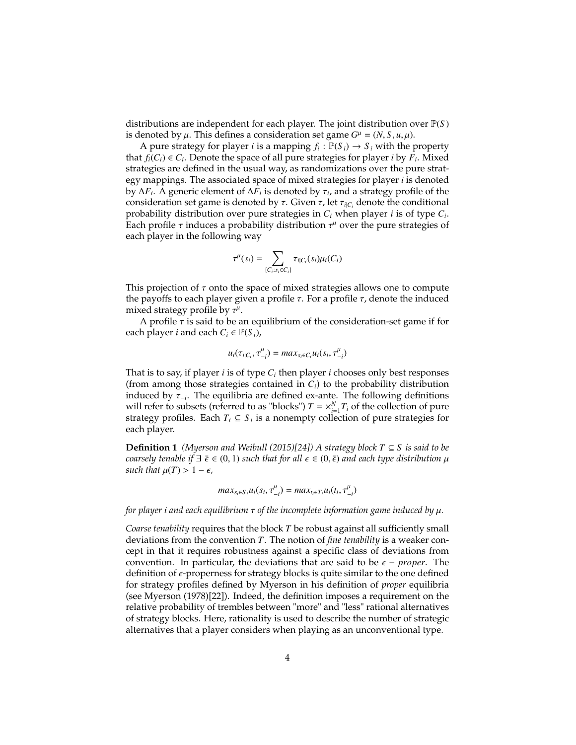distributions are independent for each player. The joint distribution over $\mathbb{P}(S)$ is denoted by $\mu$. This defines a consideration set game $G^{\mu} = (N, S, u, \mu)$.

A pure strategy for player $i$ is a mapping $f_i : \mathbb{P}(S_i) \rightarrow S_i$ with the property that $f_i(C_i) \in C_i$. Denote the space of all pure strategies for player $i$ by $F_i$. Mixed strategies are defined in the usual way, as randomizations over the pure strategy mappings. The associated space of mixed strategies for player $i$ is denoted by $\Delta F_i$. A generic element of $\Delta F_i$ is denoted by $\tau_i$, and a strategy profile of the consideration set game is denoted by $\tau$. Given $\tau$, let $\tau_{i|C_i}$ denote the conditional probability distribution over pure strategies in $C_i$ when player $i$ is of type $C_i$. Each profile $\tau$ induces a probability distribution $\tau^{\mu}$ over the pure strategies of each player in the following way

$$\tau^{\mu}(s_i) = \sum_{\{C_i : s_i \in C_i\}} \tau_{i|C_i}(s_i)\mu_i(C_i)$$

This projection of $\tau$ onto the space of mixed strategies allows one to compute the payoffs to each player given a profile $\tau$. For a profile $\tau$, denote the induced mixed strategy profile by $\tau^{\mu}$.

A profile $\tau$ is said to be an equilibrium of the consideration-set game if for each player $i$ and each $C_i \in \mathbb{P}(S_i)$,

$$u_i(\tau_{i|C_i}, \tau^{\mu}_{-i}) = max_{s_i \in C_i} u_i(s_i, \tau^{\mu}_{-i})$$

That is to say, if player $i$ is of type $C_i$ then player $i$ chooses only best responses (from among those strategies contained in $C_i$) to the probability distribution induced by $\tau_{-i}$. The equilibria are defined ex-ante. The following definitions will refer to subsets (referred to as "blocks") $T = \times_{i=1}^{N} T_i$ of the collection of pure strategy profiles. Each $T_i \subseteq S_i$ is a nonempty collection of pure strategies for each player.

**Definition 1** *(Myerson and Weibull (2015)[24]) A strategy block $T \subseteq S$ is said to be coarsely tenable if $\exists\ \bar{\epsilon} \in (0, 1)$ such that for all $\epsilon \in (0, \bar{\epsilon})$ and each type distribution $\mu$ such that $\mu(T) > 1 - \epsilon$,*

$$max_{s_i \in S_i} u_i(s_i, \tau^{\mu}_{-i}) = max_{t_i \in T_i} u_i(t_i, \tau^{\mu}_{-i})$$

*for player $i$ and each equilibrium $\tau$ of the incomplete information game induced by $\mu$.*

*Coarse tenability* requires that the block $T$ be robust against all sufficiently small deviations from the convention $T$. The notion of *fine tenability* is a weaker concept in that it requires robustness against a specific class of deviations from convention. In particular, the deviations that are said to be $\epsilon - proper$. The definition of $\epsilon$-properness for strategy blocks is quite similar to the one defined for strategy profiles defined by Myerson in his definition of *proper* equilibria (see Myerson (1978)[22]). Indeed, the definition imposes a requirement on the relative probability of trembles between "more" and "less" rational alternatives of strategy blocks. Here, rationality is used to describe the number of strategic alternatives that a player considers when playing as an unconventional type.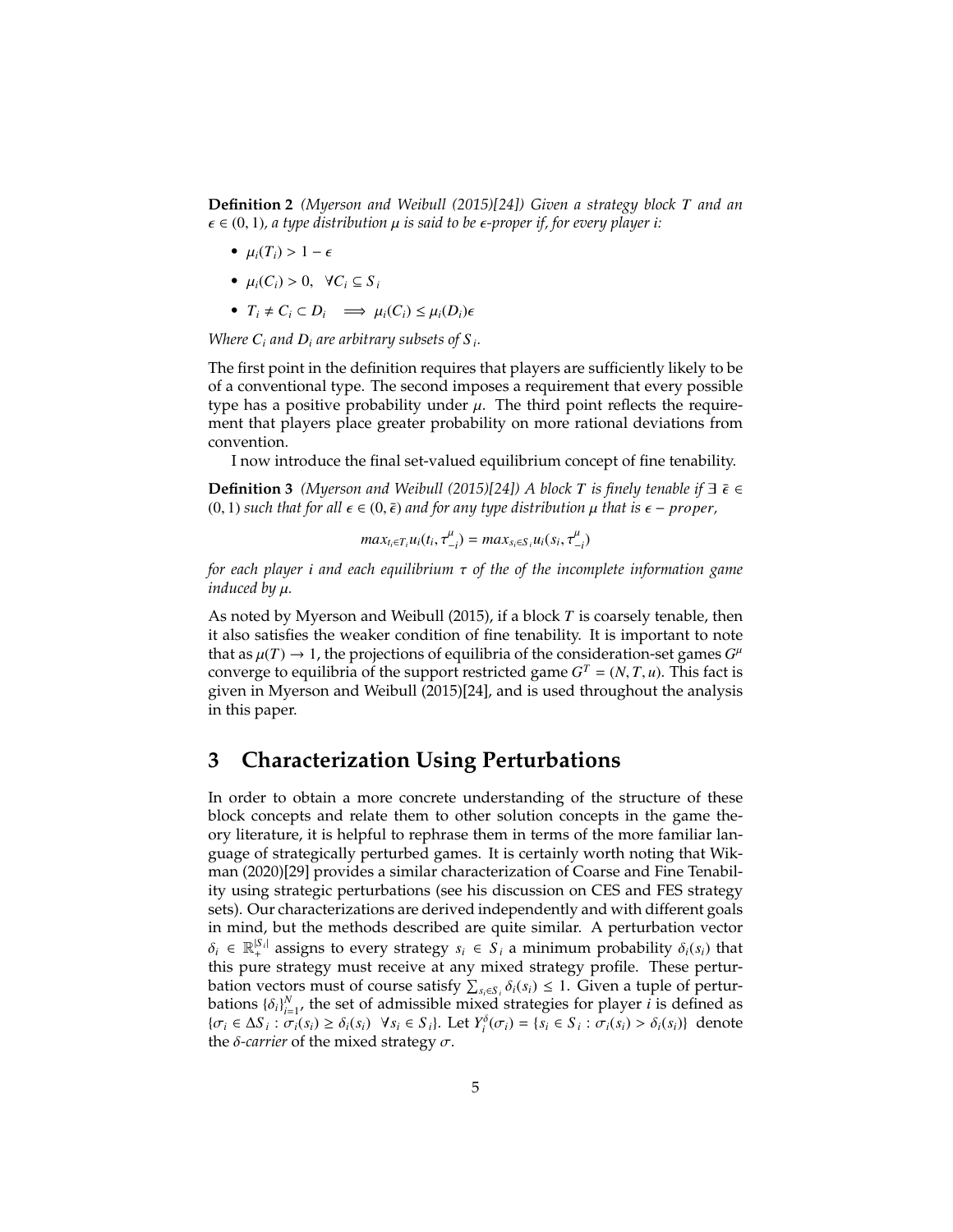**Definition 2** *(Myerson and Weibull (2015)[24]) Given a strategy block $T$ and an $\epsilon \in (0,1)$, a type distribution $\mu$ is said to be $\epsilon$-proper if, for every player i:*

- $\mu_i(T_i) > 1 - \epsilon$
- $\mu_i(C_i) > 0, \quad \forall C_i \subseteq S_i$
- $T_i \neq C_i \subset D_i \implies \mu_i(C_i) \leq \mu_i(D_i)\epsilon$

*Where $C_i$ and $D_i$ are arbitrary subsets of $S_i$.*

The first point in the definition requires that players are sufficiently likely to be of a conventional type. The second imposes a requirement that every possible type has a positive probability under $\mu$. The third point reflects the requirement that players place greater probability on more rational deviations from convention.

I now introduce the final set-valued equilibrium concept of fine tenability.

**Definition 3** *(Myerson and Weibull (2015)[24]) A block $T$ is finely tenable if $\exists\ \bar{\epsilon} \in (0,1)$ such that for all $\epsilon \in (0,\bar{\epsilon})$ and for any type distribution $\mu$ that is $\epsilon - proper$,*

$$max_{t_i \in T_i} u_i(t_i, \tau^{\mu}_{-i}) = max_{s_i \in S_i} u_i(s_i, \tau^{\mu}_{-i})$$

*for each player i and each equilibrium $\tau$ of the of the incomplete information game induced by $\mu$.*

As noted by Myerson and Weibull (2015), if a block $T$ is coarsely tenable, then it also satisfies the weaker condition of fine tenability. It is important to note that as $\mu(T) \to 1$, the projections of equilibria of the consideration-set games $G^{\mu}$ converge to equilibria of the support restricted game $G^T = (N, T, u)$. This fact is given in Myerson and Weibull (2015)[24], and is used throughout the analysis in this paper.

# 3 Characterization Using Perturbations

In order to obtain a more concrete understanding of the structure of these block concepts and relate them to other solution concepts in the game theory literature, it is helpful to rephrase them in terms of the more familiar language of strategically perturbed games. It is certainly worth noting that Wikman (2020)[29] provides a similar characterization of Coarse and Fine Tenability using strategic perturbations (see his discussion on CES and FES strategy sets). Our characterizations are derived independently and with different goals in mind, but the methods described are quite similar. A perturbation vector $\delta_i \in \mathbb{R}^{|S_i|}_{+}$ assigns to every strategy $s_i \in S_i$ a minimum probability $\delta_i(s_i)$ that this pure strategy must receive at any mixed strategy profile. These perturbation vectors must of course satisfy $\sum_{s_i \in S_i} \delta_i(s_i) \leq 1$. Given a tuple of perturbations $\{\delta_i\}_{i=1}^{N}$, the set of admissible mixed strategies for player $i$ is defined as $\{\sigma_i \in \Delta S_i : \sigma_i(s_i) \geq \delta_i(s_i) \ \ \forall s_i \in S_i\}$. Let $Y^{\delta}_i(\sigma_i) = \{s_i \in S_i : \sigma_i(s_i) > \delta_i(s_i)\}$ denote the *δ-carrier* of the mixed strategy $\sigma$.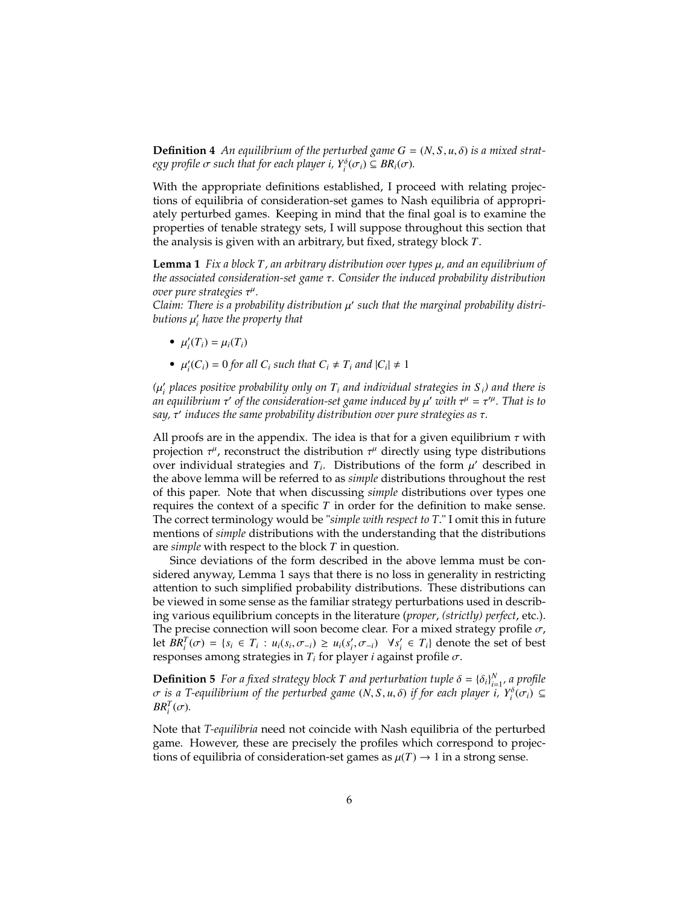**Definition 4** *An equilibrium of the perturbed game $G = (N, S, u, \delta)$ is a mixed strategy profile $\sigma$ such that for each player $i$, $Y_i^{\delta}(\sigma_i) \subseteq BR_i(\sigma)$.*

With the appropriate definitions established, I proceed with relating projections of equilibria of consideration-set games to Nash equilibria of appropriately perturbed games. Keeping in mind that the final goal is to examine the properties of tenable strategy sets, I will suppose throughout this section that the analysis is given with an arbitrary, but fixed, strategy block $T$.

**Lemma 1** *Fix a block $T$, an arbitrary distribution over types $\mu$, and an equilibrium of the associated consideration-set game $\tau$. Consider the induced probability distribution over pure strategies $\tau^{\mu}$.*
*Claim: There is a probability distribution $\mu'$ such that the marginal probability distributions $\mu_i'$ have the property that*

- $\mu_i'(T_i) = \mu_i(T_i)$
- $\mu_i'(C_i) = 0$ *for all $C_i$ such that $C_i \neq T_i$ and $|C_i| \neq 1$*

*($\mu_i'$ places positive probability only on $T_i$ and individual strategies in $S_i$) and there is an equilibrium $\tau'$ of the consideration-set game induced by $\mu'$ with $\tau^{\mu} = \tau'^{\mu}$. That is to say, $\tau'$ induces the same probability distribution over pure strategies as $\tau$.*

All proofs are in the appendix. The idea is that for a given equilibrium $\tau$ with projection $\tau^{\mu}$, reconstruct the distribution $\tau^{\mu}$ directly using type distributions over individual strategies and $T_i$. Distributions of the form $\mu'$ described in the above lemma will be referred to as *simple* distributions throughout the rest of this paper. Note that when discussing *simple* distributions over types one requires the context of a specific $T$ in order for the definition to make sense. The correct terminology would be "*simple with respect to T*." I omit this in future mentions of *simple* distributions with the understanding that the distributions are *simple* with respect to the block $T$ in question.

Since deviations of the form described in the above lemma must be considered anyway, Lemma 1 says that there is no loss in generality in restricting attention to such simplified probability distributions. These distributions can be viewed in some sense as the familiar strategy perturbations used in describing various equilibrium concepts in the literature (*proper*, *(strictly) perfect*, etc.). The precise connection will soon become clear. For a mixed strategy profile $\sigma$, let $BR_i^T(\sigma) = \{s_i \in T_i : u_i(s_i, \sigma_{-i}) \geq u_i(s_i', \sigma_{-i}) \quad \forall s_i' \in T_i\}$ denote the set of best responses among strategies in $T_i$ for player $i$ against profile $\sigma$.

**Definition 5** *For a fixed strategy block $T$ and perturbation tuple $\delta = \{\delta_i\}_{i=1}^{N}$, a profile $\sigma$ is a T-equilibrium of the perturbed game $(N, S, u, \delta)$ if for each player $i$, $Y_i^{\delta}(\sigma_i) \subseteq BR_i^T(\sigma)$.*

Note that *T-equilibria* need not coincide with Nash equilibria of the perturbed game. However, these are precisely the profiles which correspond to projections of equilibria of consideration-set games as $\mu(T) \to 1$ in a strong sense.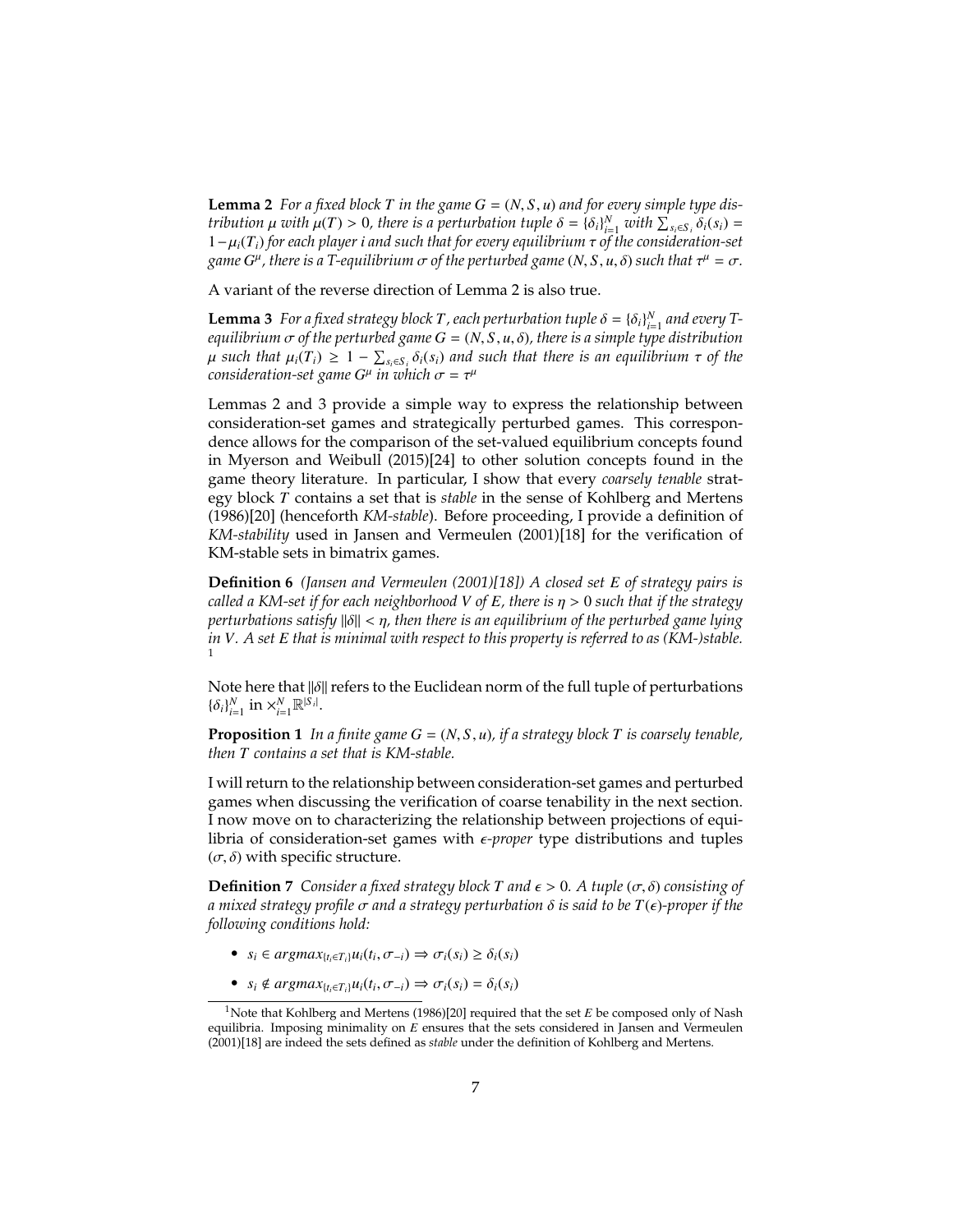**Lemma 2** *For a fixed block $T$ in the game $G = (N, S, u)$ and for every simple type distribution $\mu$ with $\mu(T) > 0$, there is a perturbation tuple $\delta = \{\delta_i\}_{i=1}^N$ with $\sum_{s_i \in S_i} \delta_i(s_i) = 1 - \mu_i(T_i)$ for each player $i$ and such that for every equilibrium $\tau$ of the consideration-set game $G^\mu$, there is a $T$-equilibrium $\sigma$ of the perturbed game $(N, S, u, \delta)$ such that $\tau^\mu = \sigma$.*

A variant of the reverse direction of Lemma 2 is also true.

**Lemma 3** *For a fixed strategy block $T$, each perturbation tuple $\delta = \{\delta_i\}_{i=1}^N$ and every $T$-equilibrium $\sigma$ of the perturbed game $G = (N, S, u, \delta)$, there is a simple type distribution $\mu$ such that $\mu_i(T_i) \geq 1 - \sum_{s_i \in S_i} \delta_i(s_i)$ and such that there is an equilibrium $\tau$ of the consideration-set game $G^\mu$ in which $\sigma = \tau^\mu$*

Lemmas 2 and 3 provide a simple way to express the relationship between consideration-set games and strategically perturbed games. This correspondence allows for the comparison of the set-valued equilibrium concepts found in Myerson and Weibull (2015)[24] to other solution concepts found in the game theory literature. In particular, I show that every *coarsely tenable* strategy block $T$ contains a set that is *stable* in the sense of Kohlberg and Mertens (1986)[20] (henceforth *KM-stable*). Before proceeding, I provide a definition of *KM-stability* used in Jansen and Vermeulen (2001)[18] for the verification of KM-stable sets in bimatrix games.

**Definition 6** *(Jansen and Vermeulen (2001)[18]) A closed set $E$ of strategy pairs is called a KM-set if for each neighborhood $V$ of $E$, there is $\eta > 0$ such that if the strategy perturbations satisfy $\|\delta\| < \eta$, then there is an equilibrium of the perturbed game lying in $V$. A set $E$ that is minimal with respect to this property is referred to as (KM-)stable.* [1]

Note here that $\|\delta\|$ refers to the Euclidean norm of the full tuple of perturbations $\{\delta_i\}_{i=1}^N$ in $\times_{i=1}^N \mathbb{R}^{|S_i|}$.

**Proposition 1** *In a finite game $G = (N, S, u)$, if a strategy block $T$ is coarsely tenable, then $T$ contains a set that is KM-stable.*

I will return to the relationship between consideration-set games and perturbed games when discussing the verification of coarse tenability in the next section. I now move on to characterizing the relationship between projections of equilibria of consideration-set games with $\epsilon$*-proper* type distributions and tuples $(\sigma, \delta)$ with specific structure.

**Definition 7** *Consider a fixed strategy block $T$ and $\epsilon > 0$. A tuple $(\sigma, \delta)$ consisting of a mixed strategy profile $\sigma$ and a strategy perturbation $\delta$ is said to be $T(\epsilon)$-proper if the following conditions hold:*

- $s_i \in argmax_{\{t_i \in T_i\}} u_i(t_i, \sigma_{-i}) \Rightarrow \sigma_i(s_i) \geq \delta_i(s_i)$
- $s_i \notin argmax_{\{t_i \in T_i\}} u_i(t_i, \sigma_{-i}) \Rightarrow \sigma_i(s_i) = \delta_i(s_i)$

[1] Note that Kohlberg and Mertens (1986)[20] required that the set $E$ be composed only of Nash equilibria. Imposing minimality on $E$ ensures that the sets considered in Jansen and Vermeulen (2001)[18] are indeed the sets defined as *stable* under the definition of Kohlberg and Mertens.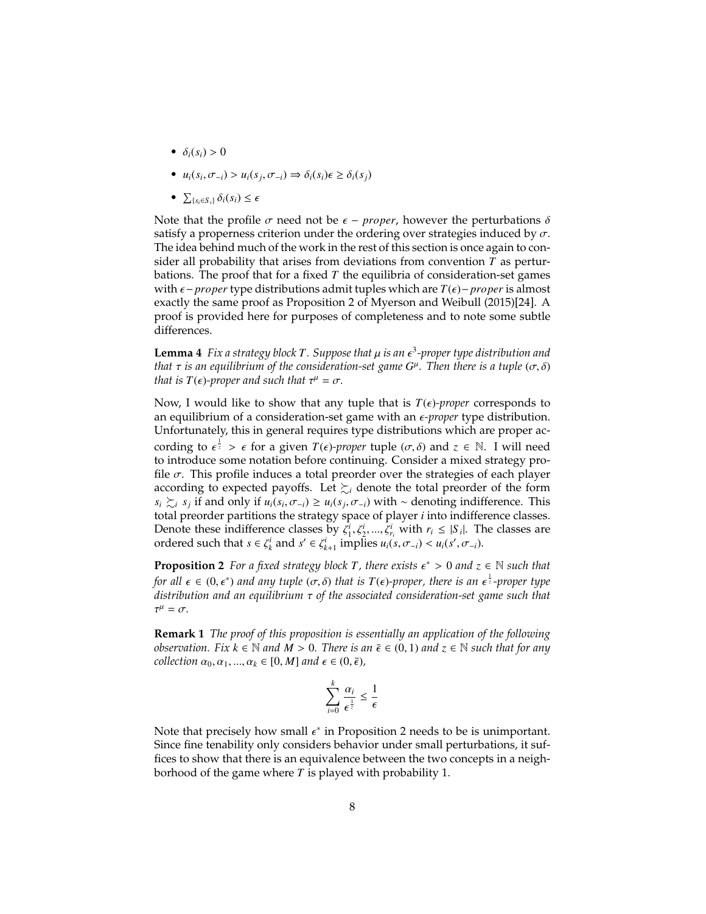- $\delta_i(s_i) > 0$
- $u_i(s_i, \sigma_{-i}) > u_i(s_j, \sigma_{-i}) \Rightarrow \delta_i(s_i)\epsilon \geq \delta_i(s_j)$
- $\sum_{\{s_i \in S_i\}} \delta_i(s_i) \leq \epsilon$

Note that the profile $\sigma$ need not be $\epsilon - proper$, however the perturbations $\delta$ satisfy a properness criterion under the ordering over strategies induced by $\sigma$. The idea behind much of the work in the rest of this section is once again to consider all probability that arises from deviations from convention $T$ as perturbations. The proof that for a fixed $T$ the equilibria of consideration-set games with $\epsilon - proper$ type distributions admit tuples which are $T(\epsilon) - proper$ is almost exactly the same proof as Proposition 2 of Myerson and Weibull (2015)[24]. A proof is provided here for purposes of completeness and to note some subtle differences.

**Lemma 4** *Fix a strategy block $T$. Suppose that $\mu$ is an $\epsilon^3$-proper type distribution and that $\tau$ is an equilibrium of the consideration-set game $G^\mu$. Then there is a tuple $(\sigma, \delta)$ that is $T(\epsilon)$-proper and such that $\tau^\mu = \sigma$.*

Now, I would like to show that any tuple that is $T(\epsilon)$-*proper* corresponds to an equilibrium of a consideration-set game with an $\epsilon$-*proper* type distribution. Unfortunately, this in general requires type distributions which are proper according to $\epsilon^{\frac{1}{z}} > \epsilon$ for a given $T(\epsilon)$-*proper* tuple $(\sigma, \delta)$ and $z \in \mathbb{N}$. I will need to introduce some notation before continuing. Consider a mixed strategy profile $\sigma$. This profile induces a total preorder over the strategies of each player according to expected payoffs. Let $\succsim_i$ denote the total preorder of the form $s_i \succsim_i s_j$ if and only if $u_i(s_i, \sigma_{-i}) \geq u_i(s_j, \sigma_{-i})$ with $\sim$ denoting indifference. This total preorder partitions the strategy space of player $i$ into indifference classes. Denote these indifference classes by $\zeta_1^i, \zeta_2^i, ..., \zeta_{r_i}^i$ with $r_i \leq |S_i|$. The classes are ordered such that $s \in \zeta_k^i$ and $s' \in \zeta_{k+1}^i$ implies $u_i(s, \sigma_{-i}) < u_i(s', \sigma_{-i})$.

**Proposition 2** *For a fixed strategy block $T$, there exists $\epsilon^* > 0$ and $z \in \mathbb{N}$ such that for all $\epsilon \in (0, \epsilon^*)$ and any tuple $(\sigma, \delta)$ that is $T(\epsilon)$-proper, there is an $\epsilon^{\frac{1}{z}}$-proper type distribution and an equilibrium $\tau$ of the associated consideration-set game such that $\tau^\mu = \sigma$.*

**Remark 1** *The proof of this proposition is essentially an application of the following observation. Fix $k \in \mathbb{N}$ and $M > 0$. There is an $\bar{\epsilon} \in (0, 1)$ and $z \in \mathbb{N}$ such that for any collection $\alpha_0, \alpha_1, ..., \alpha_k \in [0, M]$ and $\epsilon \in (0, \bar{\epsilon})$,*

$$\sum_{i=0}^{k} \frac{\alpha_i}{\epsilon^{\frac{i}{z}}} \leq \frac{1}{\epsilon}$$

Note that precisely how small $\epsilon^*$ in Proposition 2 needs to be is unimportant. Since fine tenability only considers behavior under small perturbations, it suffices to show that there is an equivalence between the two concepts in a neighborhood of the game where $T$ is played with probability 1.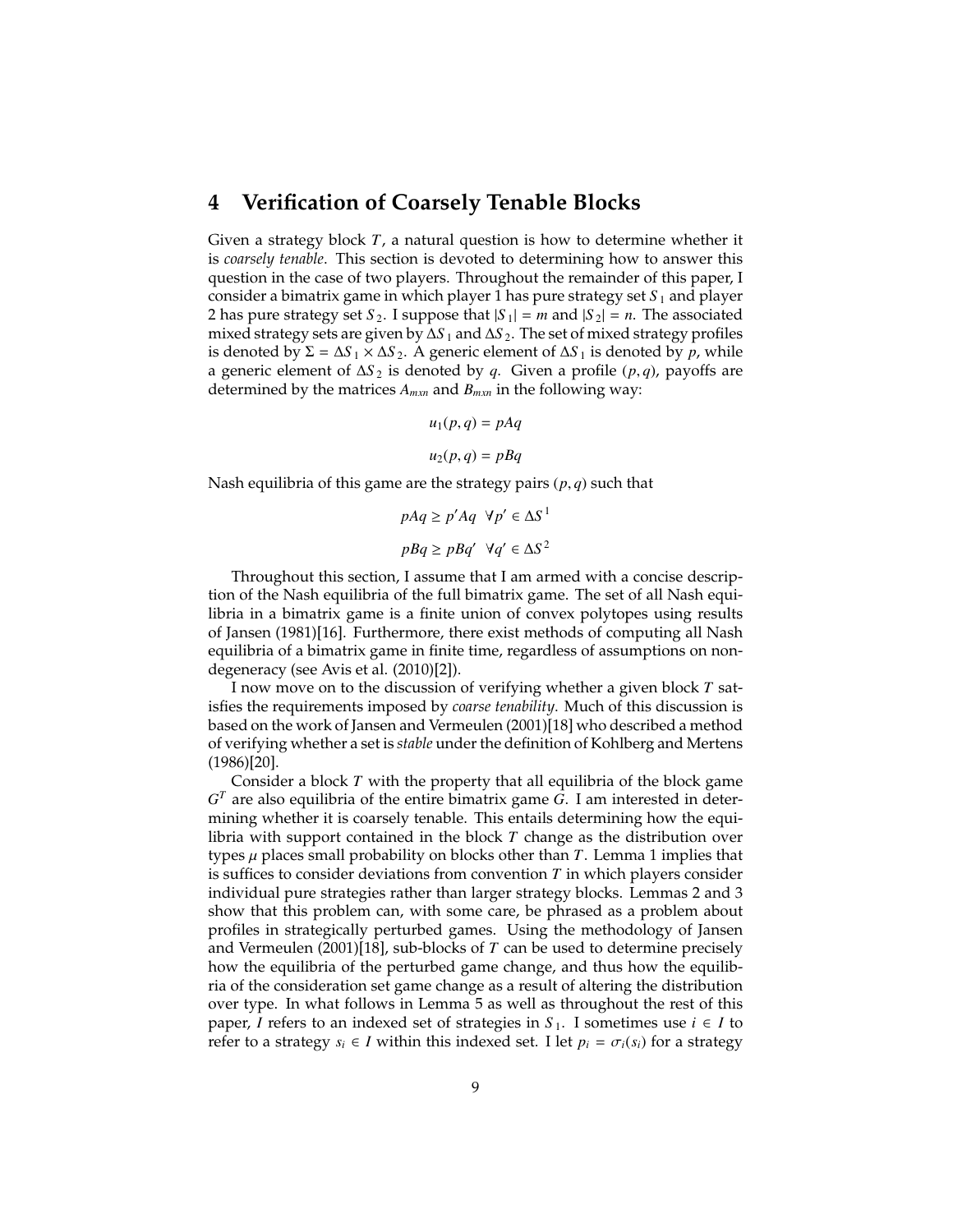## 4 Verification of Coarsely Tenable Blocks

Given a strategy block $T$, a natural question is how to determine whether it is *coarsely tenable*. This section is devoted to determining how to answer this question in the case of two players. Throughout the remainder of this paper, I consider a bimatrix game in which player 1 has pure strategy set $S_1$ and player 2 has pure strategy set $S_2$. I suppose that $|S_1| = m$ and $|S_2| = n$. The associated mixed strategy sets are given by $\Delta S_1$ and $\Delta S_2$. The set of mixed strategy profiles is denoted by $\Sigma = \Delta S_1 \times \Delta S_2$. A generic element of $\Delta S_1$ is denoted by $p$, while a generic element of $\Delta S_2$ is denoted by $q$. Given a profile $(p, q)$, payoffs are determined by the matrices $A_{mxn}$ and $B_{mxn}$ in the following way:

$$u_1(p, q) = pAq$$

$$u_2(p, q) = pBq$$

Nash equilibria of this game are the strategy pairs $(p, q)$ such that

$$pAq \geq p'Aq \;\; \forall p' \in \Delta S^1$$

$$pBq \geq pBq' \;\; \forall q' \in \Delta S^2$$

Throughout this section, I assume that I am armed with a concise description of the Nash equilibria of the full bimatrix game. The set of all Nash equilibria in a bimatrix game is a finite union of convex polytopes using results of Jansen (1981)[16]. Furthermore, there exist methods of computing all Nash equilibria of a bimatrix game in finite time, regardless of assumptions on nondegeneracy (see Avis et al. (2010)[2]).

I now move on to the discussion of verifying whether a given block $T$ satisfies the requirements imposed by *coarse tenability*. Much of this discussion is based on the work of Jansen and Vermeulen (2001)[18] who described a method of verifying whether a set is *stable* under the definition of Kohlberg and Mertens (1986)[20].

Consider a block $T$ with the property that all equilibria of the block game $G^T$ are also equilibria of the entire bimatrix game $G$. I am interested in determining whether it is coarsely tenable. This entails determining how the equilibria with support contained in the block $T$ change as the distribution over types $\mu$ places small probability on blocks other than $T$. Lemma 1 implies that is suffices to consider deviations from convention $T$ in which players consider individual pure strategies rather than larger strategy blocks. Lemmas 2 and 3 show that this problem can, with some care, be phrased as a problem about profiles in strategically perturbed games. Using the methodology of Jansen and Vermeulen (2001)[18], sub-blocks of $T$ can be used to determine precisely how the equilibria of the perturbed game change, and thus how the equilibria of the consideration set game change as a result of altering the distribution over type. In what follows in Lemma 5 as well as throughout the rest of this paper, $I$ refers to an indexed set of strategies in $S_1$. I sometimes use $i \in I$ to refer to a strategy $s_i \in I$ within this indexed set. I let $p_i = \sigma_i(s_i)$ for a strategy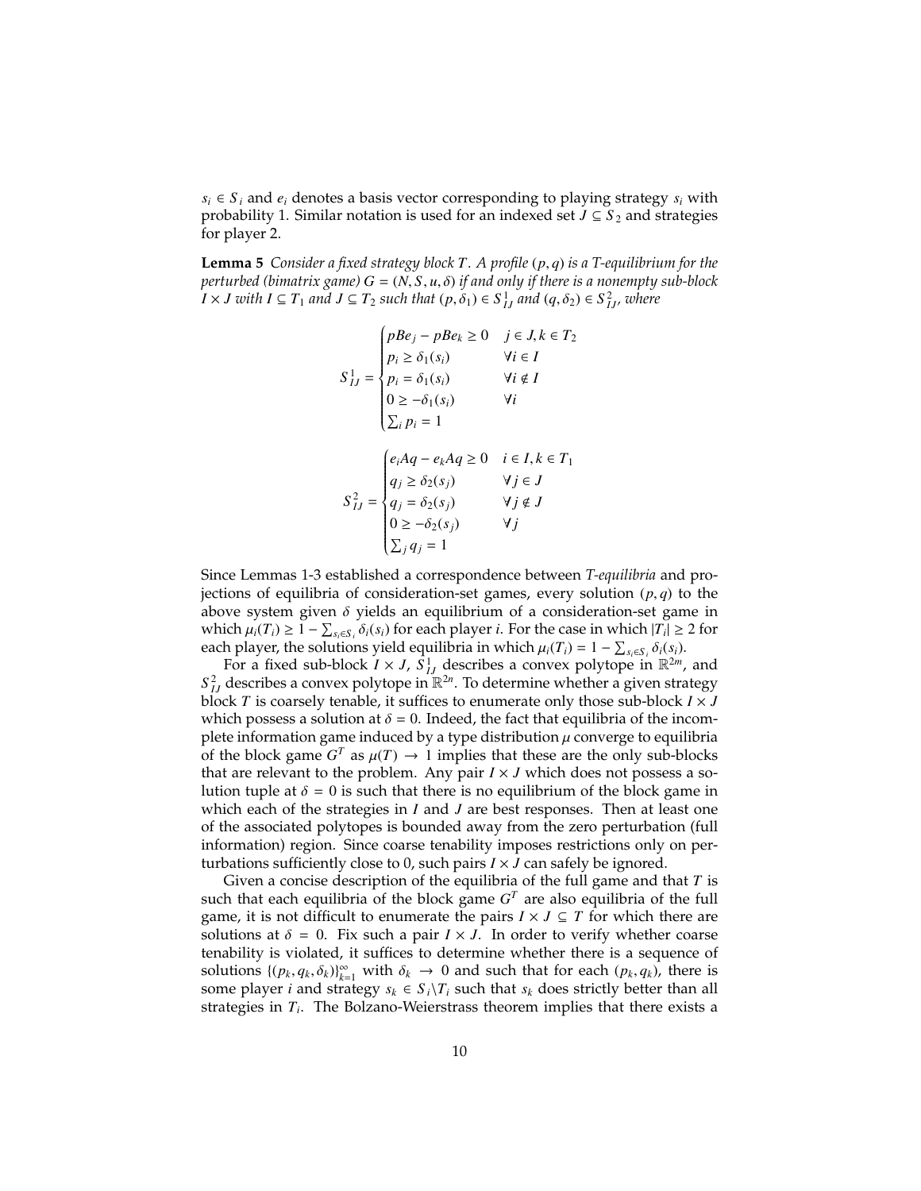$s_i \in S_i$ and $e_i$ denotes a basis vector corresponding to playing strategy $s_i$ with probability 1. Similar notation is used for an indexed set $J \subseteq S_2$ and strategies for player 2.

**Lemma 5** *Consider a fixed strategy block $T$. A profile $(p, q)$ is a T-equilibrium for the perturbed (bimatrix game) $G = (N, S, u, \delta)$ if and only if there is a nonempty sub-block $I \times J$ with $I \subseteq T_1$ and $J \subseteq T_2$ such that $(p, \delta_1) \in S^1_{IJ}$ and $(q, \delta_2) \in S^2_{IJ}$, where*

$$
S^1_{IJ} = \begin{cases} pBe_j - pBe_k \geq 0 & j \in J, k \in T_2 \\ p_i \geq \delta_1(s_i) & \forall i \in I \\ p_i = \delta_1(s_i) & \forall i \notin I \\ 0 \geq -\delta_1(s_i) & \forall i \\ \sum_i p_i = 1 & \end{cases}
$$

$$
S^2_{IJ} = \begin{cases} e_i Aq - e_k Aq \geq 0 & i \in I, k \in T_1 \\ q_j \geq \delta_2(s_j) & \forall j \in J \\ q_j = \delta_2(s_j) & \forall j \notin J \\ 0 \geq -\delta_2(s_j) & \forall j \\ \sum_j q_j = 1 & \end{cases}
$$

Since Lemmas 1-3 established a correspondence between *T-equilibria* and projections of equilibria of consideration-set games, every solution $(p, q)$ to the above system given $\delta$ yields an equilibrium of a consideration-set game in which $\mu_i(T_i) \geq 1 - \sum_{s_i \in S_i} \delta_i(s_i)$ for each player $i$. For the case in which $|T_i| \geq 2$ for each player, the solutions yield equilibria in which $\mu_i(T_i) = 1 - \sum_{s_i \in S_i} \delta_i(s_i)$.

For a fixed sub-block $I \times J$, $S^1_{IJ}$ describes a convex polytope in $\mathbb{R}^{2m}$, and $S^2_{IJ}$ describes a convex polytope in $\mathbb{R}^{2n}$. To determine whether a given strategy block $T$ is coarsely tenable, it suffices to enumerate only those sub-block $I \times J$ which possess a solution at $\delta = 0$. Indeed, the fact that equilibria of the incomplete information game induced by a type distribution $\mu$ converge to equilibria of the block game $G^T$ as $\mu(T) \to 1$ implies that these are the only sub-blocks that are relevant to the problem. Any pair $I \times J$ which does not possess a solution tuple at $\delta = 0$ is such that there is no equilibrium of the block game in which each of the strategies in $I$ and $J$ are best responses. Then at least one of the associated polytopes is bounded away from the zero perturbation (full information) region. Since coarse tenability imposes restrictions only on perturbations sufficiently close to 0, such pairs $I \times J$ can safely be ignored.

Given a concise description of the equilibria of the full game and that $T$ is such that each equilibria of the block game $G^T$ are also equilibria of the full game, it is not difficult to enumerate the pairs $I \times J \subseteq T$ for which there are solutions at $\delta = 0$. Fix such a pair $I \times J$. In order to verify whether coarse tenability is violated, it suffices to determine whether there is a sequence of solutions $\{(p_k, q_k, \delta_k)\}_{k=1}^{\infty}$ with $\delta_k \to 0$ and such that for each $(p_k, q_k)$, there is some player $i$ and strategy $s_k \in S_i \backslash T_i$ such that $s_k$ does strictly better than all strategies in $T_i$. The Bolzano-Weierstrass theorem implies that there exists a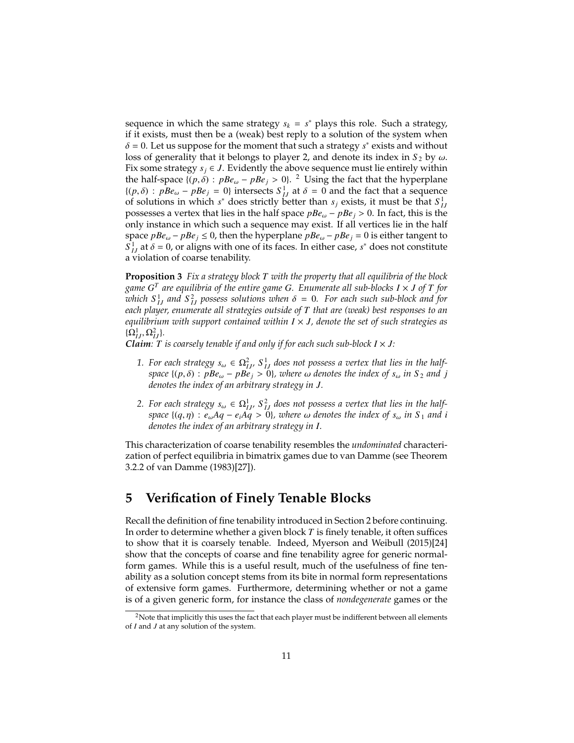sequence in which the same strategy $s_k = s^*$ plays this role. Such a strategy, if it exists, must then be a (weak) best reply to a solution of the system when $\delta = 0$. Let us suppose for the moment that such a strategy $s^*$ exists and without loss of generality that it belongs to player 2, and denote its index in $S_2$ by $\omega$. Fix some strategy $s_j \in J$. Evidently the above sequence must lie entirely within the half-space $\{(p, \delta) : pBe_\omega - pBe_j > 0\}$. [2] Using the fact that the hyperplane $\{(p, \delta) : pBe_\omega - pBe_j = 0\}$ intersects $S^1_{IJ}$ at $\delta = 0$ and the fact that a sequence of solutions in which $s^*$ does strictly better than $s_j$ exists, it must be that $S^1_{IJ}$ possesses a vertex that lies in the half space $pBe_\omega - pBe_j > 0$. In fact, this is the only instance in which such a sequence may exist. If all vertices lie in the half space $pBe_\omega - pBe_j \leq 0$, then the hyperplane $pBe_\omega - pBe_j = 0$ is either tangent to $S^1_{IJ}$ at $\delta = 0$, or aligns with one of its faces. In either case, $s^*$ does not constitute a violation of coarse tenability.

**Proposition 3** *Fix a strategy block $T$ with the property that all equilibria of the block game $G^T$ are equilibria of the entire game $G$. Enumerate all sub-blocks $I \times J$ of $T$ for which $S^1_{IJ}$ and $S^2_{IJ}$ possess solutions when $\delta = 0$. For each such sub-block and for each player, enumerate all strategies outside of $T$ that are (weak) best responses to an equilibrium with support contained within $I \times J$, denote the set of such strategies as $\{\Omega^1_{IJ}, \Omega^2_{IJ}\}$.*

***Claim**: $T$ is coarsely tenable if and only if for each such sub-block $I \times J$:*

1. *For each strategy $s_\omega \in \Omega^2_{IJ}$, $S^1_{IJ}$ does not possess a vertex that lies in the half-space $\{(p, \delta) : pBe_\omega - pBe_j > 0\}$, where $\omega$ denotes the index of $s_\omega$ in $S_2$ and $j$ denotes the index of an arbitrary strategy in $J$.*

2. *For each strategy $s_\omega \in \Omega^1_{IJ}$, $S^2_{IJ}$ does not possess a vertex that lies in the half-space $\{(q, \eta) : e_\omega Aq - e_i Aq > 0\}$, where $\omega$ denotes the index of $s_\omega$ in $S_1$ and $i$ denotes the index of an arbitrary strategy in $I$.*

This characterization of coarse tenability resembles the *undominated* characterization of perfect equilibria in bimatrix games due to van Damme (see Theorem 3.2.2 of van Damme (1983)[27]).

## 5 Verification of Finely Tenable Blocks

Recall the definition of fine tenability introduced in Section 2 before continuing. In order to determine whether a given block $T$ is finely tenable, it often suffices to show that it is coarsely tenable. Indeed, Myerson and Weibull (2015)[24] show that the concepts of coarse and fine tenability agree for generic normal-form games. While this is a useful result, much of the usefulness of fine tenability as a solution concept stems from its bite in normal form representations of extensive form games. Furthermore, determining whether or not a game is of a given generic form, for instance the class of *nondegenerate* games or the

[2] Note that implicitly this uses the fact that each player must be indifferent between all elements of $I$ and $J$ at any solution of the system.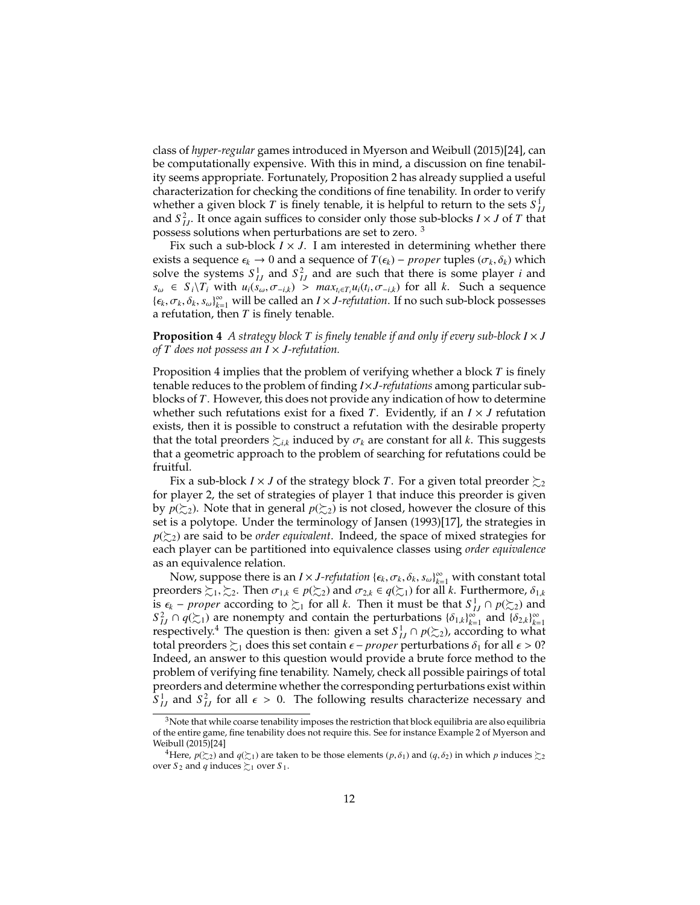class of *hyper-regular* games introduced in Myerson and Weibull (2015)[24], can be computationally expensive. With this in mind, a discussion on fine tenability seems appropriate. Fortunately, Proposition 2 has already supplied a useful characterization for checking the conditions of fine tenability. In order to verify whether a given block $T$ is finely tenable, it is helpful to return to the sets $S^1_{IJ}$ and $S^2_{IJ}$. It once again suffices to consider only those sub-blocks $I \times J$ of $T$ that possess solutions when perturbations are set to zero. [3]

Fix such a sub-block $I \times J$. I am interested in determining whether there exists a sequence $\epsilon_k \to 0$ and a sequence of $T(\epsilon_k) - proper$ tuples $(\sigma_k, \delta_k)$ which solve the systems $S^1_{IJ}$ and $S^2_{IJ}$ and are such that there is some player $i$ and $s_\omega \in S_i \backslash T_i$ with $u_i(s_\omega, \sigma_{-i,k}) > max_{t_i \in T_i} u_i(t_i, \sigma_{-i,k})$ for all $k$. Such a sequence $\{\epsilon_k, \sigma_k, \delta_k, s_\omega\}_{k=1}^{\infty}$ will be called an *$I \times J$-refutation*. If no such sub-block possesses a refutation, then $T$ is finely tenable.

**Proposition 4** *A strategy block $T$ is finely tenable if and only if every sub-block $I \times J$ of $T$ does not possess an $I \times J$-refutation.*

Proposition 4 implies that the problem of verifying whether a block $T$ is finely tenable reduces to the problem of finding *$I \times J$-refutations* among particular sub-blocks of $T$. However, this does not provide any indication of how to determine whether such refutations exist for a fixed $T$. Evidently, if an $I \times J$ refutation exists, then it is possible to construct a refutation with the desirable property that the total preorders $\succsim_{i,k}$ induced by $\sigma_k$ are constant for all $k$. This suggests that a geometric approach to the problem of searching for refutations could be fruitful.

Fix a sub-block $I \times J$ of the strategy block $T$. For a given total preorder $\succsim_2$ for player 2, the set of strategies of player 1 that induce this preorder is given by $p(\succsim_2)$. Note that in general $p(\succsim_2)$ is not closed, however the closure of this set is a polytope. Under the terminology of Jansen (1993)[17], the strategies in $p(\succsim_2)$ are said to be *order equivalent*. Indeed, the space of mixed strategies for each player can be partitioned into equivalence classes using *order equivalence* as an equivalence relation.

Now, suppose there is an *$I \times J$-refutation* $\{\epsilon_k, \sigma_k, \delta_k, s_\omega\}_{k=1}^{\infty}$ with constant total preorders $\succsim_1, \succsim_2$. Then $\sigma_{1,k} \in p(\succsim_2)$ and $\sigma_{2,k} \in q(\succsim_1)$ for all $k$. Furthermore, $\delta_{1,k}$ is $\epsilon_k - proper$ according to $\succsim_1$ for all $k$. Then it must be that $S^1_{IJ} \cap p(\succsim_2)$ and $S^2_{IJ} \cap q(\succsim_1)$ are nonempty and contain the perturbations $\{\delta_{1,k}\}_{k=1}^{\infty}$ and $\{\delta_{2,k}\}_{k=1}^{\infty}$ respectively.[4] The question is then: given a set $S^1_{IJ} \cap p(\succsim_2)$, according to what total preorders $\succsim_1$ does this set contain $\epsilon - proper$ perturbations $\delta_1$ for all $\epsilon > 0$? Indeed, an answer to this question would provide a brute force method to the problem of verifying fine tenability. Namely, check all possible pairings of total preorders and determine whether the corresponding perturbations exist within $S^1_{IJ}$ and $S^2_{IJ}$ for all $\epsilon > 0$. The following results characterize necessary and

---

[3] Note that while coarse tenability imposes the restriction that block equilibria are also equilibria of the entire game, fine tenability does not require this. See for instance Example 2 of Myerson and Weibull (2015)[24]

[4] Here, $p(\succsim_2)$ and $q(\succsim_1)$ are taken to be those elements $(p, \delta_1)$ and $(q, \delta_2)$ in which $p$ induces $\succsim_2$ over $S_2$ and $q$ induces $\succsim_1$ over $S_1$.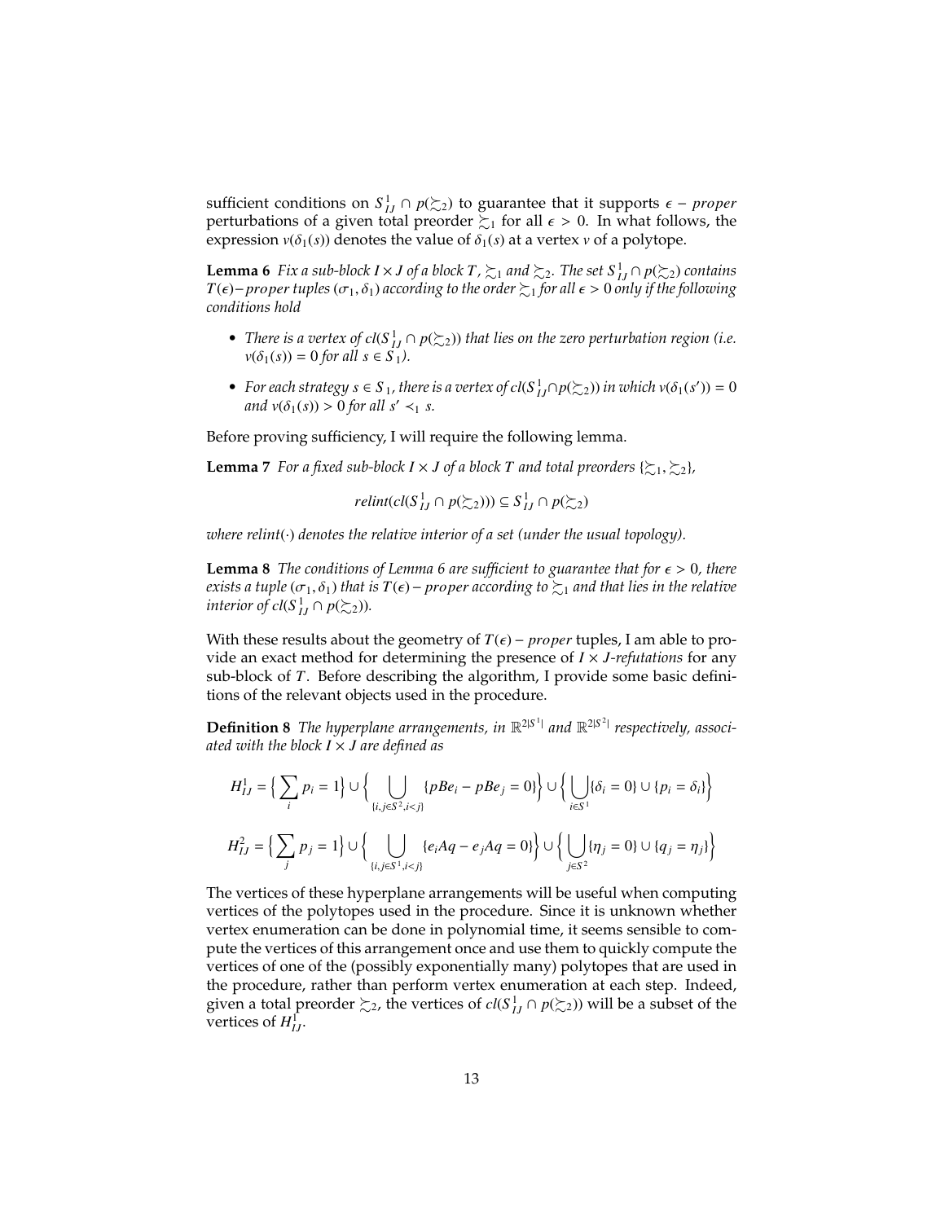sufficient conditions on $S^1_{IJ} \cap p(\succsim_2)$ to guarantee that it supports $\epsilon - proper$ perturbations of a given total preorder $\succsim_1$ for all $\epsilon > 0$. In what follows, the expression $v(\delta_1(s))$ denotes the value of $\delta_1(s)$ at a vertex $v$ of a polytope.

**Lemma 6** *Fix a sub-block $I \times J$ of a block $T$, $\succsim_1$ and $\succsim_2$. The set $S^1_{IJ} \cap p(\succsim_2)$ contains $T(\epsilon)-proper$ tuples $(\sigma_1, \delta_1)$ according to the order $\succsim_1$ for all $\epsilon > 0$ only if the following conditions hold*

- *There is a vertex of $cl(S^1_{IJ} \cap p(\succsim_2))$ that lies on the zero perturbation region (i.e. $v(\delta_1(s)) = 0$ for all $s \in S_1$).*
- *For each strategy $s \in S_1$, there is a vertex of $cl(S^1_{IJ} \cap p(\succsim_2))$ in which $v(\delta_1(s')) = 0$ and $v(\delta_1(s)) > 0$ for all $s' \prec_1 s$.*

Before proving sufficiency, I will require the following lemma.

**Lemma 7** *For a fixed sub-block $I \times J$ of a block $T$ and total preorders $\{\succsim_1, \succsim_2\}$,*

$$relint(cl(S^1_{IJ} \cap p(\succsim_2))) \subseteq S^1_{IJ} \cap p(\succsim_2)$$

*where $relint(\cdot)$ denotes the relative interior of a set (under the usual topology).*

**Lemma 8** *The conditions of Lemma 6 are sufficient to guarantee that for $\epsilon > 0$, there exists a tuple $(\sigma_1, \delta_1)$ that is $T(\epsilon) - proper$ according to $\succsim_1$ and that lies in the relative interior of $cl(S^1_{IJ} \cap p(\succsim_2))$.*

With these results about the geometry of $T(\epsilon) - proper$ tuples, I am able to provide an exact method for determining the presence of $I \times J$*-refutations* for any sub-block of $T$. Before describing the algorithm, I provide some basic definitions of the relevant objects used in the procedure.

**Definition 8** *The hyperplane arrangements, in $\mathbb{R}^{2|S^1|}$ and $\mathbb{R}^{2|S^2|}$ respectively, associated with the block $I \times J$ are defined as*

$$H^1_{IJ} = \Big\{ \sum_i p_i = 1 \Big\} \cup \Big\{ \bigcup_{\{i,j \in S^2, i<j\}} \{pBe_i - pBe_j = 0\} \Big\} \cup \Big\{ \bigcup_{i \in S^1} \{\delta_i = 0\} \cup \{p_i = \delta_i\} \Big\}$$

$$H^2_{IJ} = \Big\{ \sum_j p_j = 1 \Big\} \cup \Big\{ \bigcup_{\{i,j \in S^1, i<j\}} \{e_i Aq - e_j Aq = 0\} \Big\} \cup \Big\{ \bigcup_{j \in S^2} \{\eta_j = 0\} \cup \{q_j = \eta_j\} \Big\}$$

The vertices of these hyperplane arrangements will be useful when computing vertices of the polytopes used in the procedure. Since it is unknown whether vertex enumeration can be done in polynomial time, it seems sensible to compute the vertices of this arrangement once and use them to quickly compute the vertices of one of the (possibly exponentially many) polytopes that are used in the procedure, rather than perform vertex enumeration at each step. Indeed, given a total preorder $\succsim_2$, the vertices of $cl(S^1_{IJ} \cap p(\succsim_2))$ will be a subset of the vertices of $H^1_{IJ}$.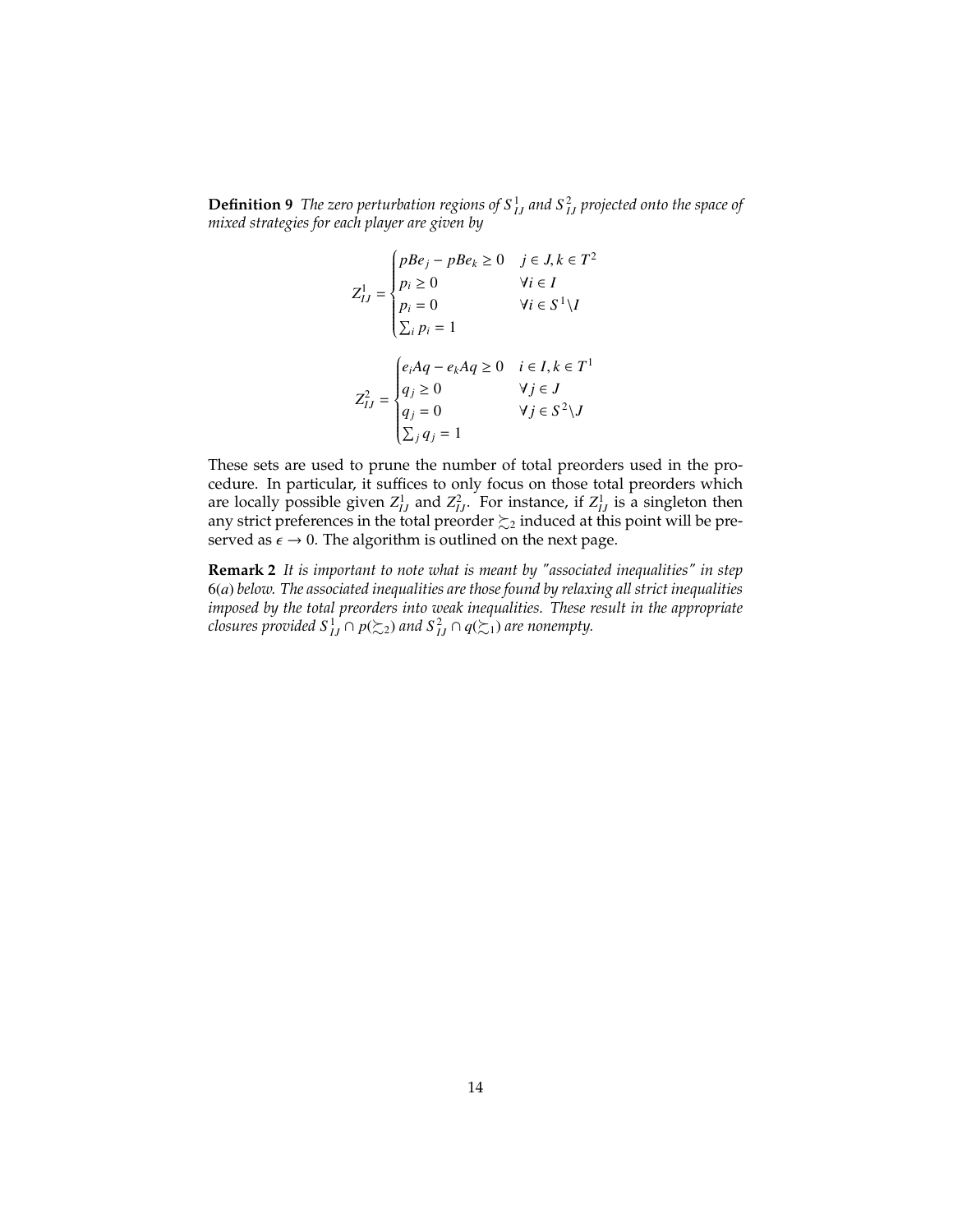**Definition 9** *The zero perturbation regions of $S^1_{IJ}$ and $S^2_{IJ}$ projected onto the space of mixed strategies for each player are given by*

$$Z^1_{IJ} = \begin{cases} pBe_j - pBe_k \geq 0 & j \in J, k \in T^2 \\ p_i \geq 0 & \forall i \in I \\ p_i = 0 & \forall i \in S^1 \backslash I \\ \sum_i p_i = 1 \end{cases}$$

$$Z^2_{IJ} = \begin{cases} e_i Aq - e_k Aq \geq 0 & i \in I, k \in T^1 \\ q_j \geq 0 & \forall j \in J \\ q_j = 0 & \forall j \in S^2 \backslash J \\ \sum_j q_j = 1 \end{cases}$$

These sets are used to prune the number of total preorders used in the procedure. In particular, it suffices to only focus on those total preorders which are locally possible given $Z^1_{IJ}$ and $Z^2_{IJ}$. For instance, if $Z^1_{IJ}$ is a singleton then any strict preferences in the total preorder $\succsim_2$ induced at this point will be preserved as $\epsilon \to 0$. The algorithm is outlined on the next page.

**Remark 2** *It is important to note what is meant by "associated inequalities" in step 6(a) below. The associated inequalities are those found by relaxing all strict inequalities imposed by the total preorders into weak inequalities. These result in the appropriate closures provided $S^1_{IJ} \cap p(\succsim_2)$ and $S^2_{IJ} \cap q(\succsim_1)$ are nonempty.*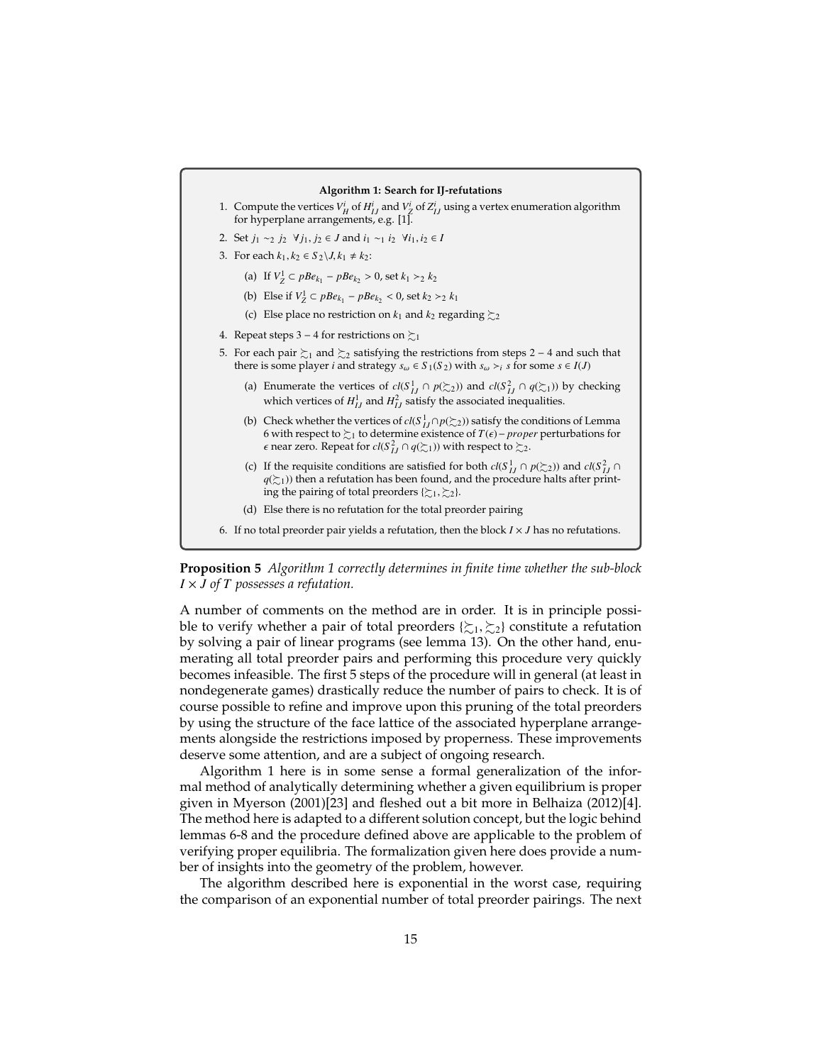**Algorithm 1: Search for IJ-refutations**

1. Compute the vertices $V_H^i$ of $H_{IJ}^i$ and $V_Z^i$ of $Z_{IJ}^i$ using a vertex enumeration algorithm for hyperplane arrangements, e.g. [1].
2. Set $j_1 \sim_2 j_2 \;\; \forall j_1, j_2 \in J$ and $i_1 \sim_1 i_2 \;\; \forall i_1, i_2 \in I$
3. For each $k_1, k_2 \in S_2 \backslash J, k_1 \neq k_2$:
   (a) If $V_Z^1 \subset pBe_{k_1} - pBe_{k_2} > 0$, set $k_1 \succ_2 k_2$
   (b) Else if $V_Z^1 \subset pBe_{k_1} - pBe_{k_2} < 0$, set $k_2 \succ_2 k_1$
   (c) Else place no restriction on $k_1$ and $k_2$ regarding $\succsim_2$
4. Repeat steps 3 – 4 for restrictions on $\succsim_1$
5. For each pair $\succsim_1$ and $\succsim_2$ satisfying the restrictions from steps 2 – 4 and such that there is some player $i$ and strategy $s_\omega \in S_1(S_2)$ with $s_\omega \succ_i s$ for some $s \in I(J)$
   (a) Enumerate the vertices of $cl(S_{IJ}^1 \cap p(\succsim_2))$ and $cl(S_{IJ}^2 \cap q(\succsim_1))$ by checking which vertices of $H_{IJ}^1$ and $H_{IJ}^2$ satisfy the associated inequalities.
   (b) Check whether the vertices of $cl(S_{IJ}^1 \cap p(\succsim_2))$ satisfy the conditions of Lemma 6 with respect to $\succsim_1$ to determine existence of $T(\epsilon)-proper$ perturbations for $\epsilon$ near zero. Repeat for $cl(S_{IJ}^2 \cap q(\succsim_1))$ with respect to $\succsim_2$.
   (c) If the requisite conditions are satisfied for both $cl(S_{IJ}^1 \cap p(\succsim_2))$ and $cl(S_{IJ}^2 \cap q(\succsim_1))$ then a refutation has been found, and the procedure halts after printing the pairing of total preorders $\{\succsim_1, \succsim_2\}$.
   (d) Else there is no refutation for the total preorder pairing
6. If no total preorder pair yields a refutation, then the block $I \times J$ has no refutations.

**Proposition 5** *Algorithm 1 correctly determines in finite time whether the sub-block $I \times J$ of $T$ possesses a refutation.*

A number of comments on the method are in order. It is in principle possible to verify whether a pair of total preorders $\{\succsim_1, \succsim_2\}$ constitute a refutation by solving a pair of linear programs (see lemma 13). On the other hand, enumerating all total preorder pairs and performing this procedure very quickly becomes infeasible. The first 5 steps of the procedure will in general (at least in nondegenerate games) drastically reduce the number of pairs to check. It is of course possible to refine and improve upon this pruning of the total preorders by using the structure of the face lattice of the associated hyperplane arrangements alongside the restrictions imposed by properness. These improvements deserve some attention, and are a subject of ongoing research.

Algorithm 1 here is in some sense a formal generalization of the informal method of analytically determining whether a given equilibrium is proper given in Myerson (2001)[23] and fleshed out a bit more in Belhaiza (2012)[4]. The method here is adapted to a different solution concept, but the logic behind lemmas 6-8 and the procedure defined above are applicable to the problem of verifying proper equilibria. The formalization given here does provide a number of insights into the geometry of the problem, however.

The algorithm described here is exponential in the worst case, requiring the comparison of an exponential number of total preorder pairings. The next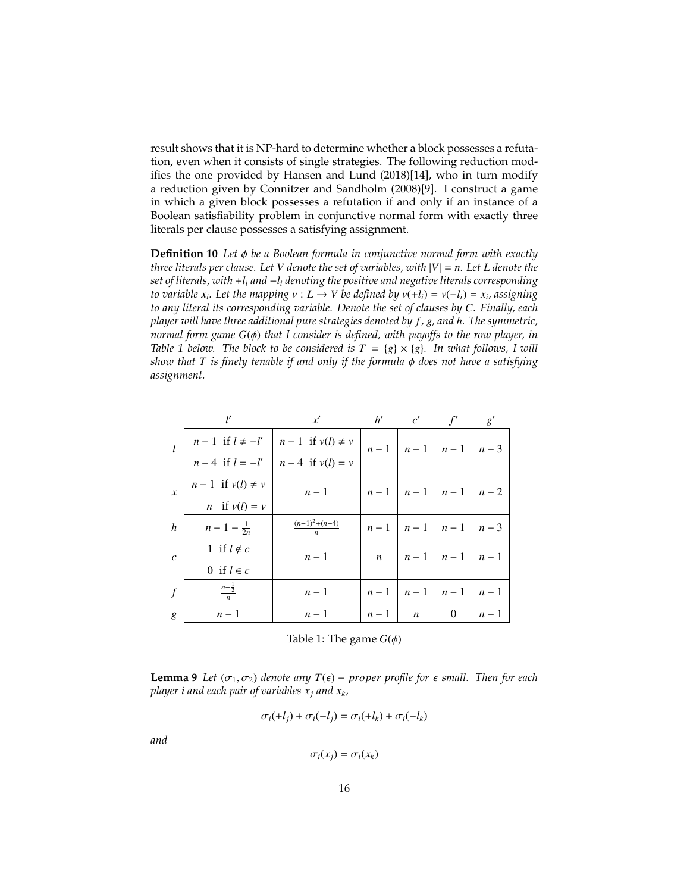result shows that it is NP-hard to determine whether a block possesses a refutation, even when it consists of single strategies. The following reduction modifies the one provided by Hansen and Lund (2018)[14], who in turn modify a reduction given by Connitzer and Sandholm (2008)[9]. I construct a game in which a given block possesses a refutation if and only if an instance of a Boolean satisfiability problem in conjunctive normal form with exactly three literals per clause possesses a satisfying assignment.

**Definition 10** *Let $\phi$ be a Boolean formula in conjunctive normal form with exactly three literals per clause. Let $V$ denote the set of variables, with $|V| = n$. Let $L$ denote the set of literals, with $+l_i$ and $-l_i$ denoting the positive and negative literals corresponding to variable $x_i$. Let the mapping $v : L \to V$ be defined by $v(+l_i) = v(-l_i) = x_i$, assigning to any literal its corresponding variable. Denote the set of clauses by $C$. Finally, each player will have three additional pure strategies denoted by $f$, $g$, and $h$. The symmetric, normal form game $G(\phi)$ that I consider is defined, with payoffs to the row player, in Table 1 below. The block to be considered is $T = \{g\} \times \{g\}$. In what follows, I will show that $T$ is finely tenable if and only if the formula $\phi$ does not have a satisfying assignment.*

| | $l'$ | $x'$ | $h'$ | $c'$ | $f'$ | $g'$ |
|---|---|---|---|---|---|---|
| $l$ | $n-1$ if $l \neq -l'$; $n-4$ if $l = -l'$ | $n-1$ if $v(l) \neq v$; $n-4$ if $v(l) = v$ | $n-1$ | $n-1$ | $n-1$ | $n-3$ |
| $x$ | $n-1$ if $v(l) \neq v$; $n$ if $v(l) = v$ | $n-1$ | $n-1$ | $n-1$ | $n-1$ | $n-2$ |
| $h$ | $n-1-\frac{1}{2n}$ | $\frac{(n-1)^2+(n-4)}{n}$ | $n-1$ | $n-1$ | $n-1$ | $n-3$ |
| $c$ | $1$ if $l \notin c$; $0$ if $l \in c$ | $n-1$ | $n$ | $n-1$ | $n-1$ | $n-1$ |
| $f$ | $\frac{n-\frac{1}{2}}{n}$ | $n-1$ | $n-1$ | $n-1$ | $n-1$ | $n-1$ |
| $g$ | $n-1$ | $n-1$ | $n-1$ | $n$ | $0$ | $n-1$ |

Table 1: The game $G(\phi)$

**Lemma 9** *Let $(\sigma_1, \sigma_2)$ denote any $T(\epsilon) - proper$ profile for $\epsilon$ small. Then for each player $i$ and each pair of variables $x_j$ and $x_k$,*

$$\sigma_i(+l_j) + \sigma_i(-l_j) = \sigma_i(+l_k) + \sigma_i(-l_k)$$

*and*

$$\sigma_i(x_j) = \sigma_i(x_k)$$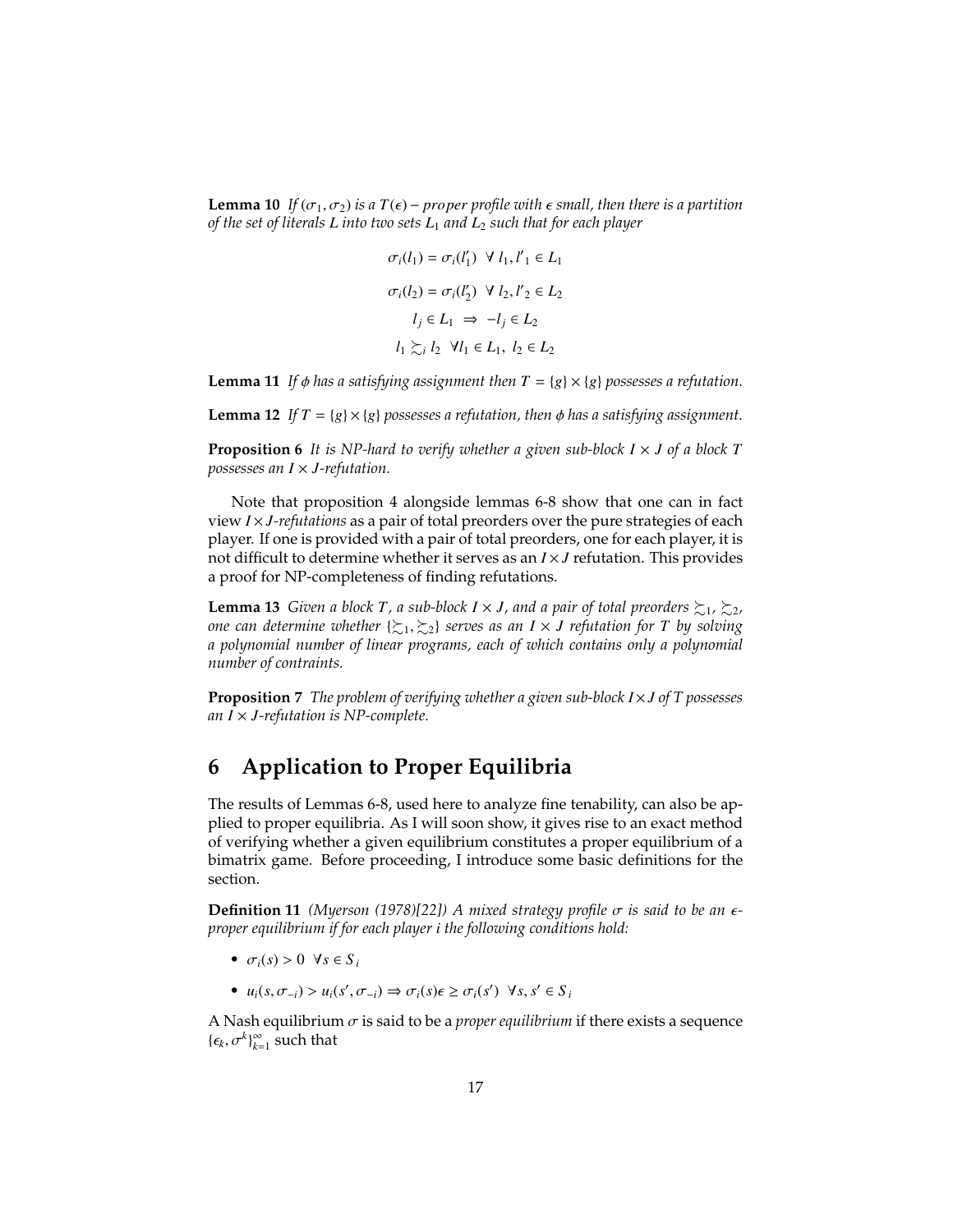**Lemma 10** *If $(\sigma_1, \sigma_2)$ is a $T(\epsilon) - proper$ profile with $\epsilon$ small, then there is a partition of the set of literals $L$ into two sets $L_1$ and $L_2$ such that for each player*

$$\sigma_i(l_1) = \sigma_i(l_1') \;\; \forall \; l_1, l'_1 \in L_1$$

$$\sigma_i(l_2) = \sigma_i(l_2') \;\; \forall \; l_2, l'_2 \in L_2$$

$$l_j \in L_1 \;\Rightarrow\; -l_j \in L_2$$

$$l_1 \succsim_i l_2 \;\; \forall l_1 \in L_1, \; l_2 \in L_2$$

**Lemma 11** *If $\phi$ has a satisfying assignment then $T = \{g\} \times \{g\}$ possesses a refutation.*

**Lemma 12** *If $T = \{g\} \times \{g\}$ possesses a refutation, then $\phi$ has a satisfying assignment.*

**Proposition 6** *It is NP-hard to verify whether a given sub-block $I \times J$ of a block $T$ possesses an $I \times J$-refutation.*

Note that proposition 4 alongside lemmas 6-8 show that one can in fact view $I \times J$*-refutations* as a pair of total preorders over the pure strategies of each player. If one is provided with a pair of total preorders, one for each player, it is not difficult to determine whether it serves as an $I \times J$ refutation. This provides a proof for NP-completeness of finding refutations.

**Lemma 13** *Given a block $T$, a sub-block $I \times J$, and a pair of total preorders $\succsim_1, \succsim_2$, one can determine whether $\{\succsim_1, \succsim_2\}$ serves as an $I \times J$ refutation for $T$ by solving a polynomial number of linear programs, each of which contains only a polynomial number of contraints.*

**Proposition 7** *The problem of verifying whether a given sub-block $I \times J$ of $T$ possesses an $I \times J$-refutation is NP-complete.*

# 6 Application to Proper Equilibria

The results of Lemmas 6-8, used here to analyze fine tenability, can also be applied to proper equilibria. As I will soon show, it gives rise to an exact method of verifying whether a given equilibrium constitutes a proper equilibrium of a bimatrix game. Before proceeding, I introduce some basic definitions for the section.

**Definition 11** *(Myerson (1978)[22]) A mixed strategy profile $\sigma$ is said to be an $\epsilon$-proper equilibrium if for each player $i$ the following conditions hold:*

- $\sigma_i(s) > 0 \;\; \forall s \in S_i$
- $u_i(s, \sigma_{-i}) > u_i(s', \sigma_{-i}) \Rightarrow \sigma_i(s)\epsilon \geq \sigma_i(s') \;\; \forall s, s' \in S_i$

A Nash equilibrium $\sigma$ is said to be a *proper equilibrium* if there exists a sequence $\{\epsilon_k, \sigma^k\}_{k=1}^{\infty}$ such that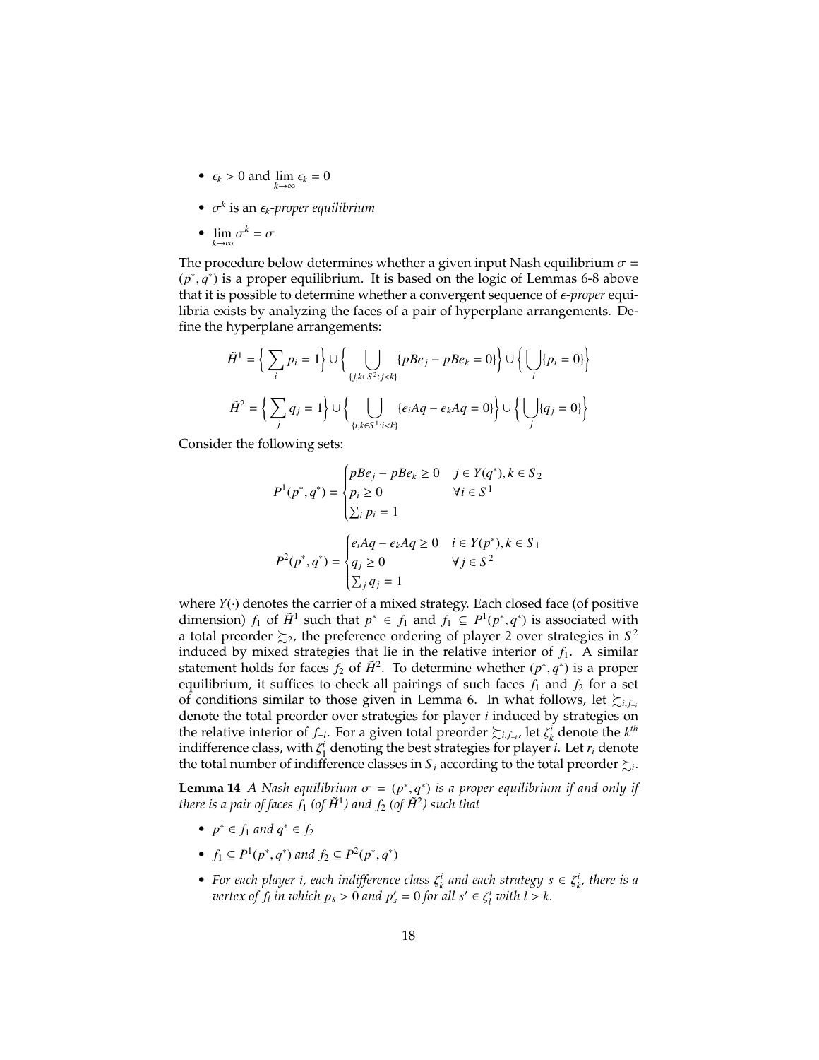- $\epsilon_k > 0$ and $\lim_{k \to \infty} \epsilon_k = 0$
- $\sigma^k$ is an *$\epsilon_k$-proper equilibrium*
- $\lim_{k \to \infty} \sigma^k = \sigma$

The procedure below determines whether a given input Nash equilibrium $\sigma = (p^*, q^*)$ is a proper equilibrium. It is based on the logic of Lemmas 6-8 above that it is possible to determine whether a convergent sequence of *$\epsilon$-proper* equilibria exists by analyzing the faces of a pair of hyperplane arrangements. Define the hyperplane arrangements:

$$\tilde{H}^1 = \Big\{ \sum_i p_i = 1 \Big\} \cup \Big\{ \bigcup_{\{j,k \in S^2 : j<k\}} \{pBe_j - pBe_k = 0\} \Big\} \cup \Big\{ \bigcup_i \{p_i = 0\} \Big\}$$

$$\tilde{H}^2 = \Big\{ \sum_j q_j = 1 \Big\} \cup \Big\{ \bigcup_{\{i,k \in S^1 : i<k\}} \{e_iAq - e_kAq = 0\} \Big\} \cup \Big\{ \bigcup_j \{q_j = 0\} \Big\}$$

Consider the following sets:

$$P^1(p^*, q^*) = \begin{cases} pBe_j - pBe_k \geq 0 & j \in Y(q^*), k \in S_2 \\ p_i \geq 0 & \forall i \in S^1 \\ \sum_i p_i = 1 \end{cases}$$

$$P^2(p^*, q^*) = \begin{cases} e_iAq - e_kAq \geq 0 & i \in Y(p^*), k \in S_1 \\ q_j \geq 0 & \forall j \in S^2 \\ \sum_j q_j = 1 \end{cases}$$

where $Y(\cdot)$ denotes the carrier of a mixed strategy. Each closed face (of positive dimension) $f_1$ of $\tilde{H}^1$ such that $p^* \in f_1$ and $f_1 \subseteq P^1(p^*, q^*)$ is associated with a total preorder $\succsim_2$, the preference ordering of player 2 over strategies in $S^2$ induced by mixed strategies that lie in the relative interior of $f_1$. A similar statement holds for faces $f_2$ of $\tilde{H}^2$. To determine whether $(p^*, q^*)$ is a proper equilibrium, it suffices to check all pairings of such faces $f_1$ and $f_2$ for a set of conditions similar to those given in Lemma 6. In what follows, let $\succsim_{i,f_{-i}}$ denote the total preorder over strategies for player $i$ induced by strategies on the relative interior of $f_{-i}$. For a given total preorder $\succsim_{i,f_{-i}}$, let $\zeta^i_k$ denote the $k^{th}$ indifference class, with $\zeta^i_1$ denoting the best strategies for player $i$. Let $r_i$ denote the total number of indifference classes in $S_i$ according to the total preorder $\succsim_i$.

**Lemma 14** *A Nash equilibrium $\sigma = (p^*, q^*)$ is a proper equilibrium if and only if there is a pair of faces $f_1$ (of $\tilde{H}^1$) and $f_2$ (of $\tilde{H}^2$) such that*

- *$p^* \in f_1$ and $q^* \in f_2$*
- *$f_1 \subseteq P^1(p^*, q^*)$ and $f_2 \subseteq P^2(p^*, q^*)$*
- *For each player $i$, each indifference class $\zeta^i_k$ and each strategy $s \in \zeta^i_k$, there is a vertex of $f_i$ in which $p_s > 0$ and $p'_s = 0$ for all $s' \in \zeta^i_l$ with $l > k$.*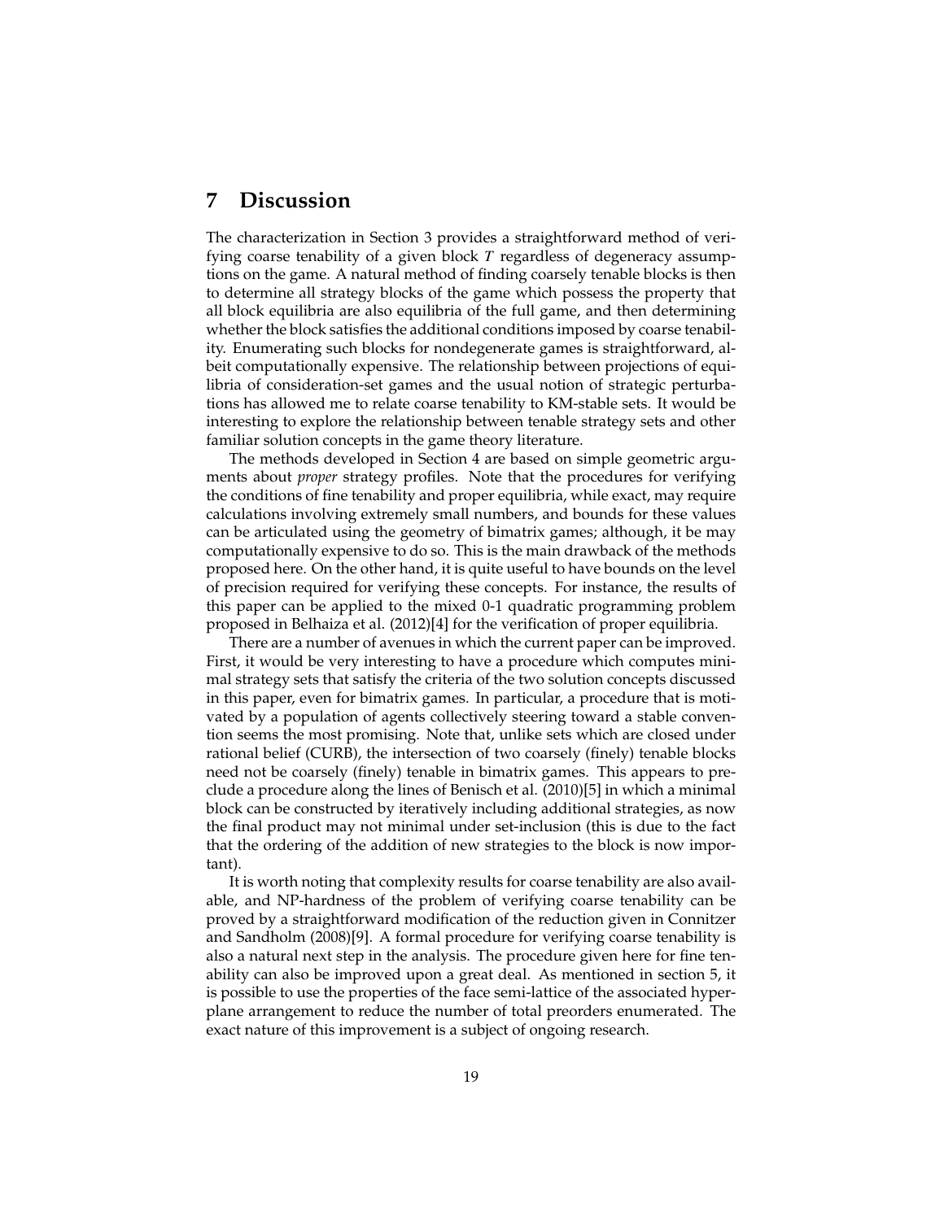## 7 Discussion

The characterization in Section 3 provides a straightforward method of verifying coarse tenability of a given block $T$ regardless of degeneracy assumptions on the game. A natural method of finding coarsely tenable blocks is then to determine all strategy blocks of the game which possess the property that all block equilibria are also equilibria of the full game, and then determining whether the block satisfies the additional conditions imposed by coarse tenability. Enumerating such blocks for nondegenerate games is straightforward, albeit computationally expensive. The relationship between projections of equilibria of consideration-set games and the usual notion of strategic perturbations has allowed me to relate coarse tenability to KM-stable sets. It would be interesting to explore the relationship between tenable strategy sets and other familiar solution concepts in the game theory literature.

The methods developed in Section 4 are based on simple geometric arguments about *proper* strategy profiles. Note that the procedures for verifying the conditions of fine tenability and proper equilibria, while exact, may require calculations involving extremely small numbers, and bounds for these values can be articulated using the geometry of bimatrix games; although, it be may computationally expensive to do so. This is the main drawback of the methods proposed here. On the other hand, it is quite useful to have bounds on the level of precision required for verifying these concepts. For instance, the results of this paper can be applied to the mixed 0-1 quadratic programming problem proposed in Belhaiza et al. (2012)[4] for the verification of proper equilibria.

There are a number of avenues in which the current paper can be improved. First, it would be very interesting to have a procedure which computes minimal strategy sets that satisfy the criteria of the two solution concepts discussed in this paper, even for bimatrix games. In particular, a procedure that is motivated by a population of agents collectively steering toward a stable convention seems the most promising. Note that, unlike sets which are closed under rational belief (CURB), the intersection of two coarsely (finely) tenable blocks need not be coarsely (finely) tenable in bimatrix games. This appears to preclude a procedure along the lines of Benisch et al. (2010)[5] in which a minimal block can be constructed by iteratively including additional strategies, as now the final product may not minimal under set-inclusion (this is due to the fact that the ordering of the addition of new strategies to the block is now important).

It is worth noting that complexity results for coarse tenability are also available, and NP-hardness of the problem of verifying coarse tenability can be proved by a straightforward modification of the reduction given in Connitzer and Sandholm (2008)[9]. A formal procedure for verifying coarse tenability is also a natural next step in the analysis. The procedure given here for fine tenability can also be improved upon a great deal. As mentioned in section 5, it is possible to use the properties of the face semi-lattice of the associated hyperplane arrangement to reduce the number of total preorders enumerated. The exact nature of this improvement is a subject of ongoing research.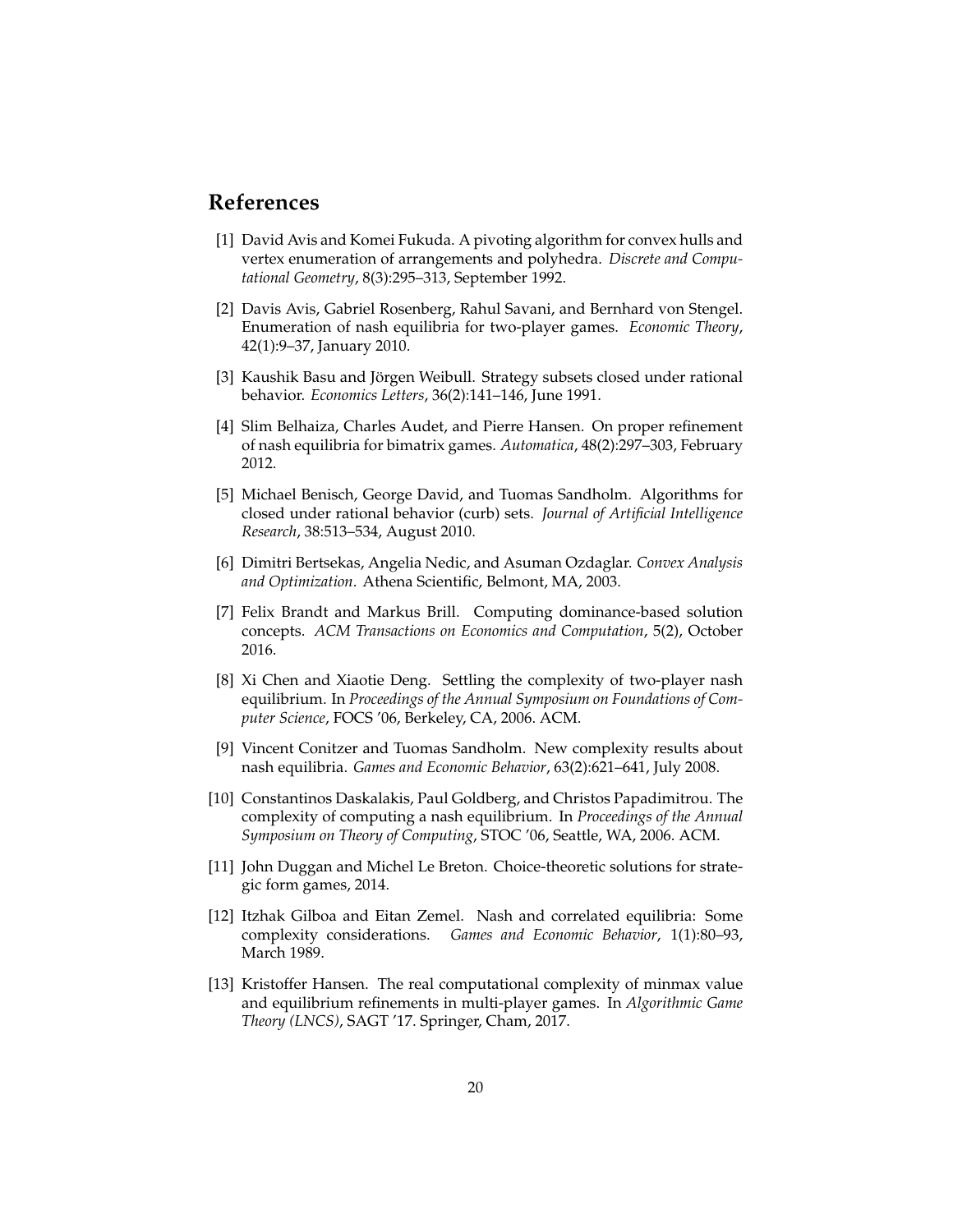# References

[1] David Avis and Komei Fukuda. A pivoting algorithm for convex hulls and vertex enumeration of arrangements and polyhedra. *Discrete and Computational Geometry*, 8(3):295–313, September 1992.

[2] Davis Avis, Gabriel Rosenberg, Rahul Savani, and Bernhard von Stengel. Enumeration of nash equilibria for two-player games. *Economic Theory*, 42(1):9–37, January 2010.

[3] Kaushik Basu and Jörgen Weibull. Strategy subsets closed under rational behavior. *Economics Letters*, 36(2):141–146, June 1991.

[4] Slim Belhaiza, Charles Audet, and Pierre Hansen. On proper refinement of nash equilibria for bimatrix games. *Automatica*, 48(2):297–303, February 2012.

[5] Michael Benisch, George David, and Tuomas Sandholm. Algorithms for closed under rational behavior (curb) sets. *Journal of Artificial Intelligence Research*, 38:513–534, August 2010.

[6] Dimitri Bertsekas, Angelia Nedic, and Asuman Ozdaglar. *Convex Analysis and Optimization*. Athena Scientific, Belmont, MA, 2003.

[7] Felix Brandt and Markus Brill. Computing dominance-based solution concepts. *ACM Transactions on Economics and Computation*, 5(2), October 2016.

[8] Xi Chen and Xiaotie Deng. Settling the complexity of two-player nash equilibrium. In *Proceedings of the Annual Symposium on Foundations of Computer Science*, FOCS '06, Berkeley, CA, 2006. ACM.

[9] Vincent Conitzer and Tuomas Sandholm. New complexity results about nash equilibria. *Games and Economic Behavior*, 63(2):621–641, July 2008.

[10] Constantinos Daskalakis, Paul Goldberg, and Christos Papadimitrou. The complexity of computing a nash equilibrium. In *Proceedings of the Annual Symposium on Theory of Computing*, STOC '06, Seattle, WA, 2006. ACM.

[11] John Duggan and Michel Le Breton. Choice-theoretic solutions for strategic form games, 2014.

[12] Itzhak Gilboa and Eitan Zemel. Nash and correlated equilibria: Some complexity considerations. *Games and Economic Behavior*, 1(1):80–93, March 1989.

[13] Kristoffer Hansen. The real computational complexity of minmax value and equilibrium refinements in multi-player games. In *Algorithmic Game Theory (LNCS)*, SAGT '17. Springer, Cham, 2017.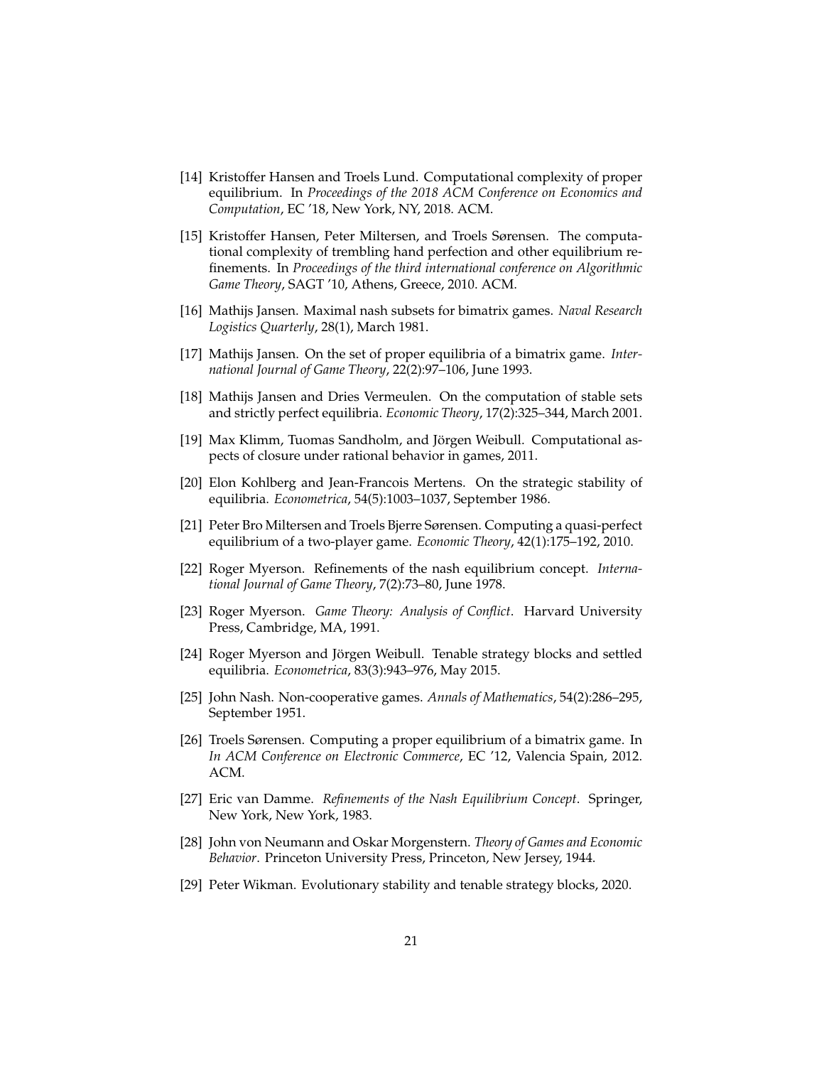[14] Kristoffer Hansen and Troels Lund. Computational complexity of proper equilibrium. In *Proceedings of the 2018 ACM Conference on Economics and Computation*, EC '18, New York, NY, 2018. ACM.

[15] Kristoffer Hansen, Peter Miltersen, and Troels Sørensen. The computational complexity of trembling hand perfection and other equilibrium refinements. In *Proceedings of the third international conference on Algorithmic Game Theory*, SAGT '10, Athens, Greece, 2010. ACM.

[16] Mathijs Jansen. Maximal nash subsets for bimatrix games. *Naval Research Logistics Quarterly*, 28(1), March 1981.

[17] Mathijs Jansen. On the set of proper equilibria of a bimatrix game. *International Journal of Game Theory*, 22(2):97–106, June 1993.

[18] Mathijs Jansen and Dries Vermeulen. On the computation of stable sets and strictly perfect equilibria. *Economic Theory*, 17(2):325–344, March 2001.

[19] Max Klimm, Tuomas Sandholm, and Jörgen Weibull. Computational aspects of closure under rational behavior in games, 2011.

[20] Elon Kohlberg and Jean-Francois Mertens. On the strategic stability of equilibria. *Econometrica*, 54(5):1003–1037, September 1986.

[21] Peter Bro Miltersen and Troels Bjerre Sørensen. Computing a quasi-perfect equilibrium of a two-player game. *Economic Theory*, 42(1):175–192, 2010.

[22] Roger Myerson. Refinements of the nash equilibrium concept. *International Journal of Game Theory*, 7(2):73–80, June 1978.

[23] Roger Myerson. *Game Theory: Analysis of Conflict*. Harvard University Press, Cambridge, MA, 1991.

[24] Roger Myerson and Jörgen Weibull. Tenable strategy blocks and settled equilibria. *Econometrica*, 83(3):943–976, May 2015.

[25] John Nash. Non-cooperative games. *Annals of Mathematics*, 54(2):286–295, September 1951.

[26] Troels Sørensen. Computing a proper equilibrium of a bimatrix game. In *In ACM Conference on Electronic Commerce*, EC '12, Valencia Spain, 2012. ACM.

[27] Eric van Damme. *Refinements of the Nash Equilibrium Concept*. Springer, New York, New York, 1983.

[28] John von Neumann and Oskar Morgenstern. *Theory of Games and Economic Behavior*. Princeton University Press, Princeton, New Jersey, 1944.

[29] Peter Wikman. Evolutionary stability and tenable strategy blocks, 2020.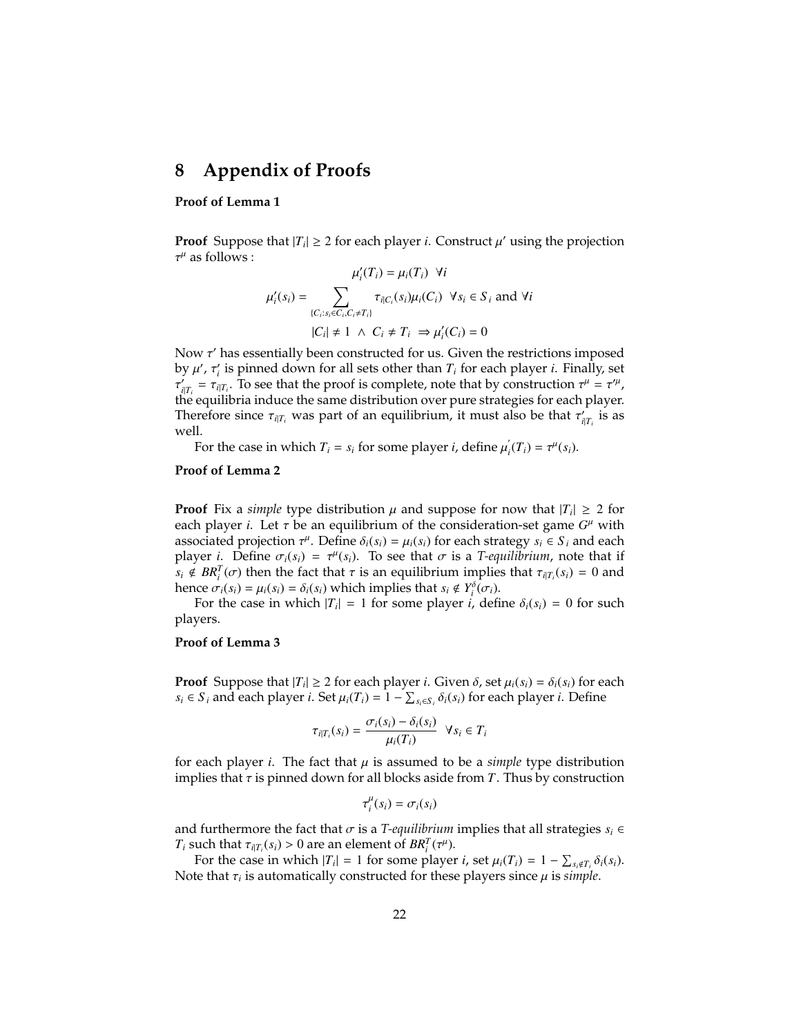# 8 Appendix of Proofs

**Proof of Lemma 1**

**Proof** Suppose that $|T_i| \geq 2$ for each player $i$. Construct $\mu'$ using the projection $\tau^\mu$ as follows :

$$\mu_i'(T_i) = \mu_i(T_i) \ \ \forall i$$

$$\mu_i'(s_i) = \sum_{\{C_i : s_i \in C_i, C_i \neq T_i\}} \tau_{i|C_i}(s_i)\mu_i(C_i) \ \ \forall s_i \in S_i \text{ and } \forall i$$

$$|C_i| \neq 1 \ \wedge \ C_i \neq T_i \ \Rightarrow \mu_i'(C_i) = 0$$

Now $\tau'$ has essentially been constructed for us. Given the restrictions imposed by $\mu'$, $\tau_i'$ is pinned down for all sets other than $T_i$ for each player $i$. Finally, set $\tau_{i|T_i}' = \tau_{i|T_i}$. To see that the proof is complete, note that by construction $\tau^\mu = \tau'^\mu$, the equilibria induce the same distribution over pure strategies for each player. Therefore since $\tau_{i|T_i}$ was part of an equilibrium, it must also be that $\tau_{i|T_i}'$ is as well.

For the case in which $T_i = s_i$ for some player $i$, define $\mu_i^{'}(T_i) = \tau^\mu(s_i)$.

**Proof of Lemma 2**

**Proof** Fix a *simple* type distribution $\mu$ and suppose for now that $|T_i| \geq 2$ for each player $i$. Let $\tau$ be an equilibrium of the consideration-set game $G^\mu$ with associated projection $\tau^\mu$. Define $\delta_i(s_i) = \mu_i(s_i)$ for each strategy $s_i \in S_i$ and each player $i$. Define $\sigma_i(s_i) = \tau^\mu(s_i)$. To see that $\sigma$ is a *T-equilibrium*, note that if $s_i \notin BR_i^T(\sigma)$ then the fact that $\tau$ is an equilibrium implies that $\tau_{i|T_i}(s_i) = 0$ and hence $\sigma_i(s_i) = \mu_i(s_i) = \delta_i(s_i)$ which implies that $s_i \notin Y_i^\delta(\sigma_i)$.

For the case in which $|T_i| = 1$ for some player $i$, define $\delta_i(s_i) = 0$ for such players.

**Proof of Lemma 3**

**Proof** Suppose that $|T_i| \geq 2$ for each player $i$. Given $\delta$, set $\mu_i(s_i) = \delta_i(s_i)$ for each $s_i \in S_i$ and each player $i$. Set $\mu_i(T_i) = 1 - \sum_{s_i \in S_i} \delta_i(s_i)$ for each player $i$. Define

$$\tau_{i|T_i}(s_i) = \frac{\sigma_i(s_i) - \delta_i(s_i)}{\mu_i(T_i)} \ \ \forall s_i \in T_i$$

for each player $i$. The fact that $\mu$ is assumed to be a *simple* type distribution implies that $\tau$ is pinned down for all blocks aside from $T$. Thus by construction

$$\tau_i^\mu(s_i) = \sigma_i(s_i)$$

and furthermore the fact that $\sigma$ is a *T-equilibrium* implies that all strategies $s_i \in T_i$ such that $\tau_{i|T_i}(s_i) > 0$ are an element of $BR_i^T(\tau^\mu)$.

For the case in which $|T_i| = 1$ for some player $i$, set $\mu_i(T_i) = 1 - \sum_{s_i \notin T_i} \delta_i(s_i)$. Note that $\tau_i$ is automatically constructed for these players since $\mu$ is *simple*.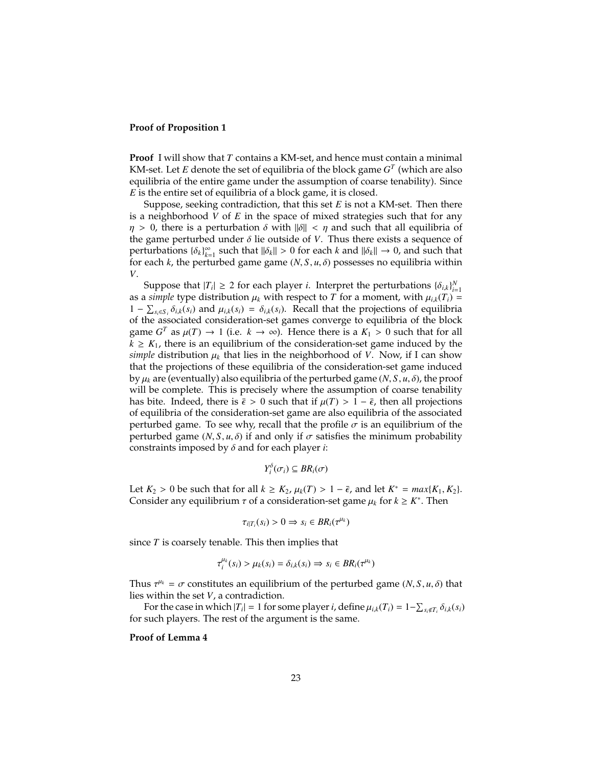**Proof of Proposition 1**

**Proof** I will show that $T$ contains a KM-set, and hence must contain a minimal KM-set. Let $E$ denote the set of equilibria of the block game $G^T$ (which are also equilibria of the entire game under the assumption of coarse tenability). Since $E$ is the entire set of equilibria of a block game, it is closed.

Suppose, seeking contradiction, that this set $E$ is not a KM-set. Then there is a neighborhood $V$ of $E$ in the space of mixed strategies such that for any $\eta > 0$, there is a perturbation $\delta$ with $\|\delta\| < \eta$ and such that all equilibria of the game perturbed under $\delta$ lie outside of $V$. Thus there exists a sequence of perturbations $\{\delta_k\}_{k=1}^{\infty}$ such that $\|\delta_k\| > 0$ for each $k$ and $\|\delta_k\| \to 0$, and such that for each $k$, the perturbed game game $(N, S, u, \delta)$ possesses no equilibria within $V$.

Suppose that $|T_i| \geq 2$ for each player $i$. Interpret the perturbations $\{\delta_{i,k}\}_{i=1}^{N}$ as a *simple* type distribution $\mu_k$ with respect to $T$ for a moment, with $\mu_{i,k}(T_i) = 1 - \sum_{s_i \in S_i} \delta_{i,k}(s_i)$ and $\mu_{i,k}(s_i) = \delta_{i,k}(s_i)$. Recall that the projections of equilibria of the associated consideration-set games converge to equilibria of the block game $G^T$ as $\mu(T) \to 1$ (i.e. $k \to \infty$). Hence there is a $K_1 > 0$ such that for all $k \geq K_1$, there is an equilibrium of the consideration-set game induced by the *simple* distribution $\mu_k$ that lies in the neighborhood of $V$. Now, if I can show that the projections of these equilibria of the consideration-set game induced by $\mu_k$ are (eventually) also equilibria of the perturbed game $(N, S, u, \delta)$, the proof will be complete. This is precisely where the assumption of coarse tenability has bite. Indeed, there is $\bar{\epsilon} > 0$ such that if $\mu(T) > 1 - \bar{\epsilon}$, then all projections of equilibria of the consideration-set game are also equilibria of the associated perturbed game. To see why, recall that the profile $\sigma$ is an equilibrium of the perturbed game $(N, S, u, \delta)$ if and only if $\sigma$ satisfies the minimum probability constraints imposed by $\delta$ and for each player $i$:

$$Y_i^{\delta}(\sigma_i) \subseteq BR_i(\sigma)$$

Let $K_2 > 0$ be such that for all $k \geq K_2$, $\mu_k(T) > 1 - \bar{\epsilon}$, and let $K^* = max\{K_1, K_2\}$. Consider any equilibrium $\tau$ of a consideration-set game $\mu_k$ for $k \geq K^*$. Then

$$\tau_{i|T_i}(s_i) > 0 \Rightarrow s_i \in BR_i(\tau^{\mu_k})$$

since $T$ is coarsely tenable. This then implies that

$$\tau_i^{\mu_k}(s_i) > \mu_k(s_i) = \delta_{i,k}(s_i) \Rightarrow s_i \in BR_i(\tau^{\mu_k})$$

Thus $\tau^{\mu_k} = \sigma$ constitutes an equilibrium of the perturbed game $(N, S, u, \delta)$ that lies within the set $V$, a contradiction.

For the case in which $|T_i| = 1$ for some player $i$, define $\mu_{i,k}(T_i) = 1 - \sum_{s_i \notin T_i} \delta_{i,k}(s_i)$ for such players. The rest of the argument is the same.

**Proof of Lemma 4**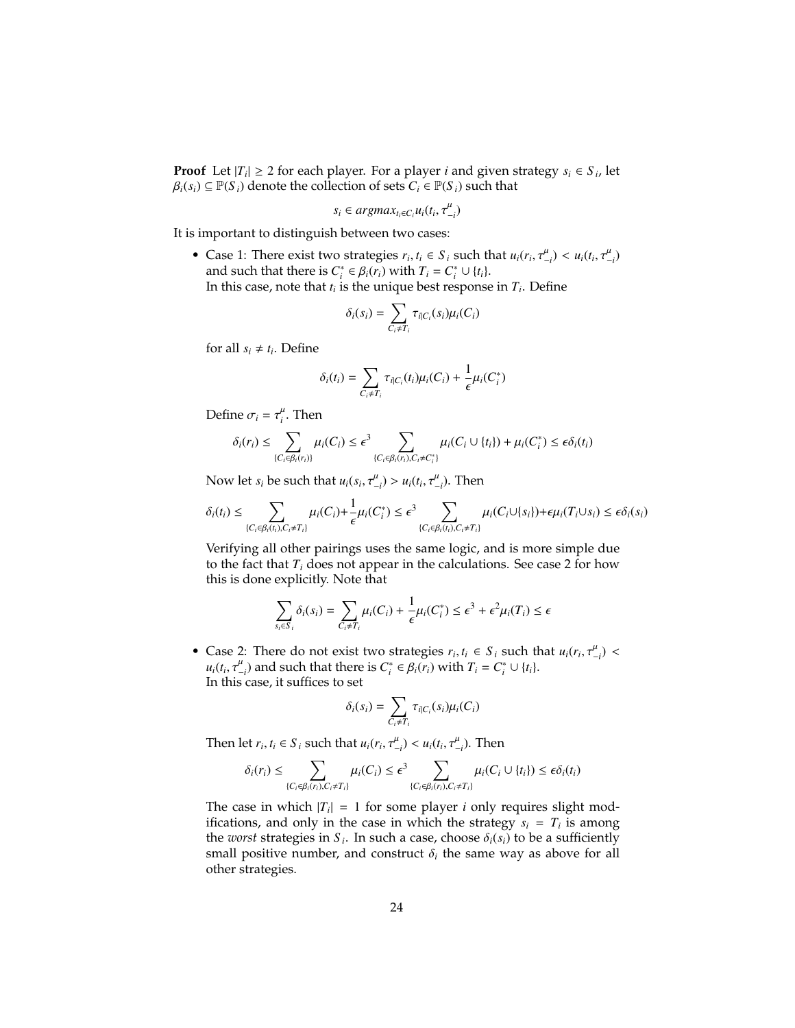**Proof** Let $|T_i| \geq 2$ for each player. For a player $i$ and given strategy $s_i \in S_i$, let $\beta_i(s_i) \subseteq \mathbb{P}(S_i)$ denote the collection of sets $C_i \in \mathbb{P}(S_i)$ such that

$$s_i \in argmax_{t_i \in C_i} u_i(t_i, \tau^{\mu}_{-i})$$

It is important to distinguish between two cases:

- Case 1: There exist two strategies $r_i, t_i \in S_i$ such that $u_i(r_i, \tau^{\mu}_{-i}) < u_i(t_i, \tau^{\mu}_{-i})$ and such that there is $C^*_i \in \beta_i(r_i)$ with $T_i = C^*_i \cup \{t_i\}$.
  In this case, note that $t_i$ is the unique best response in $T_i$. Define

  $$\delta_i(s_i) = \sum_{C_i \neq T_i} \tau_{i|C_i}(s_i)\mu_i(C_i)$$

  for all $s_i \neq t_i$. Define

  $$\delta_i(t_i) = \sum_{C_i \neq T_i} \tau_{i|C_i}(t_i)\mu_i(C_i) + \frac{1}{\epsilon}\mu_i(C^*_i)$$

  Define $\sigma_i = \tau^{\mu}_i$. Then

  $$\delta_i(r_i) \leq \sum_{\{C_i \in \beta_i(r_i)\}} \mu_i(C_i) \leq \epsilon^3 \sum_{\{C_i \in \beta_i(r_i), C_i \neq C^*_i\}} \mu_i(C_i \cup \{t_i\}) + \mu_i(C^*_i) \leq \epsilon\delta_i(t_i)$$

  Now let $s_i$ be such that $u_i(s_i, \tau^{\mu}_{-i}) > u_i(t_i, \tau^{\mu}_{-i})$. Then

  $$\delta_i(t_i) \leq \sum_{\{C_i \in \beta_i(t_i), C_i \neq T_i\}} \mu_i(C_i) + \frac{1}{\epsilon}\mu_i(C^*_i) \leq \epsilon^3 \sum_{\{C_i \in \beta_i(t_i), C_i \neq T_i\}} \mu_i(C_i \cup \{s_i\}) + \epsilon\mu_i(T_i \cup s_i) \leq \epsilon\delta_i(s_i)$$

  Verifying all other pairings uses the same logic, and is more simple due to the fact that $T_i$ does not appear in the calculations. See case 2 for how this is done explicitly. Note that

  $$\sum_{s_i \in S_i} \delta_i(s_i) = \sum_{C_i \neq T_i} \mu_i(C_i) + \frac{1}{\epsilon}\mu_i(C^*_i) \leq \epsilon^3 + \epsilon^2\mu_i(T_i) \leq \epsilon$$

- Case 2: There do not exist two strategies $r_i, t_i \in S_i$ such that $u_i(r_i, \tau^{\mu}_{-i}) < u_i(t_i, \tau^{\mu}_{-i})$ and such that there is $C^*_i \in \beta_i(r_i)$ with $T_i = C^*_i \cup \{t_i\}$.
  In this case, it suffices to set

  $$\delta_i(s_i) = \sum_{C_i \neq T_i} \tau_{i|C_i}(s_i)\mu_i(C_i)$$

  Then let $r_i, t_i \in S_i$ such that $u_i(r_i, \tau^{\mu}_{-i}) < u_i(t_i, \tau^{\mu}_{-i})$. Then

  $$\delta_i(r_i) \leq \sum_{\{C_i \in \beta_i(r_i), C_i \neq T_i\}} \mu_i(C_i) \leq \epsilon^3 \sum_{\{C_i \in \beta_i(r_i), C_i \neq T_i\}} \mu_i(C_i \cup \{t_i\}) \leq \epsilon\delta_i(t_i)$$

  The case in which $|T_i| = 1$ for some player $i$ only requires slight modifications, and only in the case in which the strategy $s_i = T_i$ is among the *worst* strategies in $S_i$. In such a case, choose $\delta_i(s_i)$ to be a sufficiently small positive number, and construct $\delta_i$ the same way as above for all other strategies.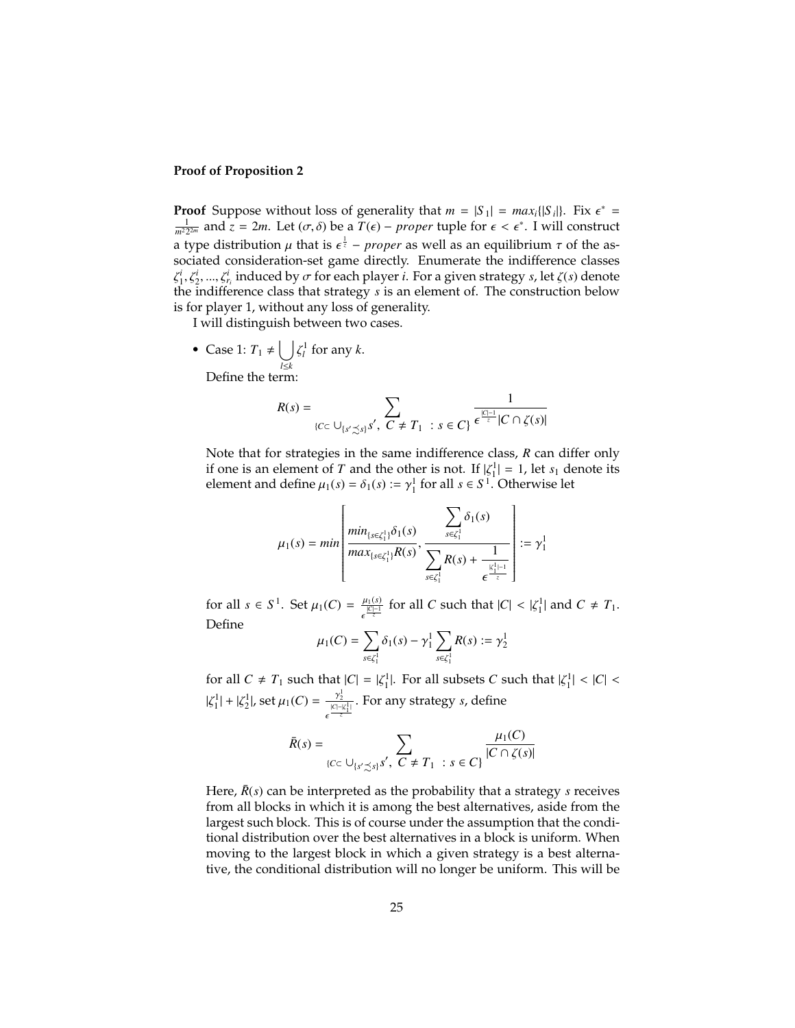**Proof of Proposition 2**

**Proof** Suppose without loss of generality that $m = |S_1| = max_i\{|S_i|\}$. Fix $\epsilon^* = \frac{1}{m^2 2^{2m}}$ and $z = 2m$. Let $(\sigma, \delta)$ be a $T(\epsilon) - proper$ tuple for $\epsilon < \epsilon^*$. I will construct a type distribution $\mu$ that is $\epsilon^{\frac{1}{z}} - proper$ as well as an equilibrium $\tau$ of the associated consideration-set game directly. Enumerate the indifference classes $\zeta_1^i, \zeta_2^i, ..., \zeta_{r_i}^i$ induced by $\sigma$ for each player $i$. For a given strategy $s$, let $\zeta(s)$ denote the indifference class that strategy $s$ is an element of. The construction below is for player 1, without any loss of generality.

I will distinguish between two cases.

- Case 1: $T_1 \neq \bigcup_{l \leq k} \zeta_l^1$ for any $k$.

  Define the term:

$$
R(s) = \sum_{\{C \subset \bigcup_{\{s' \precsim s\}} s',\ C \neq T_1\ :\ s \in C\}} \frac{1}{\epsilon^{\frac{|C|-1}{z}} |C \cap \zeta(s)|}
$$

  Note that for strategies in the same indifference class, $R$ can differ only if one is an element of $T$ and the other is not. If $|\zeta_1^1| = 1$, let $s_1$ denote its element and define $\mu_1(s) = \delta_1(s) := \gamma_1^1$ for all $s \in S^1$. Otherwise let

$$
\mu_1(s) = min\left[\frac{min_{\{s \in \zeta_1^1\}} \delta_1(s)}{max_{\{s \in \zeta_1^1\}} R(s)}, \frac{\sum_{s \in \zeta_1^1} \delta_1(s)}{\sum_{s \in \zeta_1^1} R(s) + \frac{1}{\epsilon^{\frac{|\zeta_1^1|-1}{z}}}}\right] := \gamma_1^1
$$

  for all $s \in S^1$. Set $\mu_1(C) = \frac{\mu_1(s)}{\epsilon^{\frac{|C|-1}{z}}}$ for all $C$ such that $|C| < |\zeta_1^1|$ and $C \neq T_1$. Define

$$
\mu_1(C) = \sum_{s \in \zeta_1^1} \delta_1(s) - \gamma_1^1 \sum_{s \in \zeta_1^1} R(s) := \gamma_2^1
$$

  for all $C \neq T_1$ such that $|C| = |\zeta_1^1|$. For all subsets $C$ such that $|\zeta_1^1| < |C| < |\zeta_1^1| + |\zeta_2^1|$, set $\mu_1(C) = \frac{\gamma_2^1}{\epsilon^{\frac{|C|-|\zeta_1^1|}{z}}}$. For any strategy $s$, define

$$
\bar{R}(s) = \sum_{\{C \subset \bigcup_{\{s' \precsim s\}} s',\ C \neq T_1\ :\ s \in C\}} \frac{\mu_1(C)}{|C \cap \zeta(s)|}
$$

  Here, $\bar{R}(s)$ can be interpreted as the probability that a strategy $s$ receives from all blocks in which it is among the best alternatives, aside from the largest such block. This is of course under the assumption that the conditional distribution over the best alternatives in a block is uniform. When moving to the largest block in which a given strategy is a best alternative, the conditional distribution will no longer be uniform. This will be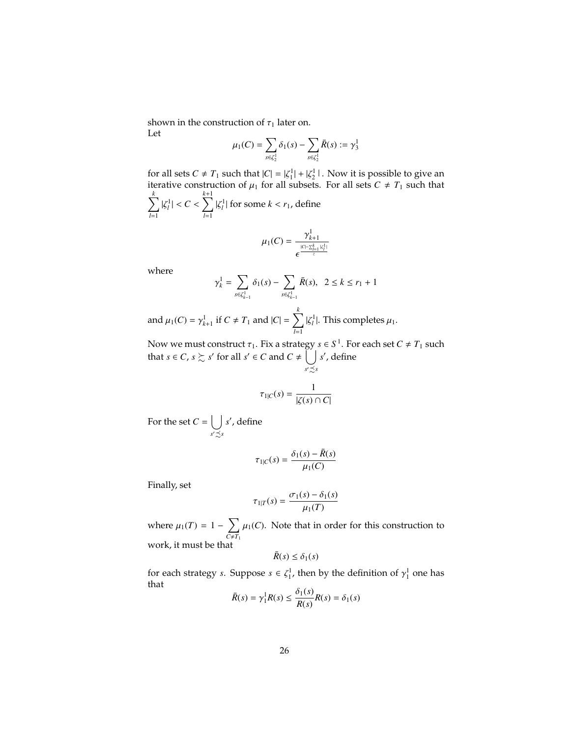shown in the construction of $\tau_1$ later on.
Let

$$\mu_1(C) = \sum_{s \in \zeta_2^1} \delta_1(s) - \sum_{s \in \zeta_2^1} \bar{R}(s) := \gamma_3^1$$

for all sets $C \neq T_1$ such that $|C| = |\zeta_1^1| + |\zeta_2^1|$ . Now it is possible to give an iterative construction of $\mu_1$ for all subsets. For all sets $C \neq T_1$ such that $\sum_{l=1}^{k} |\zeta_l^1| < C < \sum_{l=1}^{k+1} |\zeta_l^1|$ for some $k < r_1$, define

$$\mu_1(C) = \frac{\gamma_{k+1}^1}{\epsilon^{\frac{|C| - \sum_{l=1}^{k} |\zeta_l^1|}{z}}}$$

where

$$\gamma_k^1 = \sum_{s \in \zeta_{k-1}^1} \delta_1(s) - \sum_{s \in \zeta_{k-1}^1} \bar{R}(s), \quad 2 \leq k \leq r_1 + 1$$

and $\mu_1(C) = \gamma_{k+1}^1$ if $C \neq T_1$ and $|C| = \sum_{l=1}^{k} |\zeta_l^1|$. This completes $\mu_1$.

Now we must construct $\tau_1$. Fix a strategy $s \in S^1$. For each set $C \neq T_1$ such that $s \in C$, $s \succsim s'$ for all $s' \in C$ and $C \neq \bigcup_{s' \precsim s} s'$, define

$$\tau_{1|C}(s) = \frac{1}{|\zeta(s) \cap C|}$$

For the set $C = \bigcup_{s' \precsim s} s'$, define

$$\tau_{1|C}(s) = \frac{\delta_1(s) - \bar{R}(s)}{\mu_1(C)}$$

Finally, set

$$\tau_{1|T}(s) = \frac{\sigma_1(s) - \delta_1(s)}{\mu_1(T)}$$

where $\mu_1(T) = 1 - \sum_{C \neq T_1} \mu_1(C)$. Note that in order for this construction to work, it must be that

$$\bar{R}(s) \leq \delta_1(s)$$

for each strategy $s$. Suppose $s \in \zeta_1^1$, then by the definition of $\gamma_1^1$ one has that

$$\bar{R}(s) = \gamma_1^1 R(s) \leq \frac{\delta_1(s)}{R(s)} R(s) = \delta_1(s)$$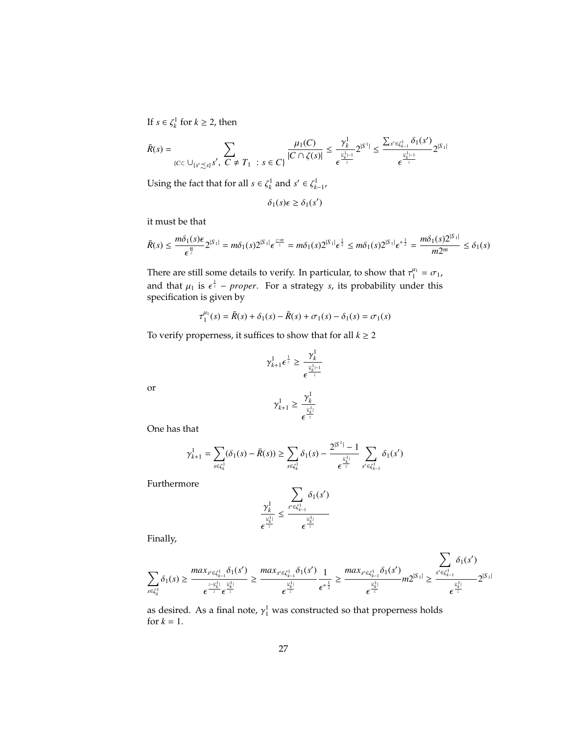If $s \in \zeta_k^1$ for $k \geq 2$, then

$$\bar{R}(s) = \sum_{\{C \subset \cup_{\{s' \precsim s\}} s',\ C \neq T_1\ :\ s \in C\}} \frac{\mu_1(C)}{|C \cap \zeta(s)|} \leq \frac{\gamma_k^1}{\epsilon^{\frac{|\zeta_k^1|-1}{z}}} 2^{|S^1|} \leq \frac{\sum_{s' \in \zeta_{k-1}^1} \delta_1(s')}{\epsilon^{\frac{|\zeta_k^1|-1}{z}}} 2^{|S_1|}$$

Using the fact that for all $s \in \zeta_k^1$ and $s' \in \zeta_{k-1}^1$,

$$\delta_1(s)\epsilon \geq \delta_1(s')$$

it must be that

$$\bar{R}(s) \leq \frac{m\delta_1(s)\epsilon}{\epsilon^{\frac{m}{z}}} 2^{|S_1|} = m\delta_1(s) 2^{|S_1|} \epsilon^{\frac{z-m}{z}} = m\delta_1(s) 2^{|S_1|} \epsilon^{\frac{1}{z}} \leq m\delta_1(s) 2^{|S_1|} \epsilon^{*\frac{1}{z}} = \frac{m\delta_1(s) 2^{|S_1|}}{m2^m} \leq \delta_1(s)$$

There are still some details to verify. In particular, to show that $\tau_1^{\mu_1} = \sigma_1$, and that $\mu_1$ is $\epsilon^{\frac{1}{z}} - proper$. For a strategy $s$, its probability under this specification is given by

$$\tau_1^{\mu_1}(s) = \bar{R}(s) + \delta_1(s) - \bar{R}(s) + \sigma_1(s) - \delta_1(s) = \sigma_1(s)$$

To verify properness, it suffices to show that for all $k \geq 2$

$$\gamma_{k+1}^1 \epsilon^{\frac{1}{z}} \geq \frac{\gamma_k^1}{\epsilon^{\frac{|\zeta_k^1|-1}{z}}}$$

or

$$\gamma_{k+1}^1 \geq \frac{\gamma_k^1}{\epsilon^{\frac{|\zeta_k^1|}{z}}}$$

One has that

$$\gamma_{k+1}^1 = \sum_{s \in \zeta_k^1} (\delta_1(s) - \bar{R}(s)) \geq \sum_{s \in \zeta_k^1} \delta_1(s) - \frac{2^{|S^1|} - 1}{\epsilon^{\frac{|\zeta_k^1|}{z}}} \sum_{s' \in \zeta_{k-1}^1} \delta_1(s')$$

Furthermore

$$\frac{\gamma_k^1}{\epsilon^{\frac{|\zeta_k^1|}{z}}} \leq \frac{\sum_{s' \in \zeta_{k-1}^1} \delta_1(s')}{\epsilon^{\frac{|\zeta_k^1|}{z}}}$$

Finally,

$$\sum_{s \in \zeta_k^1} \delta_1(s) \geq \frac{max_{s' \in \zeta_{k-1}^1} \delta_1(s')}{\epsilon^{\frac{z-|\zeta_k^1|}{z}} \epsilon^{\frac{|\zeta_k^1|}{z}}} \geq \frac{max_{s' \in \zeta_{k-1}^1} \delta_1(s')}{\epsilon^{\frac{|\zeta_k^1|}{z}}} \frac{1}{\epsilon^{*\frac{1}{z}}} \geq \frac{max_{s' \in \zeta_{k-1}^1} \delta_1(s')}{\epsilon^{\frac{|\zeta_k^1|}{z}}} m2^{|S^1|} \geq \frac{\sum_{s' \in \zeta_{k-1}^1} \delta_1(s')}{\epsilon^{\frac{|\zeta_k^1|}{z}}} 2^{|S_1|}$$

as desired. As a final note, $\gamma_1^1$ was constructed so that properness holds for $k = 1$.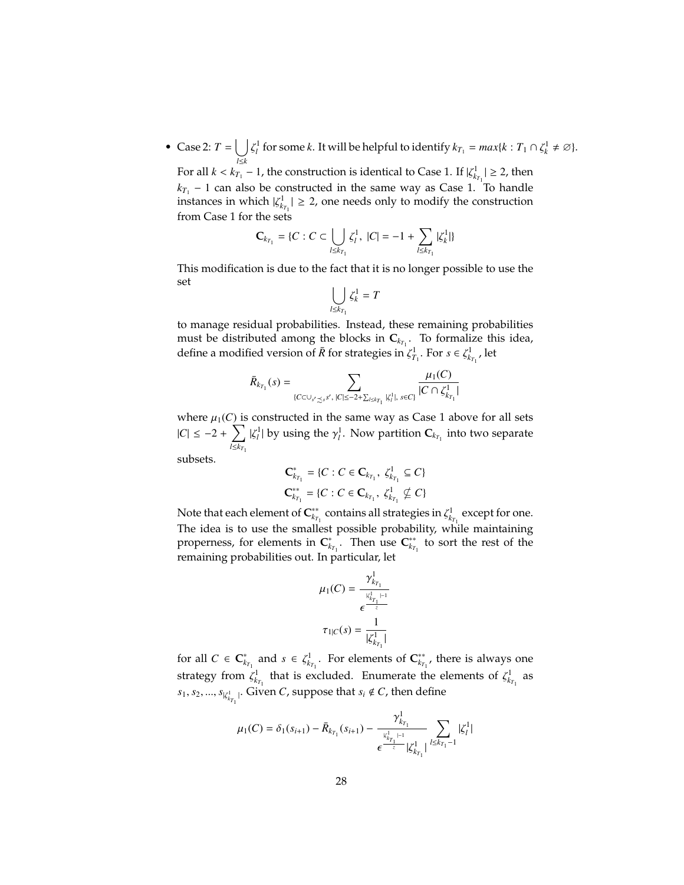- Case 2: $T = \bigcup_{l \leq k} \zeta_l^1$ for some $k$. It will be helpful to identify $k_{T_1} = max\{k : T_1 \cap \zeta_k^1 \neq \emptyset\}$.

  For all $k < k_{T_1} - 1$, the construction is identical to Case 1. If $|\zeta_{k_{T_1}}^1| \geq 2$, then $k_{T_1} - 1$ can also be constructed in the same way as Case 1. To handle instances in which $|\zeta_{k_{T_1}}^1| \geq 2$, one needs only to modify the construction from Case 1 for the sets

$$\mathbf{C}_{k_{T_1}} = \{C : C \subset \bigcup_{l \leq k_{T_1}} \zeta_l^1,\ |C| = -1 + \sum_{l \leq k_{T_1}} |\zeta_k^1|\}$$

  This modification is due to the fact that it is no longer possible to use the set

$$\bigcup_{l \leq k_{T_1}} \zeta_k^1 = T$$

  to manage residual probabilities. Instead, these remaining probabilities must be distributed among the blocks in $\mathbf{C}_{k_{T_1}}$. To formalize this idea, define a modified version of $\bar{R}$ for strategies in $\zeta_{T_1}^1$. For $s \in \zeta_{k_{T_1}}^1$, let

$$\bar{R}_{k_{T_1}}(s) = \sum_{\{C \subset \cup_{s' \precsim_s s'},\ |C| \leq -2 + \sum_{l \leq k_{T_1}} |\zeta_l^1|,\ s \in C\}} \frac{\mu_1(C)}{|C \cap \zeta_{k_{T_1}}^1|}$$

  where $\mu_1(C)$ is constructed in the same way as Case 1 above for all sets $|C| \leq -2 + \sum_{l \leq k_{T_1}} |\zeta_l^1|$ by using the $\gamma_l^1$. Now partition $\mathbf{C}_{k_{T_1}}$ into two separate subsets.

$$\mathbf{C}_{k_{T_1}}^* = \{C : C \in \mathbf{C}_{k_{T_1}},\ \zeta_{k_{T_1}}^1 \subseteq C\}$$

$$\mathbf{C}_{k_{T_1}}^{**} = \{C : C \in \mathbf{C}_{k_{T_1}},\ \zeta_{k_{T_1}}^1 \nsubseteq C\}$$

  Note that each element of $\mathbf{C}_{k_{T_1}}^{**}$ contains all strategies in $\zeta_{k_{T_1}}^1$ except for one. The idea is to use the smallest possible probability, while maintaining properness, for elements in $\mathbf{C}_{k_{T_1}}^*$. Then use $\mathbf{C}_{k_{T_1}}^{**}$ to sort the rest of the remaining probabilities out. In particular, let

$$\mu_1(C) = \frac{\gamma_{k_{T_1}}^1}{\epsilon^{\frac{|\zeta_{k_{T_1}}^1|-1}{z}}}$$

$$\tau_{1|C}(s) = \frac{1}{|\zeta_{k_{T_1}}^1|}$$

  for all $C \in \mathbf{C}_{k_{T_1}}^*$ and $s \in \zeta_{k_{T_1}}^1$. For elements of $\mathbf{C}_{k_{T_1}}^{**}$, there is always one strategy from $\zeta_{k_{T_1}}^1$ that is excluded. Enumerate the elements of $\zeta_{k_{T_1}}^1$ as $s_1, s_2, ..., s_{|\zeta_{k_{T_1}}^1|}$. Given $C$, suppose that $s_i \notin C$, then define

$$\mu_1(C) = \delta_1(s_{i+1}) - \bar{R}_{k_{T_1}}(s_{i+1}) - \frac{\gamma_{k_{T_1}}^1}{\epsilon^{\frac{|\zeta_{k_{T_1}}^1|-1}{z}} |\zeta_{k_{T_1}}^1|} \sum_{l \leq k_{T_1}-1} |\zeta_l^1|$$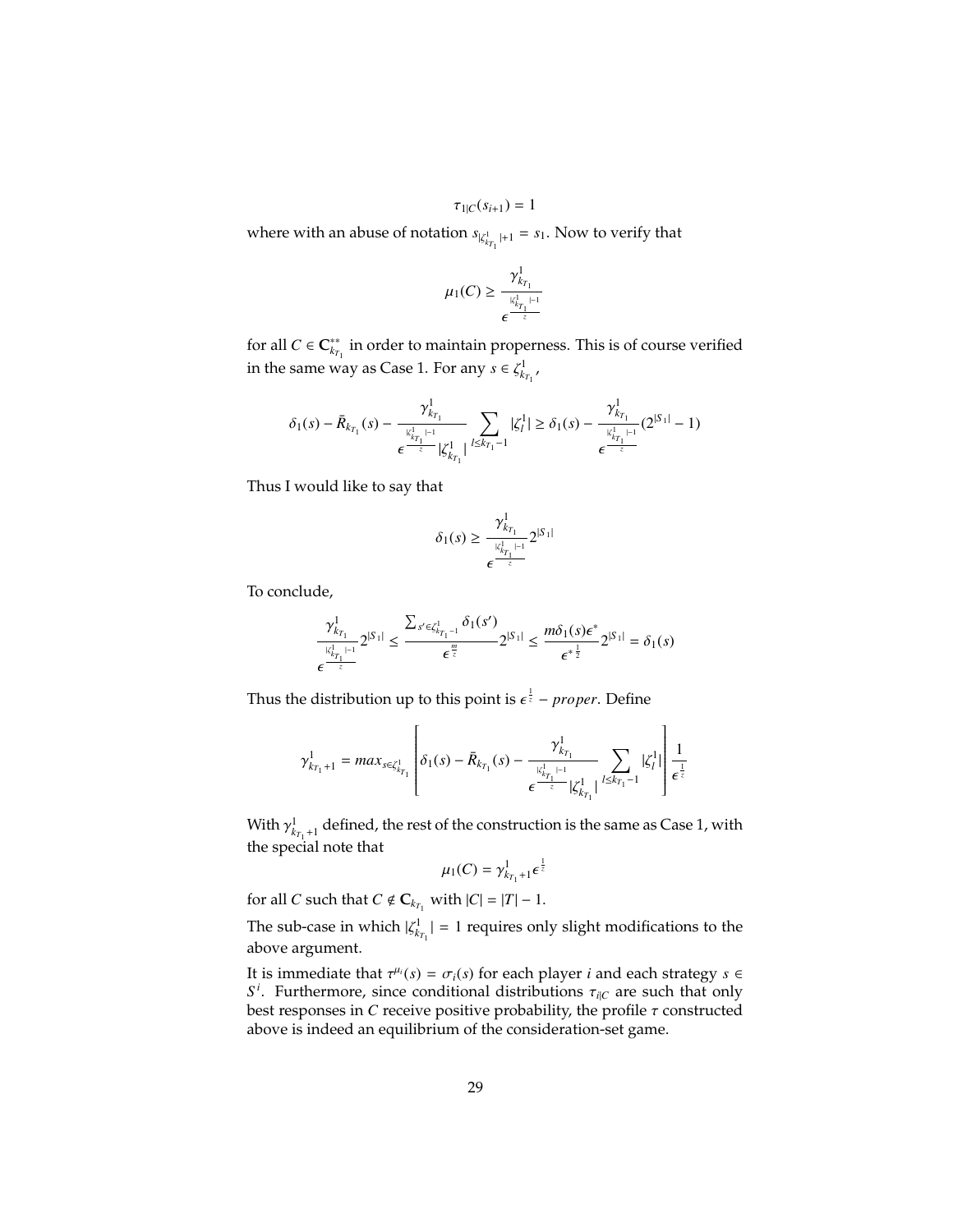$$\tau_{1|C}(s_{i+1}) = 1$$

where with an abuse of notation $s_{|\zeta^1_{k_{T_1}}|+1} = s_1$. Now to verify that

$$\mu_1(C) \geq \frac{\gamma^1_{k_{T_1}}}{\epsilon^{\frac{|\zeta^1_{k_{T_1}}|-1}{z}}}$$

for all $C \in \mathbf{C}^{**}_{k_{T_1}}$ in order to maintain properness. This is of course verified in the same way as Case 1. For any $s \in \zeta^1_{k_{T_1}}$,

$$\delta_1(s) - \bar{R}_{k_{T_1}}(s) - \frac{\gamma^1_{k_{T_1}}}{\epsilon^{\frac{|\zeta^1_{k_{T_1}}|-1}{z}}|\zeta^1_{k_{T_1}}|}\sum_{l \leq k_{T_1}-1}|\zeta^1_l| \geq \delta_1(s) - \frac{\gamma^1_{k_{T_1}}}{\epsilon^{\frac{|\zeta^1_{k_{T_1}}|-1}{z}}}(2^{|S_1|}-1)$$

Thus I would like to say that

$$\delta_1(s) \geq \frac{\gamma^1_{k_{T_1}}}{\epsilon^{\frac{|\zeta^1_{k_{T_1}}|-1}{z}}}2^{|S_1|}$$

To conclude,

$$\frac{\gamma^1_{k_{T_1}}}{\epsilon^{\frac{|\zeta^1_{k_{T_1}}|-1}{z}}}2^{|S_1|} \leq \frac{\sum_{s' \in \zeta^1_{k_{T_1}-1}}\delta_1(s')}{\epsilon^{\frac{m}{z}}}2^{|S_1|} \leq \frac{m\delta_1(s)\epsilon^*}{\epsilon^{*\frac{1}{2}}}2^{|S_1|} = \delta_1(s)$$

Thus the distribution up to this point is $\epsilon^{\frac{1}{z}} - proper$. Define

$$\gamma^1_{k_{T_1}+1} = max_{s \in \zeta^1_{k_{T_1}}}\left[\delta_1(s) - \bar{R}_{k_{T_1}}(s) - \frac{\gamma^1_{k_{T_1}}}{\epsilon^{\frac{|\zeta^1_{k_{T_1}}|-1}{z}}|\zeta^1_{k_{T_1}}|}\sum_{l \leq k_{T_1}-1}|\zeta^1_l|\right]\frac{1}{\epsilon^{\frac{1}{z}}}$$

With $\gamma^1_{k_{T_1}+1}$ defined, the rest of the construction is the same as Case 1, with the special note that

$$\mu_1(C) = \gamma^1_{k_{T_1}+1}\epsilon^{\frac{1}{z}}$$

for all $C$ such that $C \notin \mathbf{C}_{k_{T_1}}$ with $|C| = |T| - 1$.

The sub-case in which $|\zeta^1_{k_{T_1}}| = 1$ requires only slight modifications to the above argument.

It is immediate that $\tau^{\mu_i}(s) = \sigma_i(s)$ for each player $i$ and each strategy $s \in S^i$. Furthermore, since conditional distributions $\tau_{i|C}$ are such that only best responses in $C$ receive positive probability, the profile $\tau$ constructed above is indeed an equilibrium of the consideration-set game.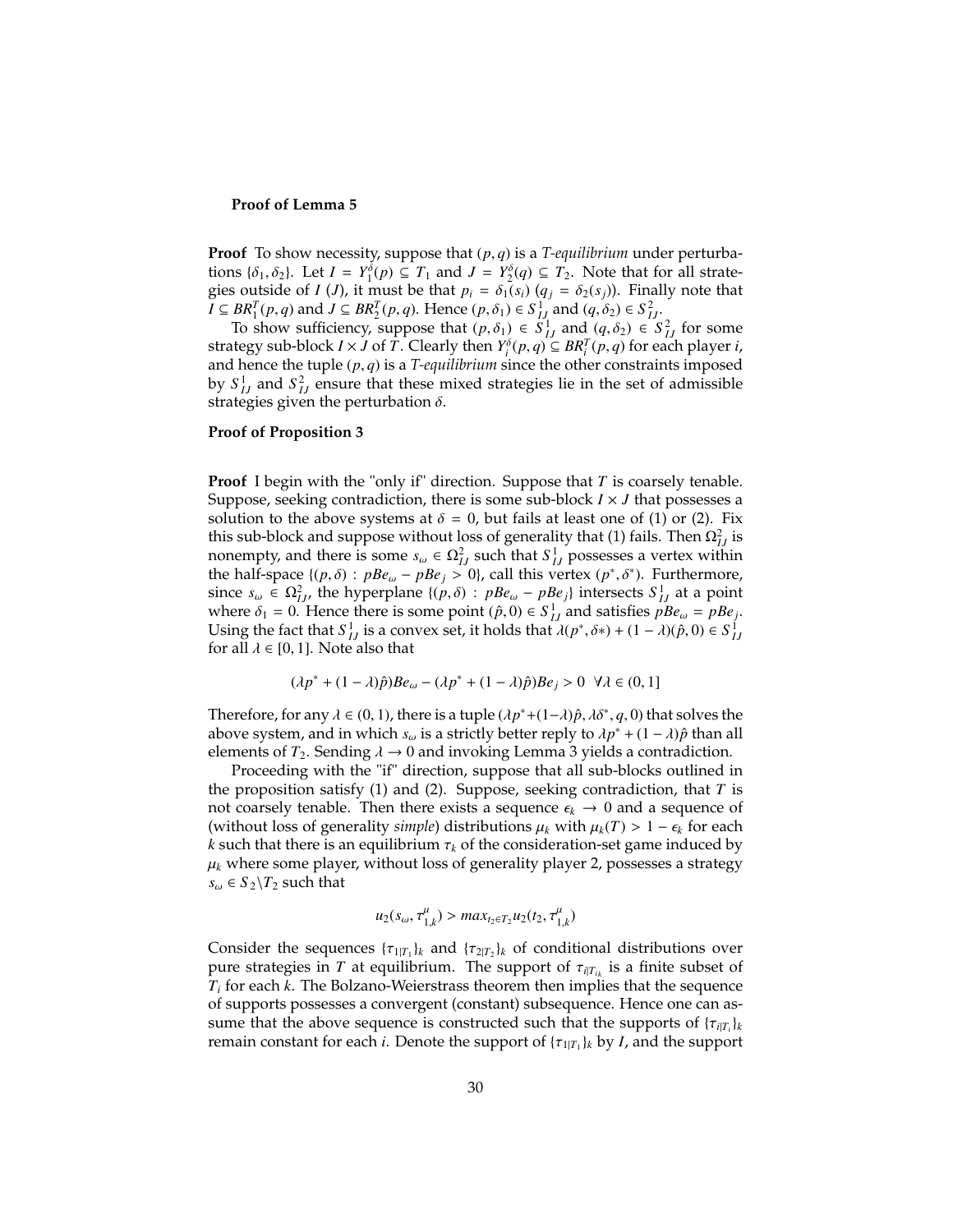**Proof of Lemma 5**

**Proof** To show necessity, suppose that $(p, q)$ is a *T-equilibrium* under perturbations $\{\delta_1, \delta_2\}$. Let $I = Y_1^\delta(p) \subseteq T_1$ and $J = Y_2^\delta(q) \subseteq T_2$. Note that for all strategies outside of $I$ $(J)$, it must be that $p_i = \delta_1(s_i)$ $(q_j = \delta_2(s_j))$. Finally note that $I \subseteq BR_1^T(p, q)$ and $J \subseteq BR_2^T(p, q)$. Hence $(p, \delta_1) \in S_{IJ}^1$ and $(q, \delta_2) \in S_{IJ}^2$.

To show sufficiency, suppose that $(p, \delta_1) \in S_{IJ}^1$ and $(q, \delta_2) \in S_{IJ}^2$ for some strategy sub-block $I \times J$ of $T$. Clearly then $Y_i^\delta(p, q) \subseteq BR_i^T(p, q)$ for each player $i$, and hence the tuple $(p, q)$ is a *T-equilibrium* since the other constraints imposed by $S_{IJ}^1$ and $S_{IJ}^2$ ensure that these mixed strategies lie in the set of admissible strategies given the perturbation $\delta$.

**Proof of Proposition 3**

**Proof** I begin with the "only if" direction. Suppose that $T$ is coarsely tenable. Suppose, seeking contradiction, there is some sub-block $I \times J$ that possesses a solution to the above systems at $\delta = 0$, but fails at least one of (1) or (2). Fix this sub-block and suppose without loss of generality that (1) fails. Then $\Omega_{IJ}^2$ is nonempty, and there is some $s_\omega \in \Omega_{IJ}^2$ such that $S_{IJ}^1$ possesses a vertex within the half-space $\{(p, \delta) : pBe_\omega - pBe_j > 0\}$, call this vertex $(p^*, \delta^*)$. Furthermore, since $s_\omega \in \Omega_{IJ}^2$, the hyperplane $\{(p, \delta) : pBe_\omega - pBe_j\}$ intersects $S_{IJ}^1$ at a point where $\delta_1 = 0$. Hence there is some point $(\hat{p}, 0) \in S_{IJ}^1$ and satisfies $pBe_\omega = pBe_j$. Using the fact that $S_{IJ}^1$ is a convex set, it holds that $\lambda(p^*, \delta*) + (1 - \lambda)(\hat{p}, 0) \in S_{IJ}^1$ for all $\lambda \in [0, 1]$. Note also that

$$(\lambda p^* + (1 - \lambda)\hat{p})Be_\omega - (\lambda p^* + (1 - \lambda)\hat{p})Be_j > 0 \quad \forall \lambda \in (0, 1]$$

Therefore, for any $\lambda \in (0, 1)$, there is a tuple $(\lambda p^* + (1-\lambda)\hat{p}, \lambda\delta^*, q, 0)$ that solves the above system, and in which $s_\omega$ is a strictly better reply to $\lambda p^* + (1 - \lambda)\hat{p}$ than all elements of $T_2$. Sending $\lambda \to 0$ and invoking Lemma 3 yields a contradiction.

Proceeding with the "if" direction, suppose that all sub-blocks outlined in the proposition satisfy (1) and (2). Suppose, seeking contradiction, that $T$ is not coarsely tenable. Then there exists a sequence $\epsilon_k \to 0$ and a sequence of (without loss of generality *simple*) distributions $\mu_k$ with $\mu_k(T) > 1 - \epsilon_k$ for each $k$ such that there is an equilibrium $\tau_k$ of the consideration-set game induced by $\mu_k$ where some player, without loss of generality player 2, possesses a strategy $s_\omega \in S_2 \backslash T_2$ such that

$$u_2(s_\omega, \tau_{1,k}^\mu) > max_{t_2 \in T_2} u_2(t_2, \tau_{1,k}^\mu)$$

Consider the sequences $\{\tau_{1|T_1}\}_k$ and $\{\tau_{2|T_2}\}_k$ of conditional distributions over pure strategies in $T$ at equilibrium. The support of $\tau_{i|T_{ik}}$ is a finite subset of $T_i$ for each $k$. The Bolzano-Weierstrass theorem then implies that the sequence of supports possesses a convergent (constant) subsequence. Hence one can assume that the above sequence is constructed such that the supports of $\{\tau_{i|T_i}\}_k$ remain constant for each $i$. Denote the support of $\{\tau_{1|T_1}\}_k$ by $I$, and the support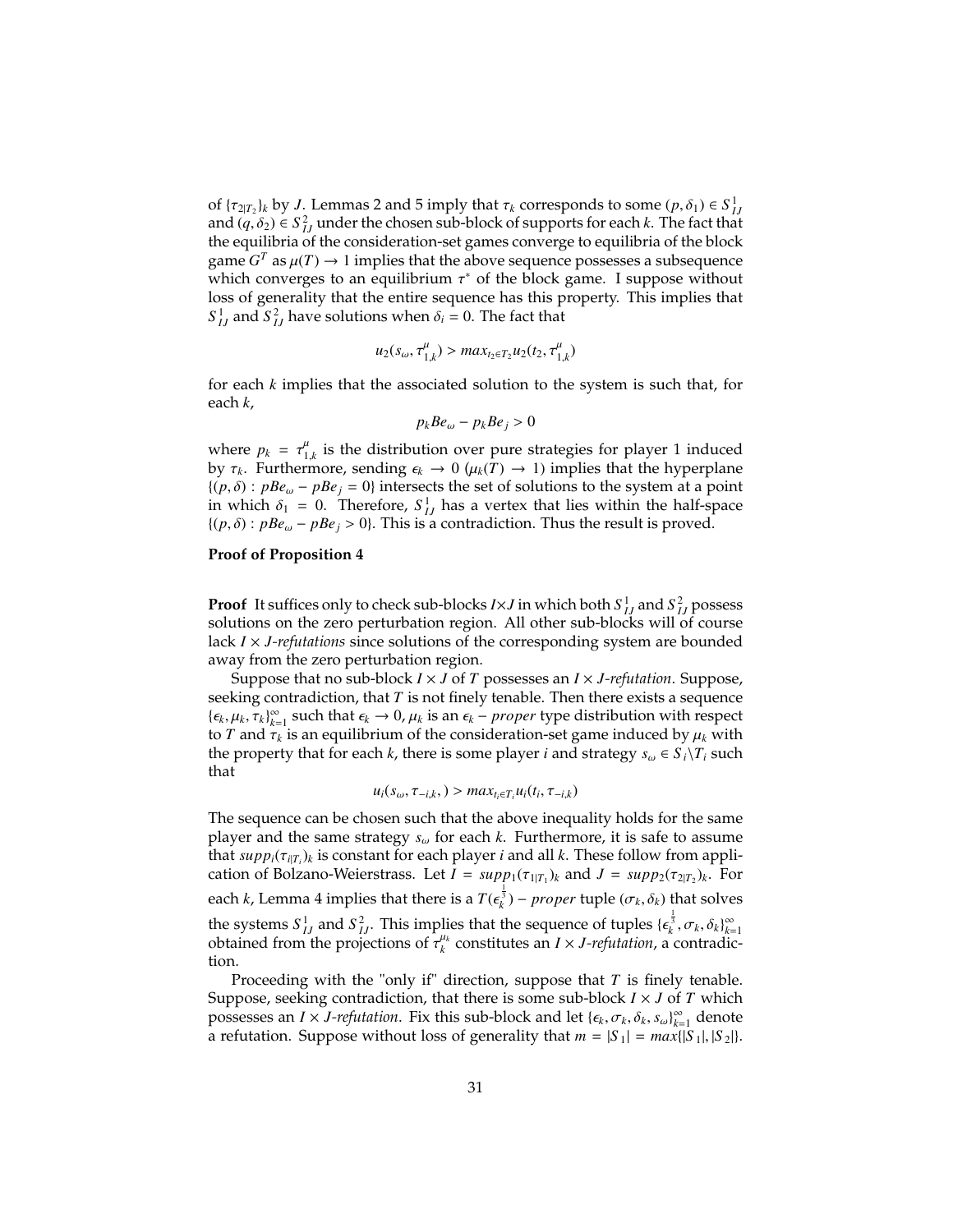of $\{\tau_{2|T_2}\}_k$ by $J$. Lemmas 2 and 5 imply that $\tau_k$ corresponds to some $(p, \delta_1) \in S^1_{IJ}$ and $(q, \delta_2) \in S^2_{IJ}$ under the chosen sub-block of supports for each $k$. The fact that the equilibria of the consideration-set games converge to equilibria of the block game $G^T$ as $\mu(T) \to 1$ implies that the above sequence possesses a subsequence which converges to an equilibrium $\tau^*$ of the block game. I suppose without loss of generality that the entire sequence has this property. This implies that $S^1_{IJ}$ and $S^2_{IJ}$ have solutions when $\delta_i = 0$. The fact that

$$u_2(s_\omega, \tau^\mu_{1,k}) > max_{t_2 \in T_2} u_2(t_2, \tau^\mu_{1,k})$$

for each $k$ implies that the associated solution to the system is such that, for each $k$,

$$p_k B e_\omega - p_k B e_j > 0$$

where $p_k = \tau^\mu_{1,k}$ is the distribution over pure strategies for player 1 induced by $\tau_k$. Furthermore, sending $\epsilon_k \to 0$ ($\mu_k(T) \to 1$) implies that the hyperplane $\{(p, \delta) : pBe_\omega - pBe_j = 0\}$ intersects the set of solutions to the system at a point in which $\delta_1 = 0$. Therefore, $S^1_{IJ}$ has a vertex that lies within the half-space $\{(p, \delta) : pBe_\omega - pBe_j > 0\}$. This is a contradiction. Thus the result is proved.

**Proof of Proposition 4**

**Proof** It suffices only to check sub-blocks $I \times J$ in which both $S^1_{IJ}$ and $S^2_{IJ}$ possess solutions on the zero perturbation region. All other sub-blocks will of course lack $I \times J$*-refutations* since solutions of the corresponding system are bounded away from the zero perturbation region.

Suppose that no sub-block $I \times J$ of $T$ possesses an $I \times J$*-refutation*. Suppose, seeking contradiction, that $T$ is not finely tenable. Then there exists a sequence $\{\epsilon_k, \mu_k, \tau_k\}_{k=1}^\infty$ such that $\epsilon_k \to 0$, $\mu_k$ is an $\epsilon_k - proper$ type distribution with respect to $T$ and $\tau_k$ is an equilibrium of the consideration-set game induced by $\mu_k$ with the property that for each $k$, there is some player $i$ and strategy $s_\omega \in S_i \backslash T_i$ such that

$$u_i(s_\omega, \tau_{-i,k},) > max_{t_i \in T_i} u_i(t_i, \tau_{-i,k})$$

The sequence can be chosen such that the above inequality holds for the same player and the same strategy $s_\omega$ for each $k$. Furthermore, it is safe to assume that $supp_i(\tau_{i|T_i})_k$ is constant for each player $i$ and all $k$. These follow from application of Bolzano-Weierstrass. Let $I = supp_1(\tau_{1|T_1})_k$ and $J = supp_2(\tau_{2|T_2})_k$. For each $k$, Lemma 4 implies that there is a $T(\epsilon_k^{\frac{1}{3}}) - proper$ tuple $(\sigma_k, \delta_k)$ that solves the systems $S^1_{IJ}$ and $S^2_{IJ}$. This implies that the sequence of tuples $\{\epsilon_k^{\frac{1}{3}}, \sigma_k, \delta_k\}_{k=1}^\infty$ obtained from the projections of $\tau_k^{\mu_k}$ constitutes an $I \times J$*-refutation*, a contradiction.

Proceeding with the "only if" direction, suppose that $T$ is finely tenable. Suppose, seeking contradiction, that there is some sub-block $I \times J$ of $T$ which possesses an $I \times J$*-refutation*. Fix this sub-block and let $\{\epsilon_k, \sigma_k, \delta_k, s_\omega\}_{k=1}^\infty$ denote a refutation. Suppose without loss of generality that $m = |S_1| = max\{|S_1|, |S_2|\}$.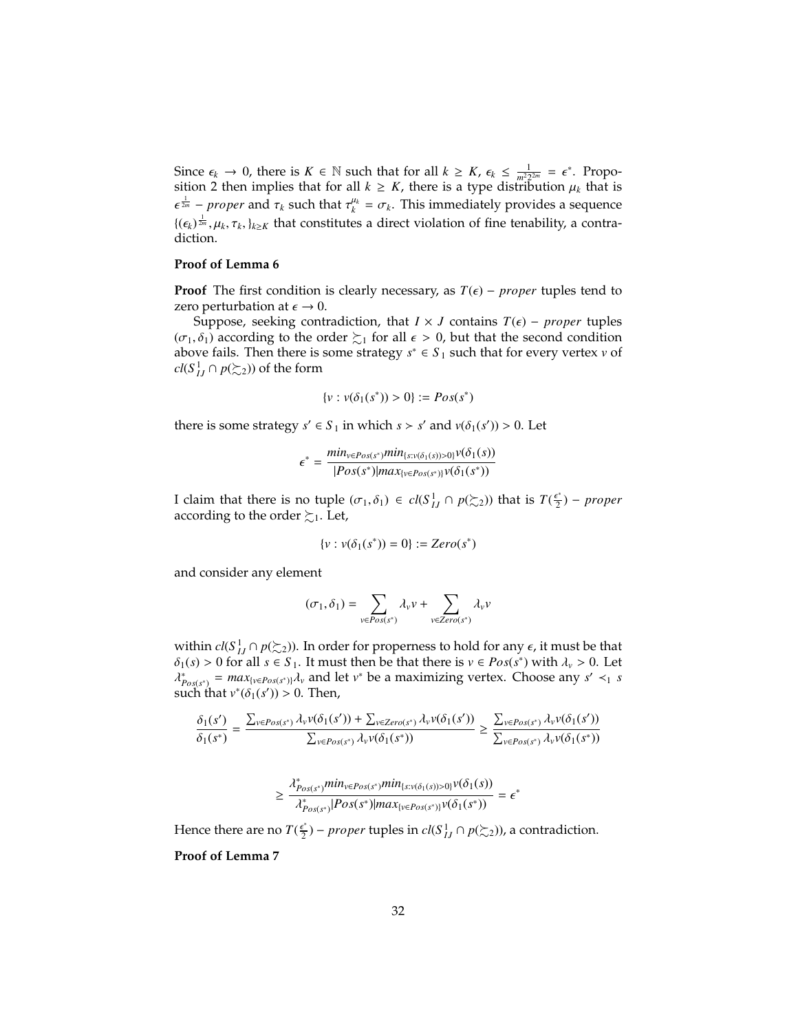Since $\epsilon_k \to 0$, there is $K \in \mathbb{N}$ such that for all $k \geq K$, $\epsilon_k \leq \frac{1}{m^2 2^{2m}} = \epsilon^*$. Proposition 2 then implies that for all $k \geq K$, there is a type distribution $\mu_k$ that is $\epsilon^{\frac{1}{2m}} - proper$ and $\tau_k$ such that $\tau_k^{\mu_k} = \sigma_k$. This immediately provides a sequence $\{(\epsilon_k)^{\frac{1}{2m}}, \mu_k, \tau_k, \}_{k \geq K}$ that constitutes a direct violation of fine tenability, a contradiction.

**Proof of Lemma 6**

**Proof** The first condition is clearly necessary, as $T(\epsilon) - proper$ tuples tend to zero perturbation at $\epsilon \to 0$.

Suppose, seeking contradiction, that $I \times J$ contains $T(\epsilon) - proper$ tuples $(\sigma_1, \delta_1)$ according to the order $\succsim_1$ for all $\epsilon > 0$, but that the second condition above fails. Then there is some strategy $s^* \in S_1$ such that for every vertex $v$ of $cl(S^1_{IJ} \cap p(\succsim_2))$ of the form

$$\{v : v(\delta_1(s^*)) > 0\} := Pos(s^*)$$

there is some strategy $s' \in S_1$ in which $s \succ s'$ and $v(\delta_1(s')) > 0$. Let

$$\epsilon^* = \frac{min_{v \in Pos(s^*)} min_{\{s : v(\delta_1(s)) > 0\}} v(\delta_1(s))}{|Pos(s^*)| max_{\{v \in Pos(s^*)\}} v(\delta_1(s^*))}$$

I claim that there is no tuple $(\sigma_1, \delta_1) \in cl(S^1_{IJ} \cap p(\succsim_2))$ that is $T(\frac{\epsilon^*}{2}) - proper$ according to the order $\succsim_1$. Let,

$$\{v : v(\delta_1(s^*)) = 0\} := Zero(s^*)$$

and consider any element

$$(\sigma_1, \delta_1) = \sum_{v \in Pos(s^*)} \lambda_v v + \sum_{v \in Zero(s^*)} \lambda_v v$$

within $cl(S^1_{IJ} \cap p(\succsim_2))$. In order for properness to hold for any $\epsilon$, it must be that $\delta_1(s) > 0$ for all $s \in S_1$. It must then be that there is $v \in Pos(s^*)$ with $\lambda_v > 0$. Let $\lambda^*_{Pos(s^*)} = max_{\{v \in Pos(s^*)\}} \lambda_v$ and let $v^*$ be a maximizing vertex. Choose any $s' \prec_1 s$ such that $v^*(\delta_1(s')) > 0$. Then,

$$\frac{\delta_1(s')}{\delta_1(s^*)} = \frac{\sum_{v \in Pos(s^*)} \lambda_v v(\delta_1(s')) + \sum_{v \in Zero(s^*)} \lambda_v v(\delta_1(s'))}{\sum_{v \in Pos(s^*)} \lambda_v v(\delta_1(s^*))} \geq \frac{\sum_{v \in Pos(s^*)} \lambda_v v(\delta_1(s'))}{\sum_{v \in Pos(s^*)} \lambda_v v(\delta_1(s^*))}$$

$$\geq \frac{\lambda^*_{Pos(s^*)} min_{v \in Pos(s^*)} min_{\{s : v(\delta_1(s)) > 0\}} v(\delta_1(s))}{\lambda^*_{Pos(s^*)} |Pos(s^*)| max_{\{v \in Pos(s^*)\}} v(\delta_1(s^*))} = \epsilon^*$$

Hence there are no $T(\frac{\epsilon^*}{2}) - proper$ tuples in $cl(S^1_{IJ} \cap p(\succsim_2))$, a contradiction.

**Proof of Lemma 7**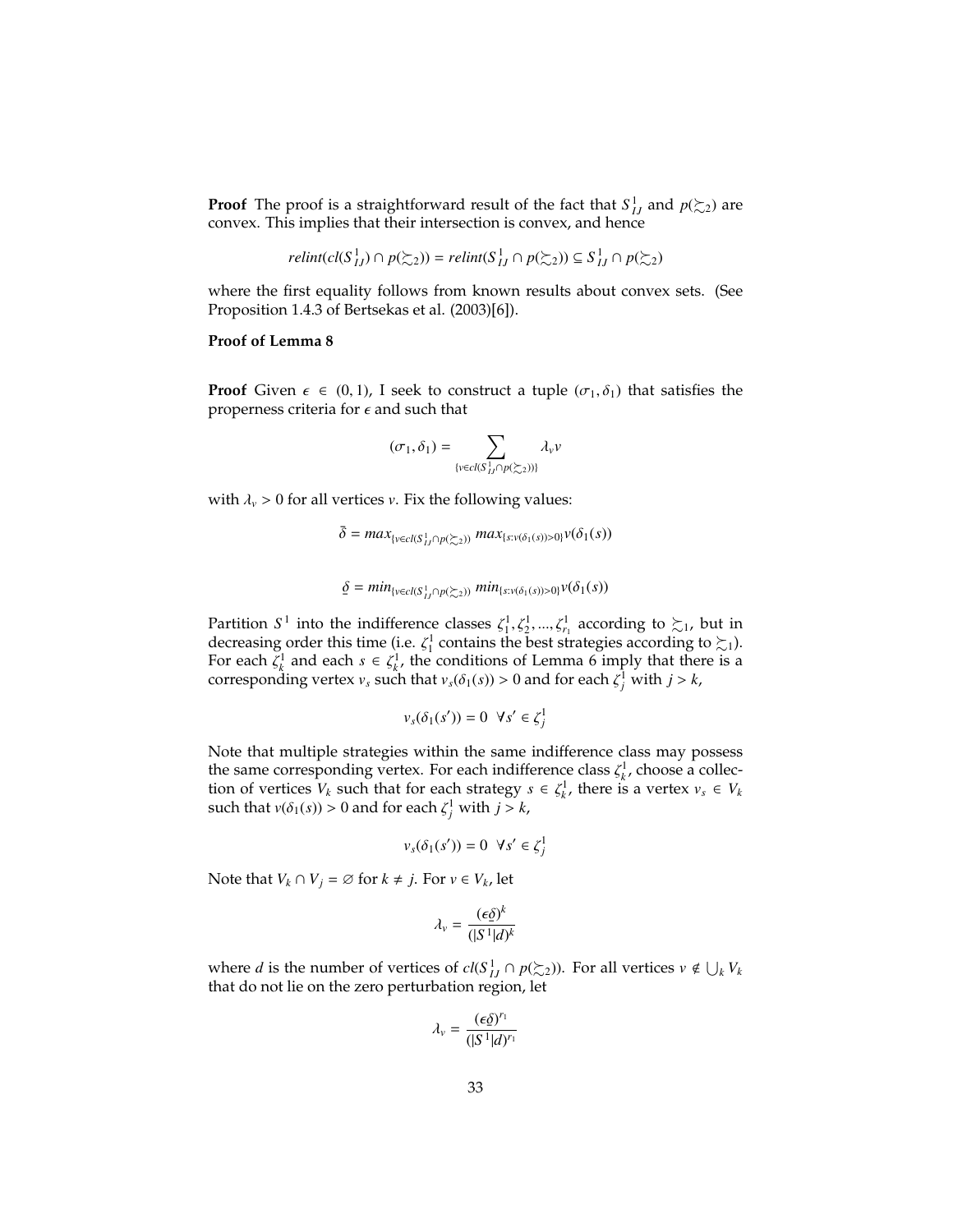**Proof** The proof is a straightforward result of the fact that $S^1_{IJ}$ and $p(\succsim_2)$ are convex. This implies that their intersection is convex, and hence

$$relint(cl(S^1_{IJ}) \cap p(\succsim_2)) = relint(S^1_{IJ} \cap p(\succsim_2)) \subseteq S^1_{IJ} \cap p(\succsim_2)$$

where the first equality follows from known results about convex sets. (See Proposition 1.4.3 of Bertsekas et al. (2003)[6]).

**Proof of Lemma 8**

**Proof** Given $\epsilon \in (0,1)$, I seek to construct a tuple $(\sigma_1, \delta_1)$ that satisfies the properness criteria for $\epsilon$ and such that

$$(\sigma_1, \delta_1) = \sum_{\{v \in cl(S^1_{IJ} \cap p(\succsim_2))\}} \lambda_v v$$

with $\lambda_v > 0$ for all vertices $v$. Fix the following values:

$$\bar{\delta} = max_{\{v \in cl(S^1_{IJ} \cap p(\succsim_2))} \, max_{\{s: v(\delta_1(s))>0\}} v(\delta_1(s))$$

$$\underline{\delta} = min_{\{v \in cl(S^1_{IJ} \cap p(\succsim_2))} \, min_{\{s: v(\delta_1(s))>0\}} v(\delta_1(s))$$

Partition $S^1$ into the indifference classes $\zeta^1_1, \zeta^1_2, ..., \zeta^1_{r_1}$ according to $\succsim_1$, but in decreasing order this time (i.e. $\zeta^1_1$ contains the best strategies according to $\succsim_1$). For each $\zeta^1_k$ and each $s \in \zeta^1_k$, the conditions of Lemma 6 imply that there is a corresponding vertex $v_s$ such that $v_s(\delta_1(s)) > 0$ and for each $\zeta^1_j$ with $j > k$,

$$v_s(\delta_1(s')) = 0 \;\; \forall s' \in \zeta^1_j$$

Note that multiple strategies within the same indifference class may possess the same corresponding vertex. For each indifference class $\zeta^1_k$, choose a collection of vertices $V_k$ such that for each strategy $s \in \zeta^1_k$, there is a vertex $v_s \in V_k$ such that $v(\delta_1(s)) > 0$ and for each $\zeta^1_j$ with $j > k$,

$$v_s(\delta_1(s')) = 0 \;\; \forall s' \in \zeta^1_j$$

Note that $V_k \cap V_j = \emptyset$ for $k \neq j$. For $v \in V_k$, let

$$\lambda_v = \frac{(\epsilon \underline{\delta})^k}{(|S^1|d)^k}$$

where $d$ is the number of vertices of $cl(S^1_{IJ} \cap p(\succsim_2))$. For all vertices $v \notin \bigcup_k V_k$ that do not lie on the zero perturbation region, let

$$\lambda_v = \frac{(\epsilon \underline{\delta})^{r_1}}{(|S^1|d)^{r_1}}$$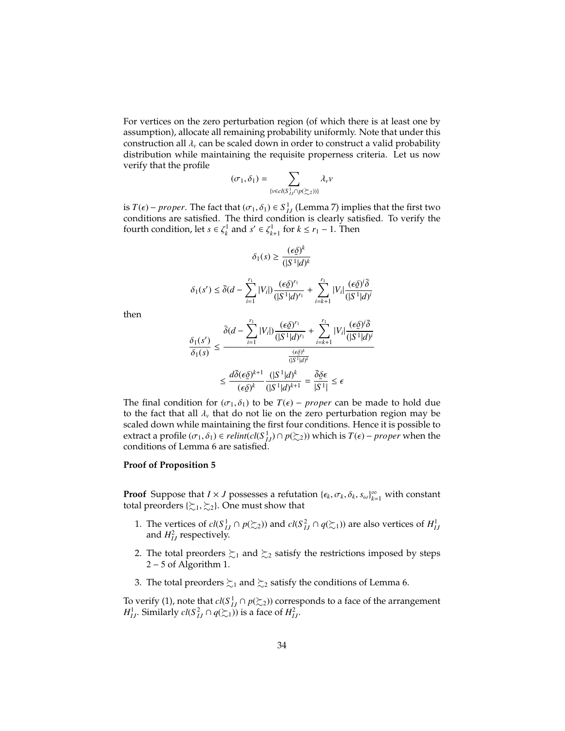For vertices on the zero perturbation region (of which there is at least one by assumption), allocate all remaining probability uniformly. Note that under this construction all $\lambda_v$ can be scaled down in order to construct a valid probability distribution while maintaining the requisite properness criteria. Let us now verify that the profile

$$(\sigma_1, \delta_1) = \sum_{\{v \in cl(S^1_{IJ} \cap p(\succsim_2))\}} \lambda_v v$$

is $T(\epsilon) - proper$. The fact that $(\sigma_1, \delta_1) \in S^1_{IJ}$ (Lemma 7) implies that the first two conditions are satisfied. The third condition is clearly satisfied. To verify the fourth condition, let $s \in \zeta^1_k$ and $s' \in \zeta^1_{k+1}$ for $k \leq r_1 - 1$. Then

$$\delta_1(s) \geq \frac{(\epsilon \underline{\delta})^k}{(|S^1|d)^k}$$

$$\delta_1(s') \leq \bar{\delta}(d - \sum_{i=1}^{r_1} |V_i|) \frac{(\epsilon \underline{\delta})^{r_1}}{(|S^1|d)^{r_1}} + \sum_{i=k+1}^{r_1} |V_i| \frac{(\epsilon \underline{\delta})^i \bar{\delta}}{(|S^1|d)^i}$$

then

$$\frac{\delta_1(s')}{\delta_1(s)} \leq \frac{\bar{\delta}(d - \sum_{i=1}^{r_1} |V_i|) \frac{(\epsilon \underline{\delta})^{r_1}}{(|S^1|d)^{r_1}} + \sum_{i=k+1}^{r_1} |V_i| \frac{(\epsilon \underline{\delta})^i \bar{\delta}}{(|S^1|d)^i}}{\frac{(\epsilon \underline{\delta})^k}{(|S^1|d)^k}}$$

$$\leq \frac{d\bar{\delta}(\epsilon \underline{\delta})^{k+1}}{(\epsilon \underline{\delta})^k} \frac{(|S^1|d)^k}{(|S^1|d)^{k+1}} = \frac{\bar{\delta}\underline{\delta}\epsilon}{|S^1|} \leq \epsilon$$

The final condition for $(\sigma_1, \delta_1)$ to be $T(\epsilon) - proper$ can be made to hold due to the fact that all $\lambda_v$ that do not lie on the zero perturbation region may be scaled down while maintaining the first four conditions. Hence it is possible to extract a profile $(\sigma_1, \delta_1) \in relint(cl(S^1_{IJ}) \cap p(\succsim_2))$ which is $T(\epsilon) - proper$ when the conditions of Lemma 6 are satisfied.

**Proof of Proposition 5**

**Proof** Suppose that $I \times J$ possesses a refutation $\{\epsilon_k, \sigma_k, \delta_k, s_\omega\}_{k=1}^{\infty}$ with constant total preorders $\{\succsim_1, \succsim_2\}$. One must show that

1. The vertices of $cl(S^1_{IJ} \cap p(\succsim_2))$ and $cl(S^2_{IJ} \cap q(\succsim_1))$ are also vertices of $H^1_{IJ}$ and $H^2_{IJ}$ respectively.
2. The total preorders $\succsim_1$ and $\succsim_2$ satisfy the restrictions imposed by steps 2 − 5 of Algorithm 1.
3. The total preorders $\succsim_1$ and $\succsim_2$ satisfy the conditions of Lemma 6.

To verify (1), note that $cl(S^1_{IJ} \cap p(\succsim_2))$ corresponds to a face of the arrangement $H^1_{IJ}$. Similarly $cl(S^2_{IJ} \cap q(\succsim_1))$ is a face of $H^2_{IJ}$.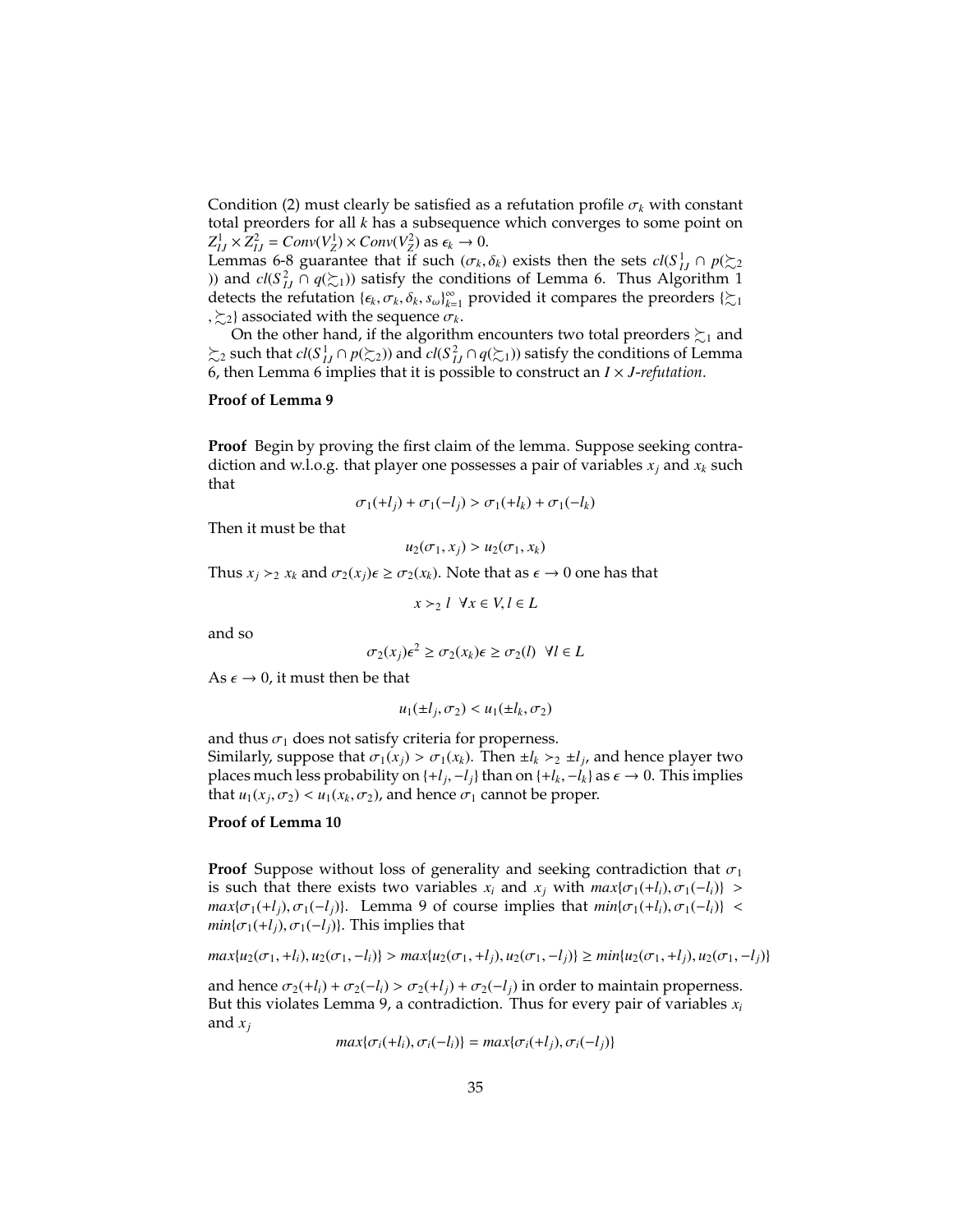Condition (2) must clearly be satisfied as a refutation profile $\sigma_k$ with constant total preorders for all $k$ has a subsequence which converges to some point on $Z^1_{IJ} \times Z^2_{IJ} = Conv(V^1_Z) \times Conv(V^2_Z)$ as $\epsilon_k \to 0$.

Lemmas 6-8 guarantee that if such $(\sigma_k, \delta_k)$ exists then the sets $cl(S^1_{IJ} \cap p(\succsim_2))$ and $cl(S^2_{IJ} \cap q(\succsim_1))$ satisfy the conditions of Lemma 6. Thus Algorithm 1 detects the refutation $\{\epsilon_k, \sigma_k, \delta_k, s_\omega\}_{k=1}^{\infty}$ provided it compares the preorders $\{\succsim_1, \succsim_2\}$ associated with the sequence $\sigma_k$.

On the other hand, if the algorithm encounters two total preorders $\succsim_1$ and $\succsim_2$ such that $cl(S^1_{IJ} \cap p(\succsim_2))$ and $cl(S^2_{IJ} \cap q(\succsim_1))$ satisfy the conditions of Lemma 6, then Lemma 6 implies that it is possible to construct an *$I \times J$-refutation*.

**Proof of Lemma 9**

**Proof** Begin by proving the first claim of the lemma. Suppose seeking contradiction and w.l.o.g. that player one possesses a pair of variables $x_j$ and $x_k$ such that

$$\sigma_1(+l_j) + \sigma_1(-l_j) > \sigma_1(+l_k) + \sigma_1(-l_k)$$

Then it must be that

$$u_2(\sigma_1, x_j) > u_2(\sigma_1, x_k)$$

Thus $x_j \succ_2 x_k$ and $\sigma_2(x_j)\epsilon \geq \sigma_2(x_k)$. Note that as $\epsilon \to 0$ one has that

$$x \succ_2 l \ \ \forall x \in V, l \in L$$

and so

$$\sigma_2(x_j)\epsilon^2 \geq \sigma_2(x_k)\epsilon \geq \sigma_2(l) \ \ \forall l \in L$$

As $\epsilon \to 0$, it must then be that

$$u_1(\pm l_j, \sigma_2) < u_1(\pm l_k, \sigma_2)$$

and thus $\sigma_1$ does not satisfy criteria for properness.

Similarly, suppose that $\sigma_1(x_j) > \sigma_1(x_k)$. Then $\pm l_k \succ_2 \pm l_j$, and hence player two places much less probability on $\{+l_j, -l_j\}$ than on $\{+l_k, -l_k\}$ as $\epsilon \to 0$. This implies that $u_1(x_j, \sigma_2) < u_1(x_k, \sigma_2)$, and hence $\sigma_1$ cannot be proper.

**Proof of Lemma 10**

**Proof** Suppose without loss of generality and seeking contradiction that $\sigma_1$ is such that there exists two variables $x_i$ and $x_j$ with $max\{\sigma_1(+l_i), \sigma_1(-l_i)\} > max\{\sigma_1(+l_j), \sigma_1(-l_j)\}$. Lemma 9 of course implies that $min\{\sigma_1(+l_i), \sigma_1(-l_i)\} < min\{\sigma_1(+l_j), \sigma_1(-l_j)\}$. This implies that

$$max\{u_2(\sigma_1, +l_i), u_2(\sigma_1, -l_i)\} > max\{u_2(\sigma_1, +l_j), u_2(\sigma_1, -l_j)\} \geq min\{u_2(\sigma_1, +l_j), u_2(\sigma_1, -l_j)\}$$

and hence $\sigma_2(+l_i) + \sigma_2(-l_i) > \sigma_2(+l_j) + \sigma_2(-l_j)$ in order to maintain properness. But this violates Lemma 9, a contradiction. Thus for every pair of variables $x_i$ and $x_j$

$$max\{\sigma_i(+l_i), \sigma_i(-l_i)\} = max\{\sigma_i(+l_j), \sigma_i(-l_j)\}$$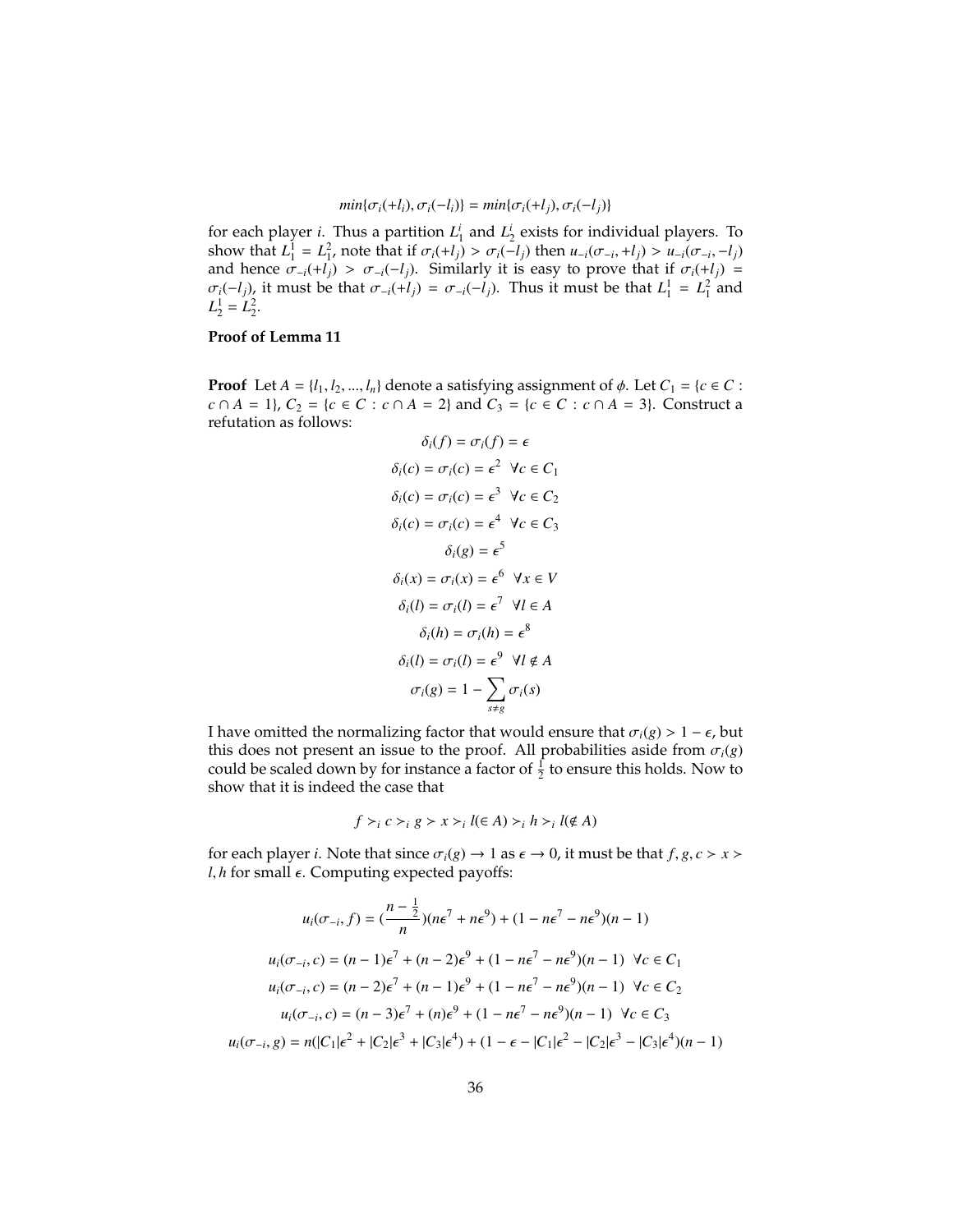$$min\{\sigma_i(+l_i), \sigma_i(-l_i)\} = min\{\sigma_i(+l_j), \sigma_i(-l_j)\}$$

for each player $i$. Thus a partition $L_1^i$ and $L_2^i$ exists for individual players. To show that $L_1^1 = L_1^2$, note that if $\sigma_i(+l_j) > \sigma_i(-l_j)$ then $u_{-i}(\sigma_{-i}, +l_j) > u_{-i}(\sigma_{-i}, -l_j)$ and hence $\sigma_{-i}(+l_j) > \sigma_{-i}(-l_j)$. Similarly it is easy to prove that if $\sigma_i(+l_j) = \sigma_i(-l_j)$, it must be that $\sigma_{-i}(+l_j) = \sigma_{-i}(-l_j)$. Thus it must be that $L_1^1 = L_1^2$ and $L_2^1 = L_2^2$.

**Proof of Lemma 11**

**Proof** Let $A = \{l_1, l_2, ..., l_n\}$ denote a satisfying assignment of $\phi$. Let $C_1 = \{c \in C : c \cap A = 1\}$, $C_2 = \{c \in C : c \cap A = 2\}$ and $C_3 = \{c \in C : c \cap A = 3\}$. Construct a refutation as follows:

$$\delta_i(f) = \sigma_i(f) = \epsilon$$

$$\delta_i(c) = \sigma_i(c) = \epsilon^2 \ \ \forall c \in C_1$$

$$\delta_i(c) = \sigma_i(c) = \epsilon^3 \ \ \forall c \in C_2$$

$$\delta_i(c) = \sigma_i(c) = \epsilon^4 \ \ \forall c \in C_3$$

$$\delta_i(g) = \epsilon^5$$

$$\delta_i(x) = \sigma_i(x) = \epsilon^6 \ \ \forall x \in V$$

$$\delta_i(l) = \sigma_i(l) = \epsilon^7 \ \ \forall l \in A$$

$$\delta_i(h) = \sigma_i(h) = \epsilon^8$$

$$\delta_i(l) = \sigma_i(l) = \epsilon^9 \ \ \forall l \notin A$$

$$\sigma_i(g) = 1 - \sum_{s \neq g} \sigma_i(s)$$

I have omitted the normalizing factor that would ensure that $\sigma_i(g) > 1 - \epsilon$, but this does not present an issue to the proof. All probabilities aside from $\sigma_i(g)$ could be scaled down by for instance a factor of $\frac{1}{2}$ to ensure this holds. Now to show that it is indeed the case that

$$f \succ_i c \succ_i g \succ x \succ_i l(\in A) \succ_i h \succ_i l(\notin A)$$

for each player $i$. Note that since $\sigma_i(g) \to 1$ as $\epsilon \to 0$, it must be that $f, g, c \succ x \succ l, h$ for small $\epsilon$. Computing expected payoffs:

$$u_i(\sigma_{-i}, f) = (\frac{n - \frac{1}{2}}{n})(n\epsilon^7 + n\epsilon^9) + (1 - n\epsilon^7 - n\epsilon^9)(n-1)$$

$$u_i(\sigma_{-i}, c) = (n-1)\epsilon^7 + (n-2)\epsilon^9 + (1 - n\epsilon^7 - n\epsilon^9)(n-1) \ \ \forall c \in C_1$$

$$u_i(\sigma_{-i}, c) = (n-2)\epsilon^7 + (n-1)\epsilon^9 + (1 - n\epsilon^7 - n\epsilon^9)(n-1) \ \ \forall c \in C_2$$

$$u_i(\sigma_{-i}, c) = (n-3)\epsilon^7 + (n)\epsilon^9 + (1 - n\epsilon^7 - n\epsilon^9)(n-1) \ \ \forall c \in C_3$$

$$u_i(\sigma_{-i}, g) = n(|C_1|\epsilon^2 + |C_2|\epsilon^3 + |C_3|\epsilon^4) + (1 - \epsilon - |C_1|\epsilon^2 - |C_2|\epsilon^3 - |C_3|\epsilon^4)(n-1)$$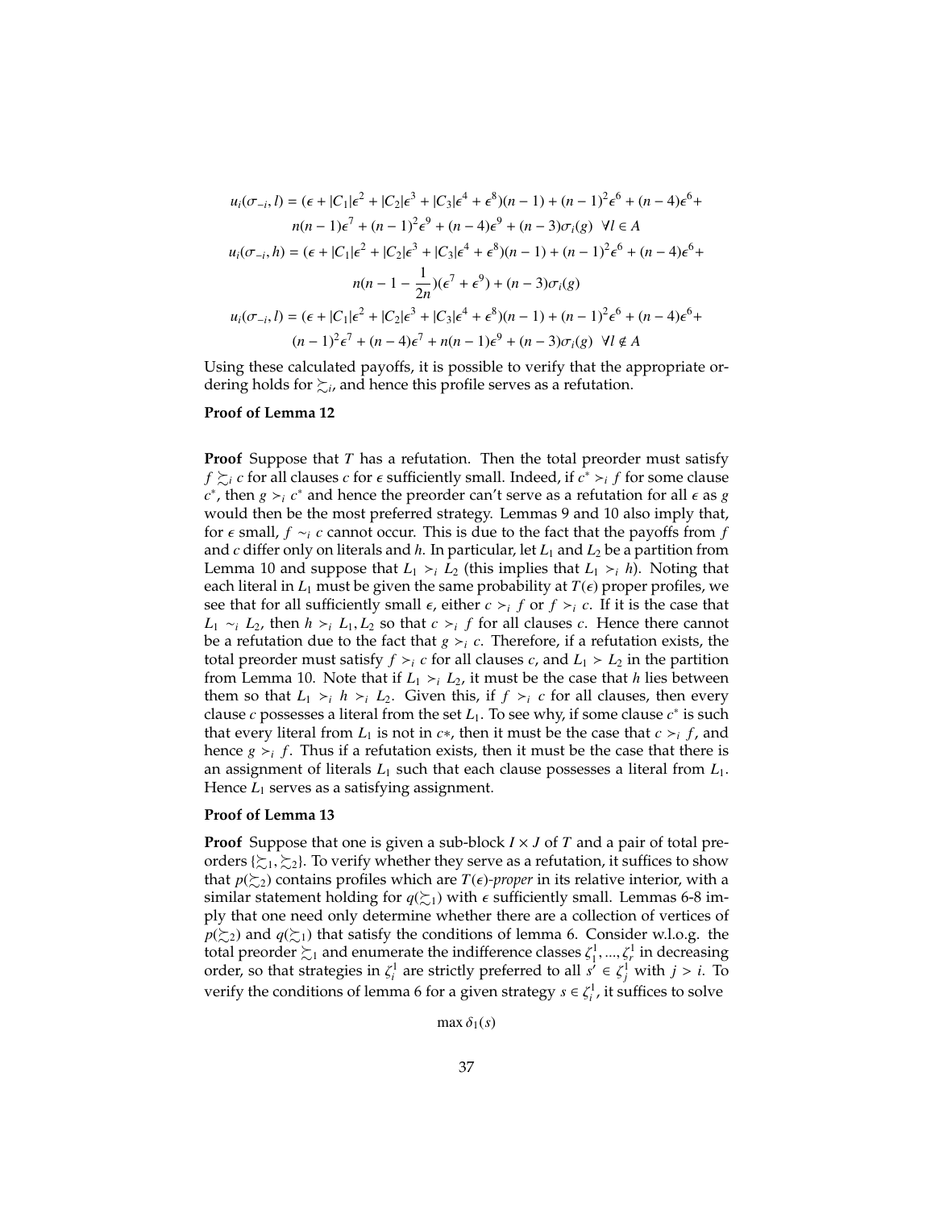$$u_i(\sigma_{-i}, l) = (\epsilon + |C_1|\epsilon^2 + |C_2|\epsilon^3 + |C_3|\epsilon^4 + \epsilon^8)(n-1) + (n-1)^2\epsilon^6 + (n-4)\epsilon^6 +$$
$$n(n-1)\epsilon^7 + (n-1)^2\epsilon^9 + (n-4)\epsilon^9 + (n-3)\sigma_i(g) \;\; \forall l \in A$$
$$u_i(\sigma_{-i}, h) = (\epsilon + |C_1|\epsilon^2 + |C_2|\epsilon^3 + |C_3|\epsilon^4 + \epsilon^8)(n-1) + (n-1)^2\epsilon^6 + (n-4)\epsilon^6 +$$
$$n(n - 1 - \frac{1}{2n})(\epsilon^7 + \epsilon^9) + (n-3)\sigma_i(g)$$
$$u_i(\sigma_{-i}, l) = (\epsilon + |C_1|\epsilon^2 + |C_2|\epsilon^3 + |C_3|\epsilon^4 + \epsilon^8)(n-1) + (n-1)^2\epsilon^6 + (n-4)\epsilon^6 +$$
$$(n-1)^2\epsilon^7 + (n-4)\epsilon^7 + n(n-1)\epsilon^9 + (n-3)\sigma_i(g) \;\; \forall l \notin A$$

Using these calculated payoffs, it is possible to verify that the appropriate ordering holds for $\succsim_i$, and hence this profile serves as a refutation.

**Proof of Lemma 12**

**Proof** Suppose that $T$ has a refutation. Then the total preorder must satisfy $f \succsim_i c$ for all clauses $c$ for $\epsilon$ sufficiently small. Indeed, if $c^* \succ_i f$ for some clause $c^*$, then $g \succ_i c^*$ and hence the preorder can't serve as a refutation for all $\epsilon$ as $g$ would then be the most preferred strategy. Lemmas 9 and 10 also imply that, for $\epsilon$ small, $f \sim_i c$ cannot occur. This is due to the fact that the payoffs from $f$ and $c$ differ only on literals and $h$. In particular, let $L_1$ and $L_2$ be a partition from Lemma 10 and suppose that $L_1 \succ_i L_2$ (this implies that $L_1 \succ_i h$). Noting that each literal in $L_1$ must be given the same probability at $T(\epsilon)$ proper profiles, we see that for all sufficiently small $\epsilon$, either $c \succ_i f$ or $f \succ_i c$. If it is the case that $L_1 \sim_i L_2$, then $h \succ_i L_1, L_2$ so that $c \succ_i f$ for all clauses $c$. Hence there cannot be a refutation due to the fact that $g \succ_i c$. Therefore, if a refutation exists, the total preorder must satisfy $f \succ_i c$ for all clauses $c$, and $L_1 \succ L_2$ in the partition from Lemma 10. Note that if $L_1 \succ_i L_2$, it must be the case that $h$ lies between them so that $L_1 \succ_i h \succ_i L_2$. Given this, if $f \succ_i c$ for all clauses, then every clause $c$ possesses a literal from the set $L_1$. To see why, if some clause $c^*$ is such that every literal from $L_1$ is not in $c*$, then it must be the case that $c \succ_i f$, and hence $g \succ_i f$. Thus if a refutation exists, then it must be the case that there is an assignment of literals $L_1$ such that each clause possesses a literal from $L_1$. Hence $L_1$ serves as a satisfying assignment.

**Proof of Lemma 13**

**Proof** Suppose that one is given a sub-block $I \times J$ of $T$ and a pair of total preorders $\{\succsim_1, \succsim_2\}$. To verify whether they serve as a refutation, it suffices to show that $p(\succsim_2)$ contains profiles which are $T(\epsilon)$*-proper* in its relative interior, with a similar statement holding for $q(\succsim_1)$ with $\epsilon$ sufficiently small. Lemmas 6-8 imply that one need only determine whether there are a collection of vertices of $p(\succsim_2)$ and $q(\succsim_1)$ that satisfy the conditions of lemma 6. Consider w.l.o.g. the total preorder $\succsim_1$ and enumerate the indifference classes $\zeta_1^1, ..., \zeta_r^1$ in decreasing order, so that strategies in $\zeta_i^1$ are strictly preferred to all $s' \in \zeta_j^1$ with $j > i$. To verify the conditions of lemma 6 for a given strategy $s \in \zeta_i^1$, it suffices to solve

$$\max \delta_1(s)$$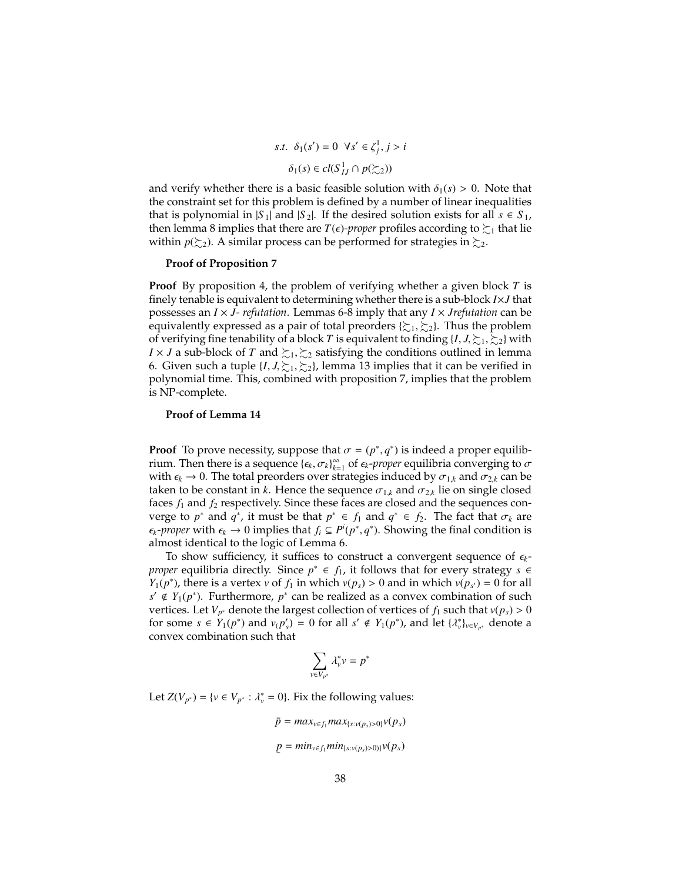$$s.t.\ \ \delta_1(s') = 0 \ \ \forall s' \in \zeta^1_j, j > i$$

$$\delta_1(s) \in cl(S^1_{IJ} \cap p(\succsim_2))$$

and verify whether there is a basic feasible solution with $\delta_1(s) > 0$. Note that the constraint set for this problem is defined by a number of linear inequalities that is polynomial in $|S_1|$ and $|S_2|$. If the desired solution exists for all $s \in S_1$, then lemma 8 implies that there are $T(\epsilon)$-*proper* profiles according to $\succsim_1$ that lie within $p(\succsim_2)$. A similar process can be performed for strategies in $\succsim_2$.

**Proof of Proposition 7**

**Proof** By proposition 4, the problem of verifying whether a given block $T$ is finely tenable is equivalent to determining whether there is a sub-block $I \times J$ that possesses an $I \times J$- *refutation*. Lemmas 6-8 imply that any $I \times J$*refutation* can be equivalently expressed as a pair of total preorders $\{\succsim_1, \succsim_2\}$. Thus the problem of verifying fine tenability of a block $T$ is equivalent to finding $\{I, J, \succsim_1, \succsim_2\}$ with $I \times J$ a sub-block of $T$ and $\succsim_1, \succsim_2$ satisfying the conditions outlined in lemma 6. Given such a tuple $\{I, J, \succsim_1, \succsim_2\}$, lemma 13 implies that it can be verified in polynomial time. This, combined with proposition 7, implies that the problem is NP-complete.

**Proof of Lemma 14**

**Proof** To prove necessity, suppose that $\sigma = (p^*, q^*)$ is indeed a proper equilibrium. Then there is a sequence $\{\epsilon_k, \sigma_k\}_{k=1}^{\infty}$ of $\epsilon_k$-*proper* equilibria converging to $\sigma$ with $\epsilon_k \to 0$. The total preorders over strategies induced by $\sigma_{1,k}$ and $\sigma_{2,k}$ can be taken to be constant in $k$. Hence the sequence $\sigma_{1,k}$ and $\sigma_{2,k}$ lie on single closed faces $f_1$ and $f_2$ respectively. Since these faces are closed and the sequences converge to $p^*$ and $q^*$, it must be that $p^* \in f_1$ and $q^* \in f_2$. The fact that $\sigma_k$ are $\epsilon_k$-*proper* with $\epsilon_k \to 0$ implies that $f_i \subseteq P^i(p^*, q^*)$. Showing the final condition is almost identical to the logic of Lemma 6.

To show sufficiency, it suffices to construct a convergent sequence of $\epsilon_k$-*proper* equilibria directly. Since $p^* \in f_1$, it follows that for every strategy $s \in Y_1(p^*)$, there is a vertex $v$ of $f_1$ in which $v(p_s) > 0$ and in which $v(p_{s'}) = 0$ for all $s' \notin Y_1(p^*)$. Furthermore, $p^*$ can be realized as a convex combination of such vertices. Let $V_{p^*}$ denote the largest collection of vertices of $f_1$ such that $v(p_s) > 0$ for some $s \in Y_1(p^*)$ and $v_(p'_s) = 0$ for all $s' \notin Y_1(p^*)$, and let $\{\lambda^*_v\}_{v \in V_{p^*}}$ denote a convex combination such that

$$\sum_{v \in V_{p^*}} \lambda^*_v v = p^*$$

Let $Z(V_{p^*}) = \{v \in V_{p^*} : \lambda^*_v = 0\}$. Fix the following values:

$$\bar{p} = max_{v \in f_1} max_{\{s: v(p_s) > 0\}} v(p_s)$$

$$\underline{p} = min_{v \in f_1} min_{\{s: v(p_s) > 0)\}} v(p_s)$$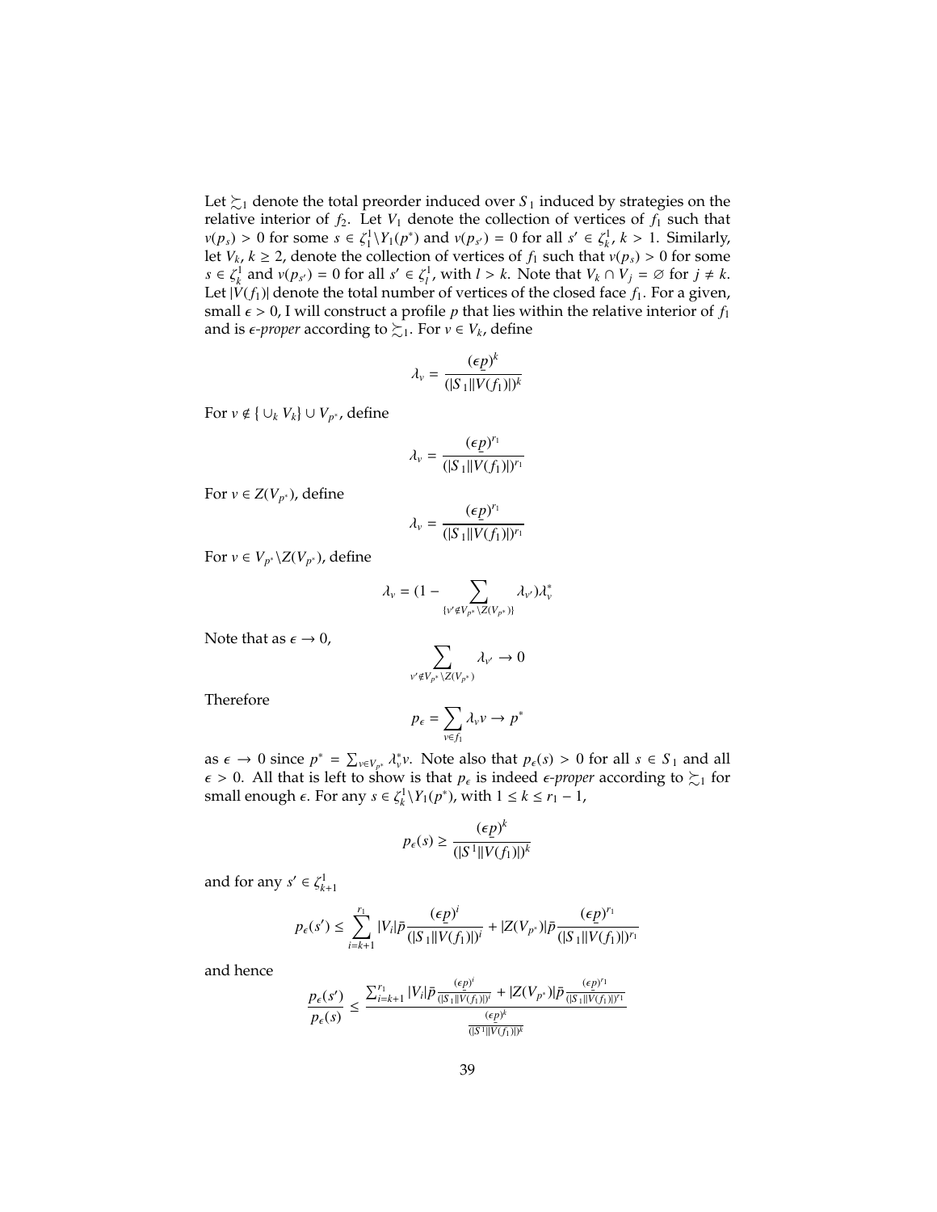Let $\succsim_1$ denote the total preorder induced over $S_1$ induced by strategies on the relative interior of $f_2$. Let $V_1$ denote the collection of vertices of $f_1$ such that $v(p_s) > 0$ for some $s \in \zeta_1^1 \backslash Y_1(p^*)$ and $v(p_{s'}) = 0$ for all $s' \in \zeta_k^1$, $k > 1$. Similarly, let $V_k$, $k \geq 2$, denote the collection of vertices of $f_1$ such that $v(p_s) > 0$ for some $s \in \zeta_k^1$ and $v(p_{s'}) = 0$ for all $s' \in \zeta_l^1$, with $l > k$. Note that $V_k \cap V_j = \varnothing$ for $j \neq k$. Let $|V(f_1)|$ denote the total number of vertices of the closed face $f_1$. For a given, small $\epsilon > 0$, I will construct a profile $p$ that lies within the relative interior of $f_1$ and is *$\epsilon$-proper* according to $\succsim_1$. For $v \in V_k$, define

$$\lambda_v = \frac{(\epsilon \underline{p})^k}{(|S_1||V(f_1)|)^k}$$

For $v \notin \{\cup_k V_k\} \cup V_{p^*}$, define

$$\lambda_v = \frac{(\epsilon \underline{p})^{r_1}}{(|S_1||V(f_1)|)^{r_1}}$$

For $v \in Z(V_{p^*})$, define

$$\lambda_v = \frac{(\epsilon \underline{p})^{r_1}}{(|S_1||V(f_1)|)^{r_1}}$$

For $v \in V_{p^*} \backslash Z(V_{p^*})$, define

$$\lambda_v = (1 - \sum_{\{v' \notin V_{p^*} \backslash Z(V_{p^*})\}} \lambda_{v'})\lambda_v^*$$

Note that as $\epsilon \to 0$,

$$\sum_{v' \notin V_{p^*} \backslash Z(V_{p^*})} \lambda_{v'} \to 0$$

Therefore

$$p_\epsilon = \sum_{v \in f_1} \lambda_v v \to p^*$$

as $\epsilon \to 0$ since $p^* = \sum_{v \in V_{p^*}} \lambda_v^* v$. Note also that $p_\epsilon(s) > 0$ for all $s \in S_1$ and all $\epsilon > 0$. All that is left to show is that $p_\epsilon$ is indeed *$\epsilon$-proper* according to $\succsim_1$ for small enough $\epsilon$. For any $s \in \zeta_k^1 \backslash Y_1(p^*)$, with $1 \leq k \leq r_1 - 1$,

$$p_\epsilon(s) \geq \frac{(\epsilon \underline{p})^k}{(|S^1||V(f_1)|)^k}$$

and for any $s' \in \zeta_{k+1}^1$

$$p_\epsilon(s') \leq \sum_{i=k+1}^{r_1} |V_i| \bar{p} \frac{(\epsilon \underline{p})^i}{(|S_1||V(f_1)|)^i} + |Z(V_{p^*})| \bar{p} \frac{(\epsilon \underline{p})^{r_1}}{(|S_1||V(f_1)|)^{r_1}}$$

and hence

$$\frac{p_\epsilon(s')}{p_\epsilon(s)} \leq \frac{\sum_{i=k+1}^{r_1} |V_i| \bar{p} \frac{(\epsilon \underline{p})^i}{(|S_1||V(f_1)|)^i} + |Z(V_{p^*})| \bar{p} \frac{(\epsilon \underline{p})^{r_1}}{(|S_1||V(f_1)|)^{r_1}}}{\frac{(\epsilon \underline{p})^k}{(|S^1||V(f_1)|)^k}}$$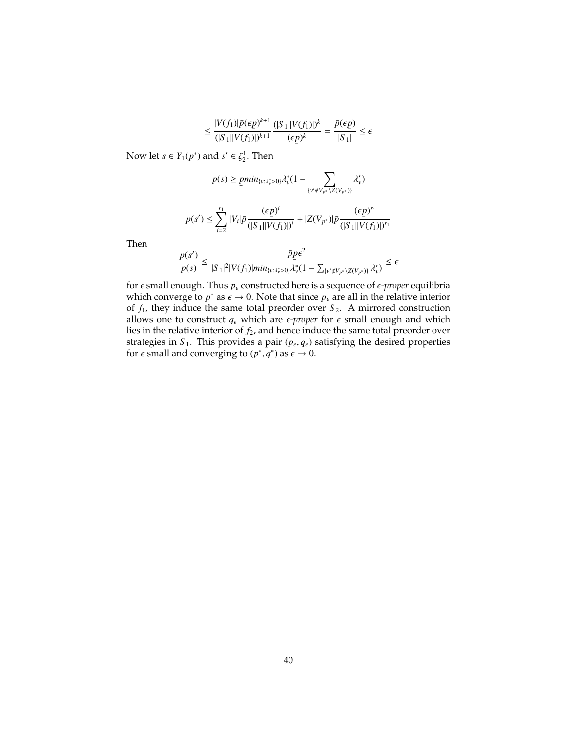$$\leq \frac{|V(f_1)|\bar{p}(\epsilon \underline{p})^{k+1}}{(|S_1||V(f_1)|)^{k+1}} \frac{(|S_1||V(f_1)|)^k}{(\epsilon \underline{p})^k} = \frac{\bar{p}(\epsilon \underline{p})}{|S_1|} \leq \epsilon$$

Now let $s \in Y_1(p^*)$ and $s' \in \zeta_2^1$. Then

$$p(s) \geq \underline{p} min_{\{v:\lambda_v^*>0\}} \lambda_v^* (1 - \sum_{\{v' \notin V_{p^*} \setminus Z(V_{p^*})\}} \lambda'_v)$$

$$p(s') \leq \sum_{i=2}^{r_1} |V_i| \bar{p} \frac{(\epsilon \underline{p})^i}{(|S_1||V(f_1)|)^i} + |Z(V_{p^*})| \bar{p} \frac{(\epsilon \underline{p})^{r_1}}{(|S_1||V(f_1)|)^{r_1}}$$

Then

$$\frac{p(s')}{p(s)} \leq \frac{\bar{p}\underline{p}\epsilon^2}{|S_1|^2 |V(f_1)| min_{\{v:\lambda_v^*>0\}} \lambda_v^* (1 - \sum_{\{v' \notin V_{p^*} \setminus Z(V_{p^*})\}} \lambda'_v)} \leq \epsilon$$

for $\epsilon$ small enough. Thus $p_\epsilon$ constructed here is a sequence of *$\epsilon$-proper* equilibria which converge to $p^*$ as $\epsilon \to 0$. Note that since $p_\epsilon$ are all in the relative interior of $f_1$, they induce the same total preorder over $S_2$. A mirrored construction allows one to construct $q_\epsilon$ which are *$\epsilon$-proper* for $\epsilon$ small enough and which lies in the relative interior of $f_2$, and hence induce the same total preorder over strategies in $S_1$. This provides a pair $(p_\epsilon, q_\epsilon)$ satisfying the desired properties for $\epsilon$ small and converging to $(p^*, q^*)$ as $\epsilon \to 0$.